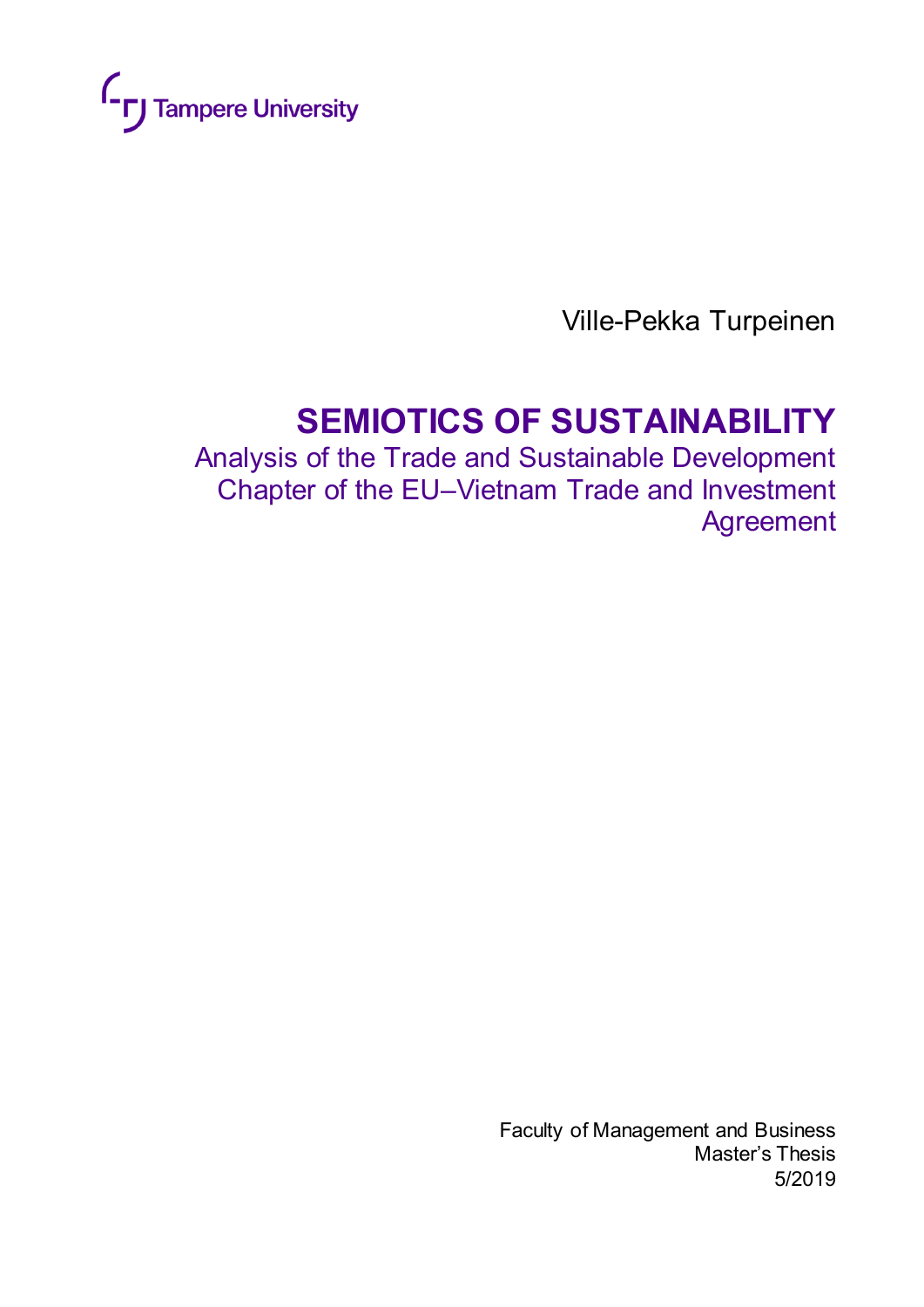Tampere University

Ville-Pekka Turpeinen

# SEMIOTICS OF SUSTAINABILITY

## Analysis of the Trade and Sustainable Development Chapter of the EU–Vietnam Trade and Investment Agreement

Faculty of Management and Business
Master's Thesis
5/2019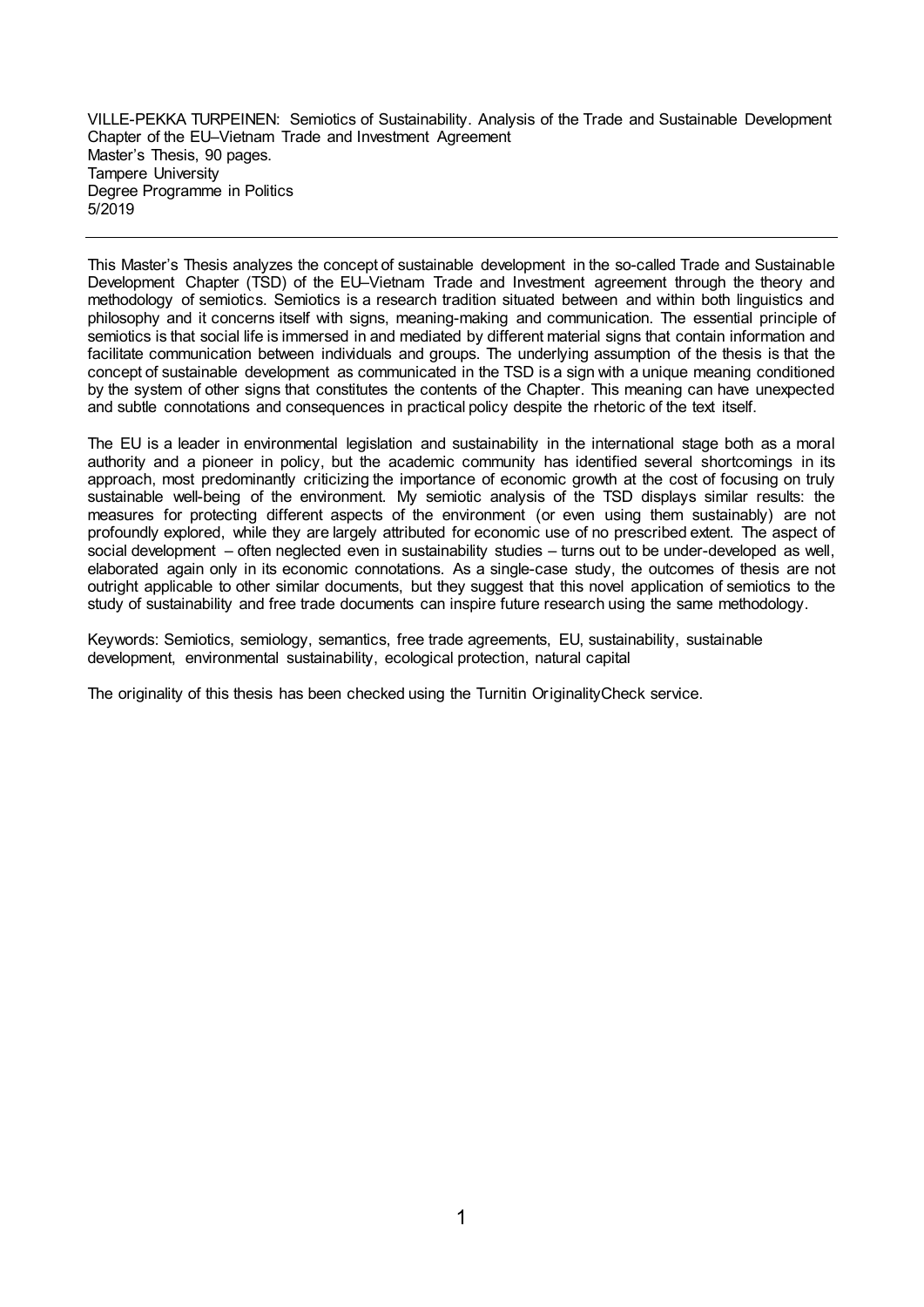VILLE-PEKKA TURPEINEN: Semiotics of Sustainability. Analysis of the Trade and Sustainable Development Chapter of the EU–Vietnam Trade and Investment Agreement
Master's Thesis, 90 pages.
Tampere University
Degree Programme in Politics
5/2019

---

This Master's Thesis analyzes the concept of sustainable development in the so-called Trade and Sustainable Development Chapter (TSD) of the EU–Vietnam Trade and Investment agreement through the theory and methodology of semiotics. Semiotics is a research tradition situated between and within both linguistics and philosophy and it concerns itself with signs, meaning-making and communication. The essential principle of semiotics is that social life is immersed in and mediated by different material signs that contain information and facilitate communication between individuals and groups. The underlying assumption of the thesis is that the concept of sustainable development as communicated in the TSD is a sign with a unique meaning conditioned by the system of other signs that constitutes the contents of the Chapter. This meaning can have unexpected and subtle connotations and consequences in practical policy despite the rhetoric of the text itself.

The EU is a leader in environmental legislation and sustainability in the international stage both as a moral authority and a pioneer in policy, but the academic community has identified several shortcomings in its approach, most predominantly criticizing the importance of economic growth at the cost of focusing on truly sustainable well-being of the environment. My semiotic analysis of the TSD displays similar results: the measures for protecting different aspects of the environment (or even using them sustainably) are not profoundly explored, while they are largely attributed for economic use of no prescribed extent. The aspect of social development – often neglected even in sustainability studies – turns out to be under-developed as well, elaborated again only in its economic connotations. As a single-case study, the outcomes of thesis are not outright applicable to other similar documents, but they suggest that this novel application of semiotics to the study of sustainability and free trade documents can inspire future research using the same methodology.

Keywords: Semiotics, semiology, semantics, free trade agreements, EU, sustainability, sustainable development, environmental sustainability, ecological protection, natural capital

The originality of this thesis has been checked using the Turnitin OriginalityCheck service.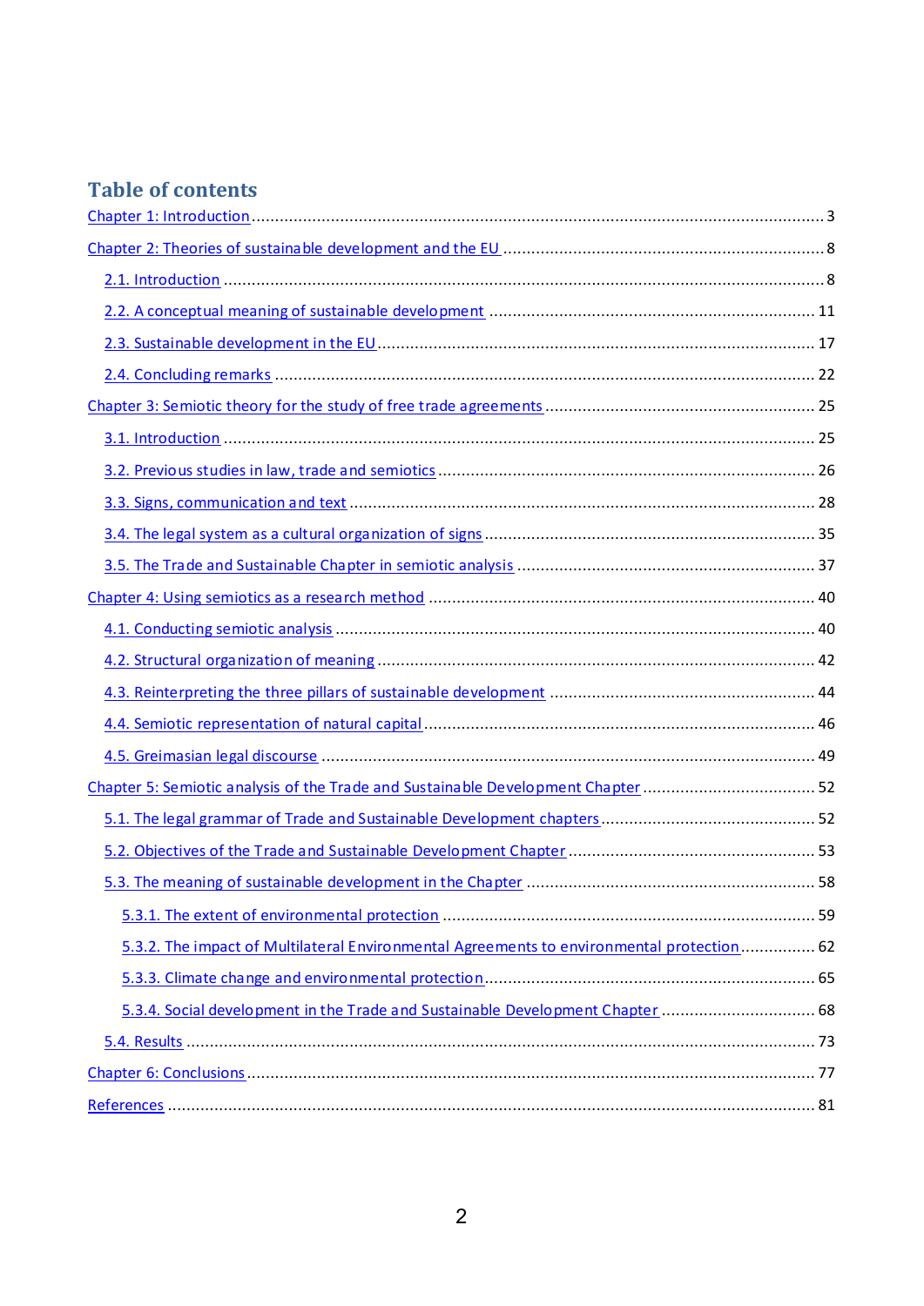# Table of contents

Chapter 1: Introduction ........................................................................................................ 3

Chapter 2: Theories of sustainable development and the EU ..................................................... 8

- 2.1. Introduction ........................................................................................................ 8
- 2.2. A conceptual meaning of sustainable development ....................................................... 11
- 2.3. Sustainable development in the EU ........................................................................... 17
- 2.4. Concluding remarks ............................................................................................... 22

Chapter 3: Semiotic theory for the study of free trade agreements ............................................ 25

- 3.1. Introduction ........................................................................................................ 25
- 3.2. Previous studies in law, trade and semiotics ................................................................ 26
- 3.3. Signs, communication and text ................................................................................. 28
- 3.4. The legal system as a cultural organization of signs ...................................................... 35
- 3.5. The Trade and Sustainable Chapter in semiotic analysis ................................................. 37

Chapter 4: Using semiotics as a research method .................................................................... 40

- 4.1. Conducting semiotic analysis ................................................................................... 40
- 4.2. Structural organization of meaning ........................................................................... 42
- 4.3. Reinterpreting the three pillars of sustainable development ............................................ 44
- 4.4. Semiotic representation of natural capital ................................................................... 46
- 4.5. Greimasian legal discourse ...................................................................................... 49

Chapter 5: Semiotic analysis of the Trade and Sustainable Development Chapter ......................... 52

- 5.1. The legal grammar of Trade and Sustainable Development chapters ................................. 52
- 5.2. Objectives of the Trade and Sustainable Development Chapter ........................................ 53
- 5.3. The meaning of sustainable development in the Chapter ................................................ 58
  - 5.3.1. The extent of environmental protection ................................................................ 59
  - 5.3.2. The impact of Multilateral Environmental Agreements to environmental protection ......... 62
  - 5.3.3. Climate change and environmental protection ........................................................ 65
  - 5.3.4. Social development in the Trade and Sustainable Development Chapter ....................... 68
- 5.4. Results ............................................................................................................... 73

Chapter 6: Conclusions ........................................................................................................ 77

References ........................................................................................................................ 81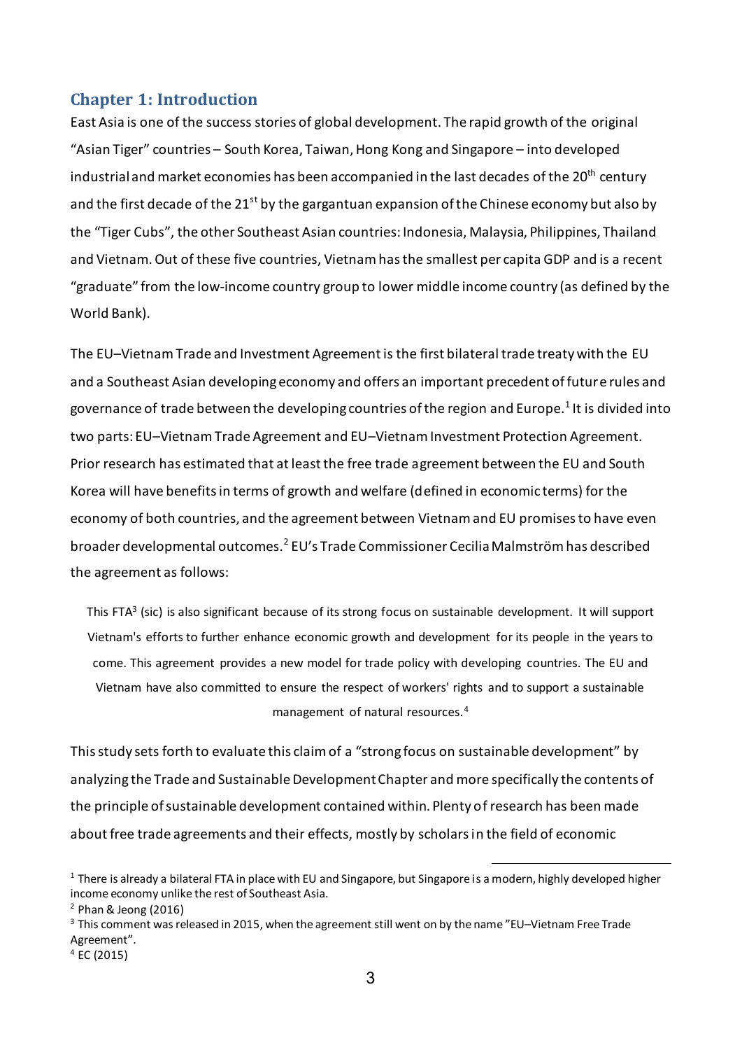## Chapter 1: Introduction

East Asia is one of the success stories of global development. The rapid growth of the original "Asian Tiger" countries – South Korea, Taiwan, Hong Kong and Singapore – into developed industrial and market economies has been accompanied in the last decades of the 20th century and the first decade of the 21st by the gargantuan expansion of the Chinese economy but also by the "Tiger Cubs", the other Southeast Asian countries: Indonesia, Malaysia, Philippines, Thailand and Vietnam. Out of these five countries, Vietnam has the smallest per capita GDP and is a recent "graduate" from the low-income country group to lower middle income country (as defined by the World Bank).

The EU–Vietnam Trade and Investment Agreement is the first bilateral trade treaty with the EU and a Southeast Asian developing economy and offers an important precedent of future rules and governance of trade between the developing countries of the region and Europe.[1] It is divided into two parts: EU–Vietnam Trade Agreement and EU–Vietnam Investment Protection Agreement. Prior research has estimated that at least the free trade agreement between the EU and South Korea will have benefits in terms of growth and welfare (defined in economic terms) for the economy of both countries, and the agreement between Vietnam and EU promises to have even broader developmental outcomes.[2] EU's Trade Commissioner Cecilia Malmström has described the agreement as follows:

> This FTA[3] (sic) is also significant because of its strong focus on sustainable development. It will support Vietnam's efforts to further enhance economic growth and development for its people in the years to come. This agreement provides a new model for trade policy with developing countries. The EU and Vietnam have also committed to ensure the respect of workers' rights and to support a sustainable management of natural resources.[4]

This study sets forth to evaluate this claim of a "strong focus on sustainable development" by analyzing the Trade and Sustainable Development Chapter and more specifically the contents of the principle of sustainable development contained within. Plenty of research has been made about free trade agreements and their effects, mostly by scholars in the field of economic

---

[1] There is already a bilateral FTA in place with EU and Singapore, but Singapore is a modern, highly developed higher income economy unlike the rest of Southeast Asia.

[2] Phan & Jeong (2016)

[3] This comment was released in 2015, when the agreement still went on by the name "EU–Vietnam Free Trade Agreement".

[4] EC (2015)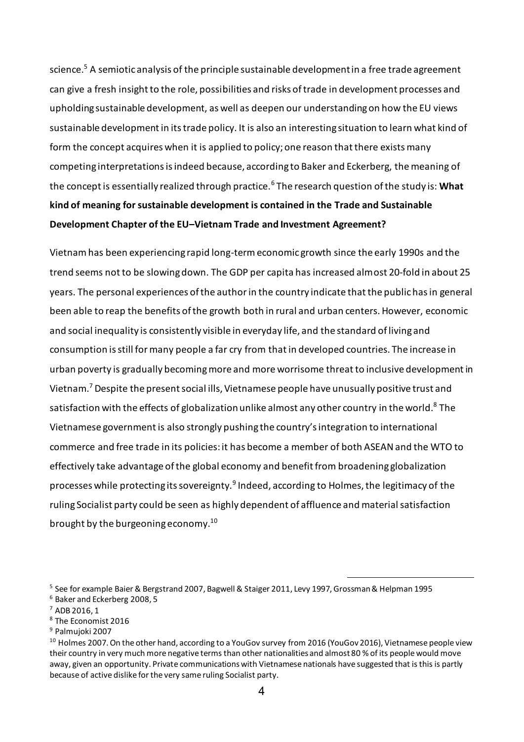science.[5] A semiotic analysis of the principle sustainable development in a free trade agreement can give a fresh insight to the role, possibilities and risks of trade in development processes and upholding sustainable development, as well as deepen our understanding on how the EU views sustainable development in its trade policy. It is also an interesting situation to learn what kind of form the concept acquires when it is applied to policy; one reason that there exists many competing interpretations is indeed because, according to Baker and Eckerberg, the meaning of the concept is essentially realized through practice.[6] The research question of the study is: **What kind of meaning for sustainable development is contained in the Trade and Sustainable Development Chapter of the EU–Vietnam Trade and Investment Agreement?**

Vietnam has been experiencing rapid long-term economic growth since the early 1990s and the trend seems not to be slowing down. The GDP per capita has increased almost 20-fold in about 25 years. The personal experiences of the author in the country indicate that the public has in general been able to reap the benefits of the growth both in rural and urban centers. However, economic and social inequality is consistently visible in everyday life, and the standard of living and consumption is still for many people a far cry from that in developed countries. The increase in urban poverty is gradually becoming more and more worrisome threat to inclusive development in Vietnam.[7] Despite the present social ills, Vietnamese people have unusually positive trust and satisfaction with the effects of globalization unlike almost any other country in the world.[8] The Vietnamese government is also strongly pushing the country's integration to international commerce and free trade in its policies: it has become a member of both ASEAN and the WTO to effectively take advantage of the global economy and benefit from broadening globalization processes while protecting its sovereignty.[9] Indeed, according to Holmes, the legitimacy of the ruling Socialist party could be seen as highly dependent of affluence and material satisfaction brought by the burgeoning economy.[10]

---

[5] See for example Baier & Bergstrand 2007, Bagwell & Staiger 2011, Levy 1997, Grossman & Helpman 1995

[6] Baker and Eckerberg 2008, 5

[7] ADB 2016, 1

[8] The Economist 2016

[9] Palmujoki 2007

[10] Holmes 2007. On the other hand, according to a YouGov survey from 2016 (YouGov 2016), Vietnamese people view their country in very much more negative terms than other nationalities and almost 80 % of its people would move away, given an opportunity. Private communications with Vietnamese nationals have suggested that is this is partly because of active dislike for the very same ruling Socialist party.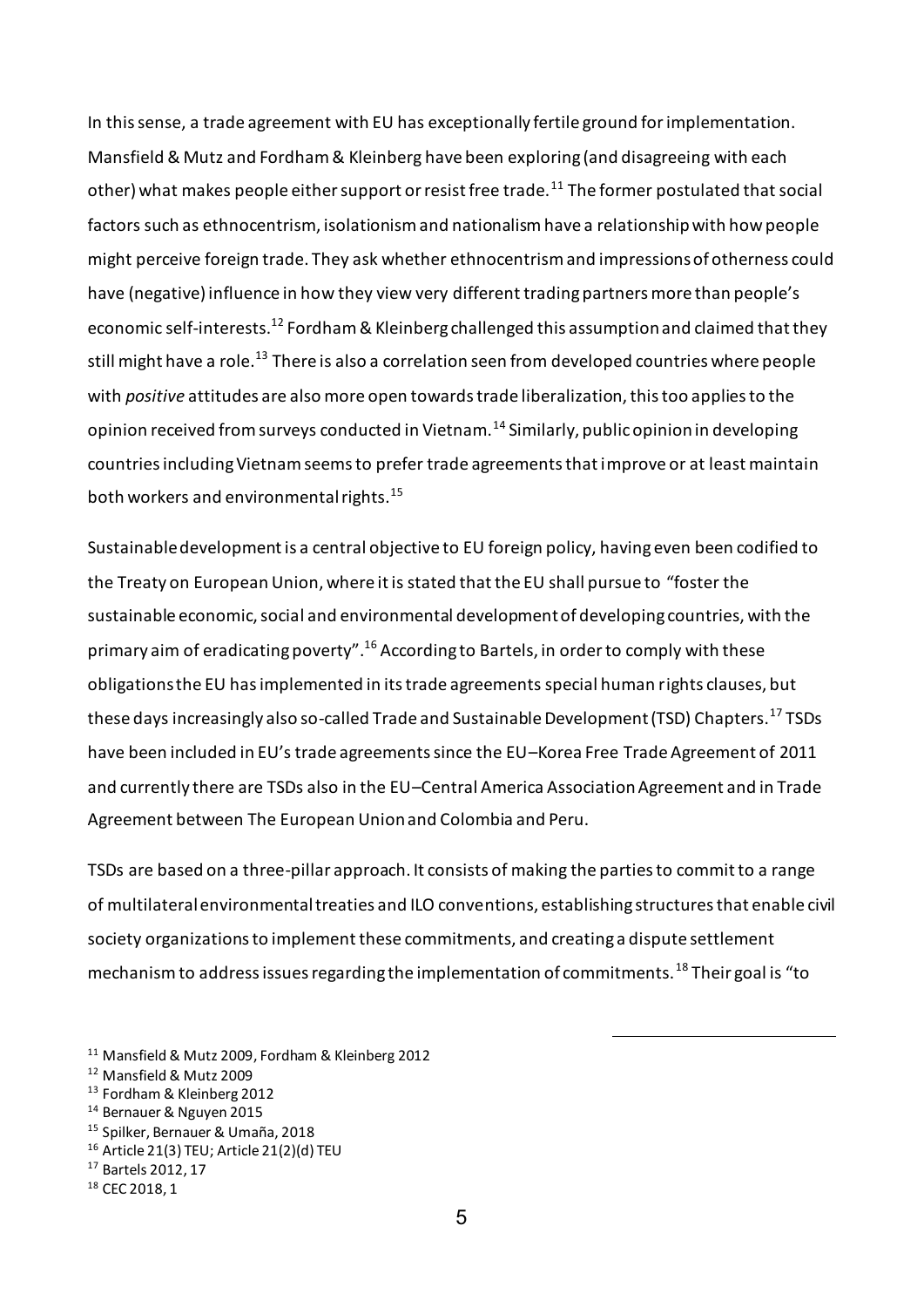In this sense, a trade agreement with EU has exceptionally fertile ground for implementation. Mansfield & Mutz and Fordham & Kleinberg have been exploring (and disagreeing with each other) what makes people either support or resist free trade.[11] The former postulated that social factors such as ethnocentrism, isolationism and nationalism have a relationship with how people might perceive foreign trade. They ask whether ethnocentrism and impressions of otherness could have (negative) influence in how they view very different trading partners more than people's economic self-interests.[12] Fordham & Kleinberg challenged this assumption and claimed that they still might have a role.[13] There is also a correlation seen from developed countries where people with *positive* attitudes are also more open towards trade liberalization, this too applies to the opinion received from surveys conducted in Vietnam.[14] Similarly, public opinion in developing countries including Vietnam seems to prefer trade agreements that improve or at least maintain both workers and environmental rights.[15]

Sustainable development is a central objective to EU foreign policy, having even been codified to the Treaty on European Union, where it is stated that the EU shall pursue to "foster the sustainable economic, social and environmental development of developing countries, with the primary aim of eradicating poverty".[16] According to Bartels, in order to comply with these obligations the EU has implemented in its trade agreements special human rights clauses, but these days increasingly also so-called Trade and Sustainable Development (TSD) Chapters.[17] TSDs have been included in EU's trade agreements since the EU–Korea Free Trade Agreement of 2011 and currently there are TSDs also in the EU–Central America Association Agreement and in Trade Agreement between The European Union and Colombia and Peru.

TSDs are based on a three-pillar approach. It consists of making the parties to commit to a range of multilateral environmental treaties and ILO conventions, establishing structures that enable civil society organizations to implement these commitments, and creating a dispute settlement mechanism to address issues regarding the implementation of commitments.[18] Their goal is "to

---

[11] Mansfield & Mutz 2009, Fordham & Kleinberg 2012

[12] Mansfield & Mutz 2009

[13] Fordham & Kleinberg 2012

[14] Bernauer & Nguyen 2015

[15] Spilker, Bernauer & Umaña, 2018

[16] Article 21(3) TEU; Article 21(2)(d) TEU

[17] Bartels 2012, 17

[18] CEC 2018, 1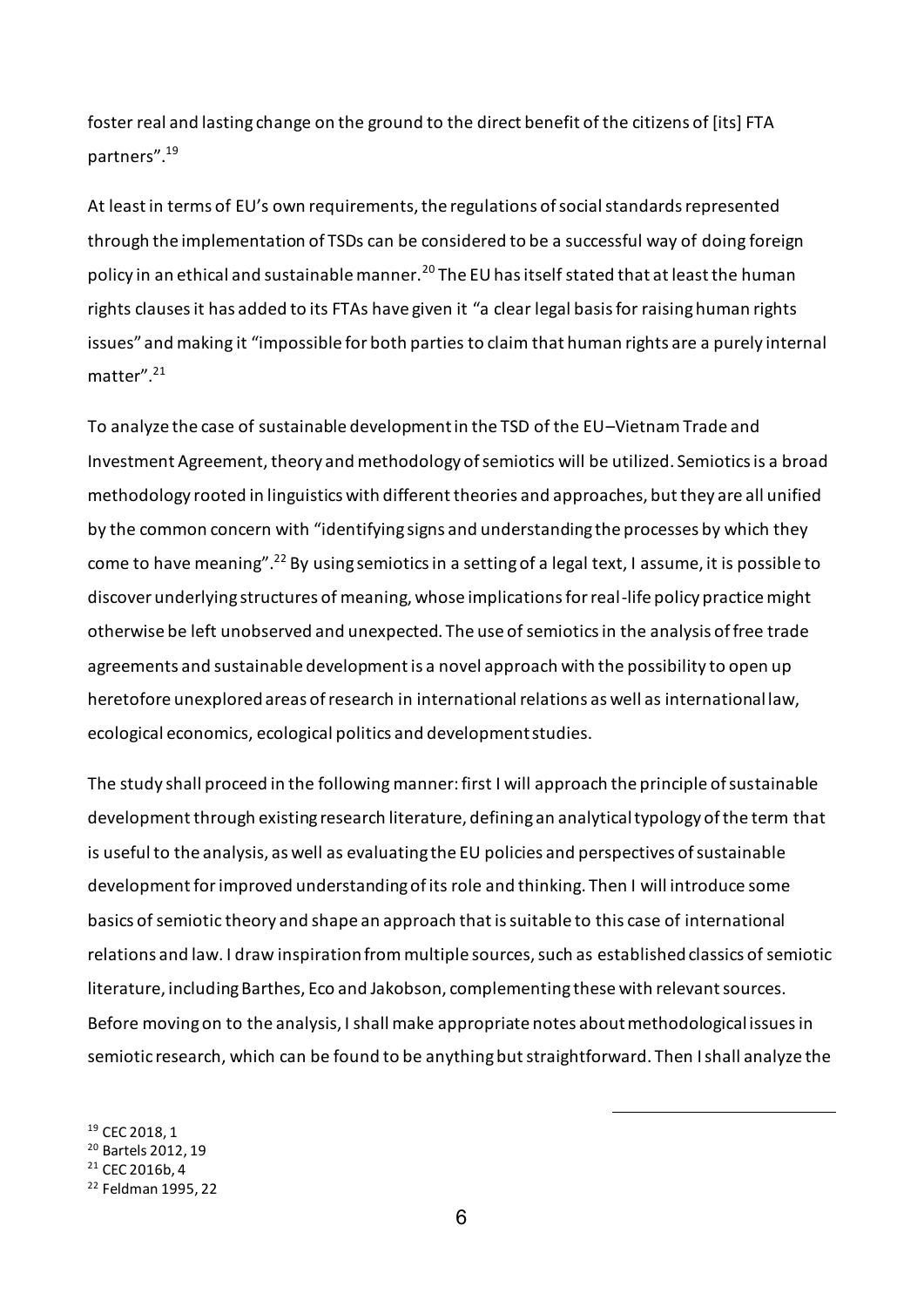foster real and lasting change on the ground to the direct benefit of the citizens of [its] FTA partners".[19]

At least in terms of EU's own requirements, the regulations of social standards represented through the implementation of TSDs can be considered to be a successful way of doing foreign policy in an ethical and sustainable manner.[20] The EU has itself stated that at least the human rights clauses it has added to its FTAs have given it "a clear legal basis for raising human rights issues" and making it "impossible for both parties to claim that human rights are a purely internal matter".[21]

To analyze the case of sustainable development in the TSD of the EU–Vietnam Trade and Investment Agreement, theory and methodology of semiotics will be utilized. Semiotics is a broad methodology rooted in linguistics with different theories and approaches, but they are all unified by the common concern with "identifying signs and understanding the processes by which they come to have meaning".[22] By using semiotics in a setting of a legal text, I assume, it is possible to discover underlying structures of meaning, whose implications for real-life policy practice might otherwise be left unobserved and unexpected. The use of semiotics in the analysis of free trade agreements and sustainable development is a novel approach with the possibility to open up heretofore unexplored areas of research in international relations as well as international law, ecological economics, ecological politics and development studies.

The study shall proceed in the following manner: first I will approach the principle of sustainable development through existing research literature, defining an analytical typology of the term that is useful to the analysis, as well as evaluating the EU policies and perspectives of sustainable development for improved understanding of its role and thinking. Then I will introduce some basics of semiotic theory and shape an approach that is suitable to this case of international relations and law. I draw inspiration from multiple sources, such as established classics of semiotic literature, including Barthes, Eco and Jakobson, complementing these with relevant sources. Before moving on to the analysis, I shall make appropriate notes about methodological issues in semiotic research, which can be found to be anything but straightforward. Then I shall analyze the

[19] CEC 2018, 1
[20] Bartels 2012, 19
[21] CEC 2016b, 4
[22] Feldman 1995, 22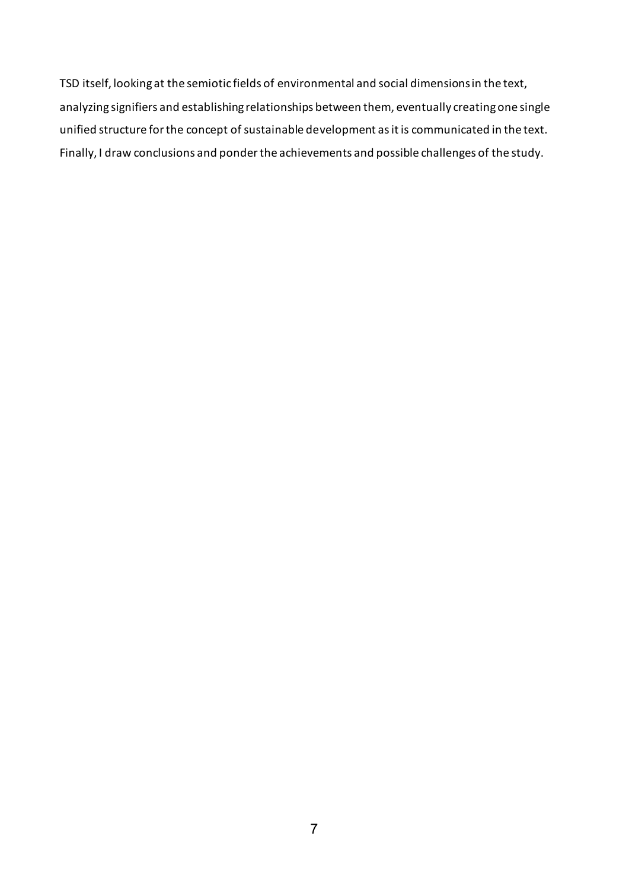TSD itself, looking at the semiotic fields of environmental and social dimensions in the text, analyzing signifiers and establishing relationships between them, eventually creating one single unified structure for the concept of sustainable development as it is communicated in the text. Finally, I draw conclusions and ponder the achievements and possible challenges of the study.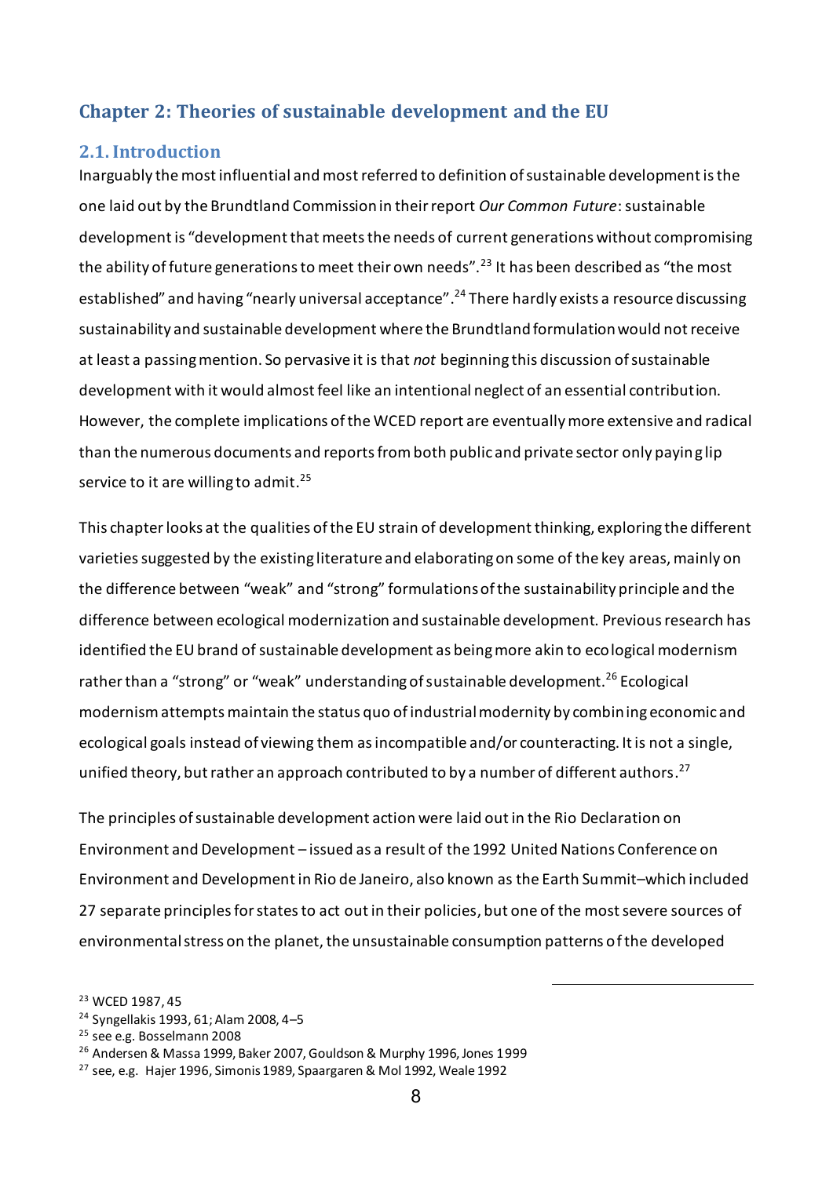## Chapter 2: Theories of sustainable development and the EU

### 2.1. Introduction

Inarguably the most influential and most referred to definition of sustainable development is the one laid out by the Brundtland Commission in their report *Our Common Future*: sustainable development is "development that meets the needs of current generations without compromising the ability of future generations to meet their own needs".[23] It has been described as "the most established" and having "nearly universal acceptance".[24] There hardly exists a resource discussing sustainability and sustainable development where the Brundtland formulation would not receive at least a passing mention. So pervasive it is that *not* beginning this discussion of sustainable development with it would almost feel like an intentional neglect of an essential contribution. However, the complete implications of the WCED report are eventually more extensive and radical than the numerous documents and reports from both public and private sector only paying lip service to it are willing to admit.[25]

This chapter looks at the qualities of the EU strain of development thinking, exploring the different varieties suggested by the existing literature and elaborating on some of the key areas, mainly on the difference between "weak" and "strong" formulations of the sustainability principle and the difference between ecological modernization and sustainable development. Previous research has identified the EU brand of sustainable development as being more akin to ecological modernism rather than a "strong" or "weak" understanding of sustainable development.[26] Ecological modernism attempts maintain the status quo of industrial modernity by combining economic and ecological goals instead of viewing them as incompatible and/or counteracting. It is not a single, unified theory, but rather an approach contributed to by a number of different authors.[27]

The principles of sustainable development action were laid out in the Rio Declaration on Environment and Development – issued as a result of the 1992 United Nations Conference on Environment and Development in Rio de Janeiro, also known as the Earth Summit–which included 27 separate principles for states to act out in their policies, but one of the most severe sources of environmental stress on the planet, the unsustainable consumption patterns of the developed

---

[23] WCED 1987, 45

[24] Syngellakis 1993, 61; Alam 2008, 4–5

[25] see e.g. Bosselmann 2008

[26] Andersen & Massa 1999, Baker 2007, Gouldson & Murphy 1996, Jones 1999

[27] see, e.g. Hajer 1996, Simonis 1989, Spaargaren & Mol 1992, Weale 1992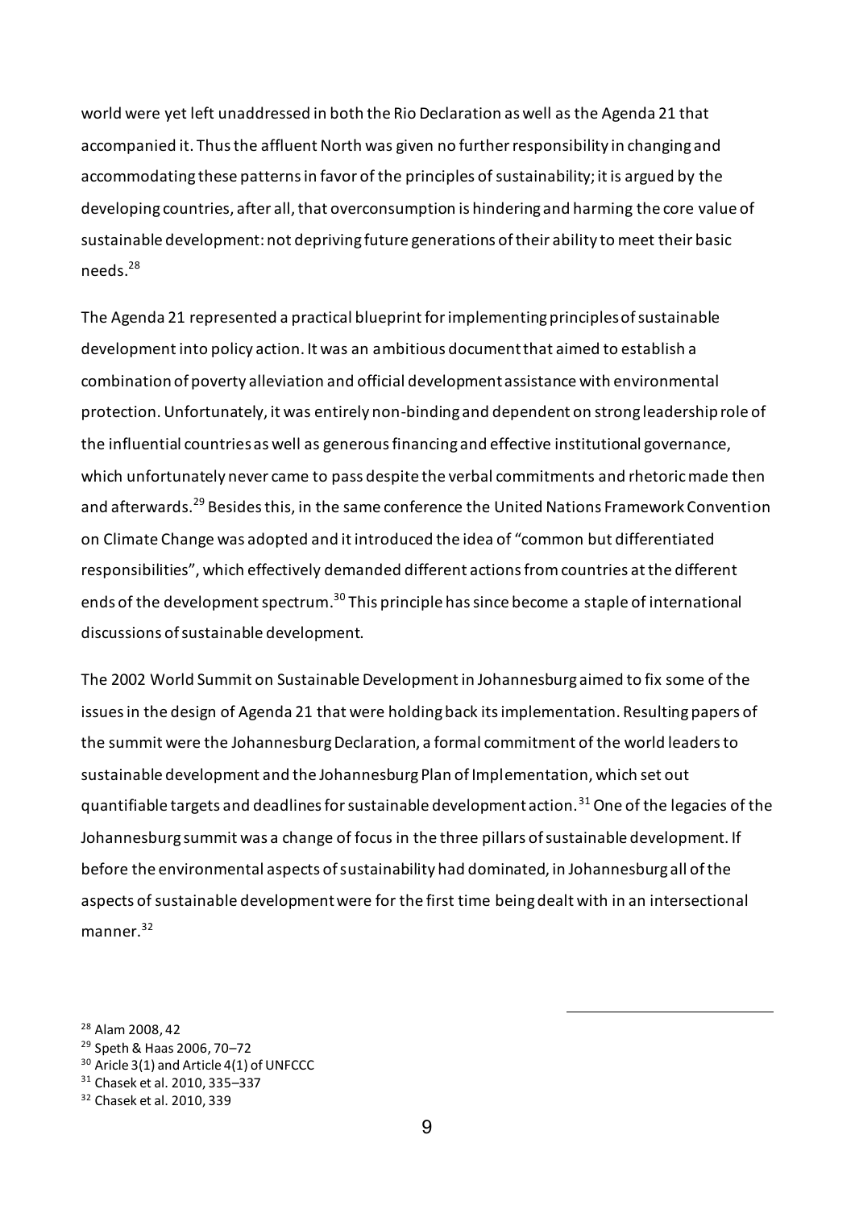world were yet left unaddressed in both the Rio Declaration as well as the Agenda 21 that accompanied it. Thus the affluent North was given no further responsibility in changing and accommodating these patterns in favor of the principles of sustainability; it is argued by the developing countries, after all, that overconsumption is hindering and harming the core value of sustainable development: not depriving future generations of their ability to meet their basic needs.[28]

The Agenda 21 represented a practical blueprint for implementing principles of sustainable development into policy action. It was an ambitious document that aimed to establish a combination of poverty alleviation and official development assistance with environmental protection. Unfortunately, it was entirely non-binding and dependent on strong leadership role of the influential countries as well as generous financing and effective institutional governance, which unfortunately never came to pass despite the verbal commitments and rhetoric made then and afterwards.[29] Besides this, in the same conference the United Nations Framework Convention on Climate Change was adopted and it introduced the idea of "common but differentiated responsibilities", which effectively demanded different actions from countries at the different ends of the development spectrum.[30] This principle has since become a staple of international discussions of sustainable development.

The 2002 World Summit on Sustainable Development in Johannesburg aimed to fix some of the issues in the design of Agenda 21 that were holding back its implementation. Resulting papers of the summit were the Johannesburg Declaration, a formal commitment of the world leaders to sustainable development and the Johannesburg Plan of Implementation, which set out quantifiable targets and deadlines for sustainable development action.[31] One of the legacies of the Johannesburg summit was a change of focus in the three pillars of sustainable development. If before the environmental aspects of sustainability had dominated, in Johannesburg all of the aspects of sustainable development were for the first time being dealt with in an intersectional manner.[32]

---

[28] Alam 2008, 42

[29] Speth & Haas 2006, 70–72

[30] Aricle 3(1) and Article 4(1) of UNFCCC

[31] Chasek et al. 2010, 335–337

[32] Chasek et al. 2010, 339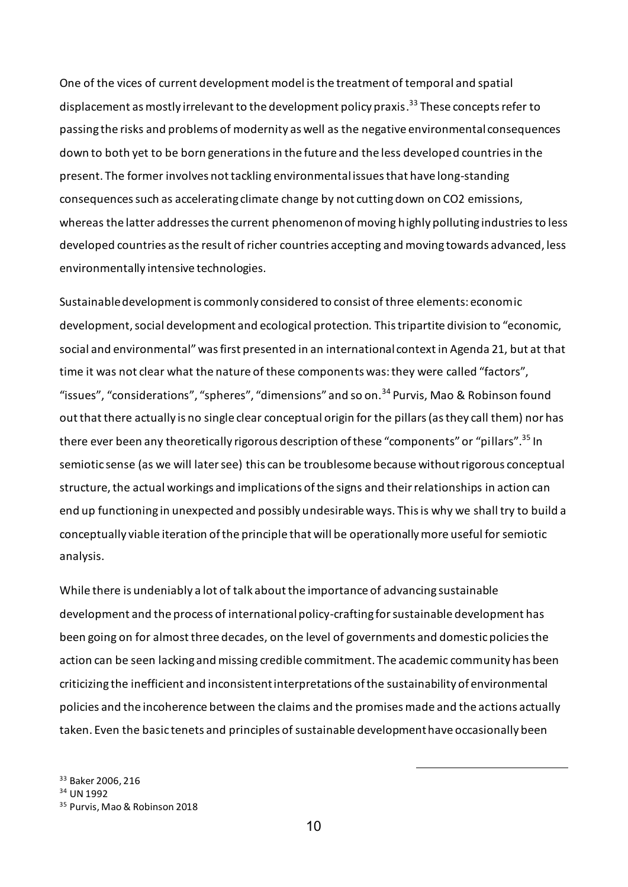One of the vices of current development model is the treatment of temporal and spatial displacement as mostly irrelevant to the development policy praxis.[33] These concepts refer to passing the risks and problems of modernity as well as the negative environmental consequences down to both yet to be born generations in the future and the less developed countries in the present. The former involves not tackling environmental issues that have long-standing consequences such as accelerating climate change by not cutting down on $CO_2$ emissions, whereas the latter addresses the current phenomenon of moving highly polluting industries to less developed countries as the result of richer countries accepting and moving towards advanced, less environmentally intensive technologies.

Sustainable development is commonly considered to consist of three elements: economic development, social development and ecological protection. This tripartite division to "economic, social and environmental" was first presented in an international context in Agenda 21, but at that time it was not clear what the nature of these components was: they were called "factors", "issues", "considerations", "spheres", "dimensions" and so on.[34] Purvis, Mao & Robinson found out that there actually is no single clear conceptual origin for the pillars (as they call them) nor has there ever been any theoretically rigorous description of these "components" or "pillars".[35] In semiotic sense (as we will later see) this can be troublesome because without rigorous conceptual structure, the actual workings and implications of the signs and their relationships in action can end up functioning in unexpected and possibly undesirable ways. This is why we shall try to build a conceptually viable iteration of the principle that will be operationally more useful for semiotic analysis.

While there is undeniably a lot of talk about the importance of advancing sustainable development and the process of international policy-crafting for sustainable development has been going on for almost three decades, on the level of governments and domestic policies the action can be seen lacking and missing credible commitment. The academic community has been criticizing the inefficient and inconsistent interpretations of the sustainability of environmental policies and the incoherence between the claims and the promises made and the actions actually taken. Even the basic tenets and principles of sustainable development have occasionally been

[33] Baker 2006, 216
[34] UN 1992
[35] Purvis, Mao & Robinson 2018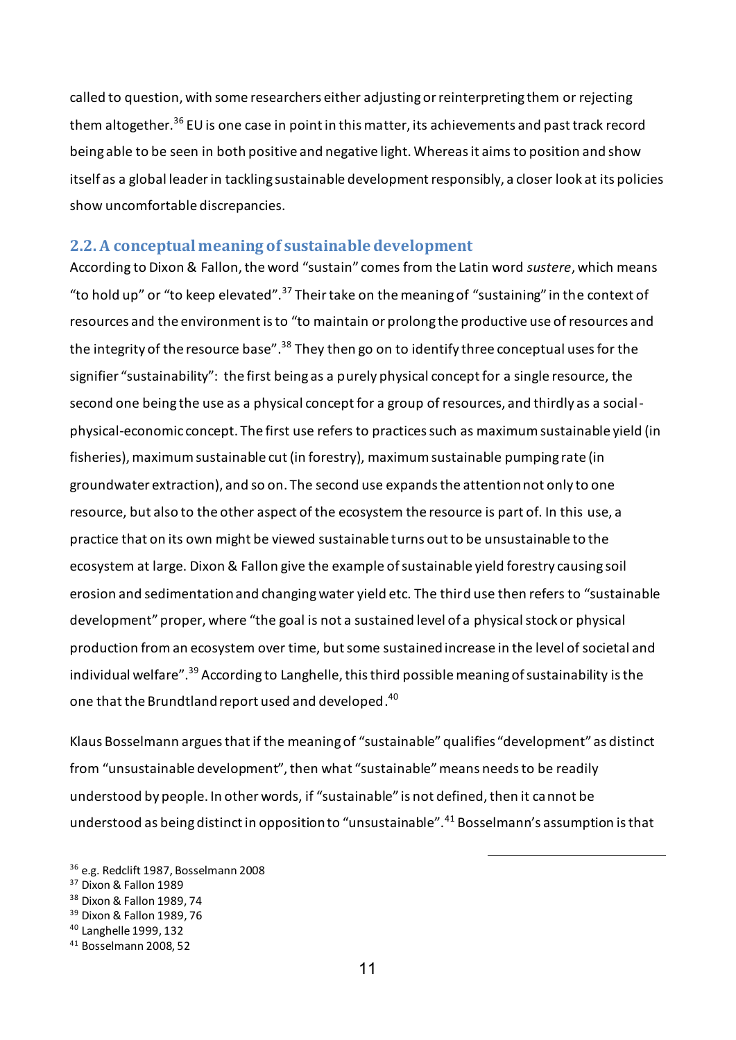called to question, with some researchers either adjusting or reinterpreting them or rejecting them altogether.[36] EU is one case in point in this matter, its achievements and past track record being able to be seen in both positive and negative light. Whereas it aims to position and show itself as a global leader in tackling sustainable development responsibly, a closer look at its policies show uncomfortable discrepancies.

## 2.2. A conceptual meaning of sustainable development

According to Dixon & Fallon, the word "sustain" comes from the Latin word *sustere*, which means "to hold up" or "to keep elevated".[37] Their take on the meaning of "sustaining" in the context of resources and the environment is to "to maintain or prolong the productive use of resources and the integrity of the resource base".[38] They then go on to identify three conceptual uses for the signifier "sustainability": the first being as a purely physical concept for a single resource, the second one being the use as a physical concept for a group of resources, and thirdly as a social-physical-economic concept. The first use refers to practices such as maximum sustainable yield (in fisheries), maximum sustainable cut (in forestry), maximum sustainable pumping rate (in groundwater extraction), and so on. The second use expands the attention not only to one resource, but also to the other aspect of the ecosystem the resource is part of. In this use, a practice that on its own might be viewed sustainable turns out to be unsustainable to the ecosystem at large. Dixon & Fallon give the example of sustainable yield forestry causing soil erosion and sedimentation and changing water yield etc. The third use then refers to "sustainable development" proper, where "the goal is not a sustained level of a physical stock or physical production from an ecosystem over time, but some sustained increase in the level of societal and individual welfare".[39] According to Langhelle, this third possible meaning of sustainability is the one that the Brundtland report used and developed.[40]

Klaus Bosselmann argues that if the meaning of "sustainable" qualifies "development" as distinct from "unsustainable development", then what "sustainable" means needs to be readily understood by people. In other words, if "sustainable" is not defined, then it cannot be understood as being distinct in opposition to "unsustainable".[41] Bosselmann's assumption is that

---

[36] e.g. Redclift 1987, Bosselmann 2008
[37] Dixon & Fallon 1989
[38] Dixon & Fallon 1989, 74
[39] Dixon & Fallon 1989, 76
[40] Langhelle 1999, 132
[41] Bosselmann 2008, 52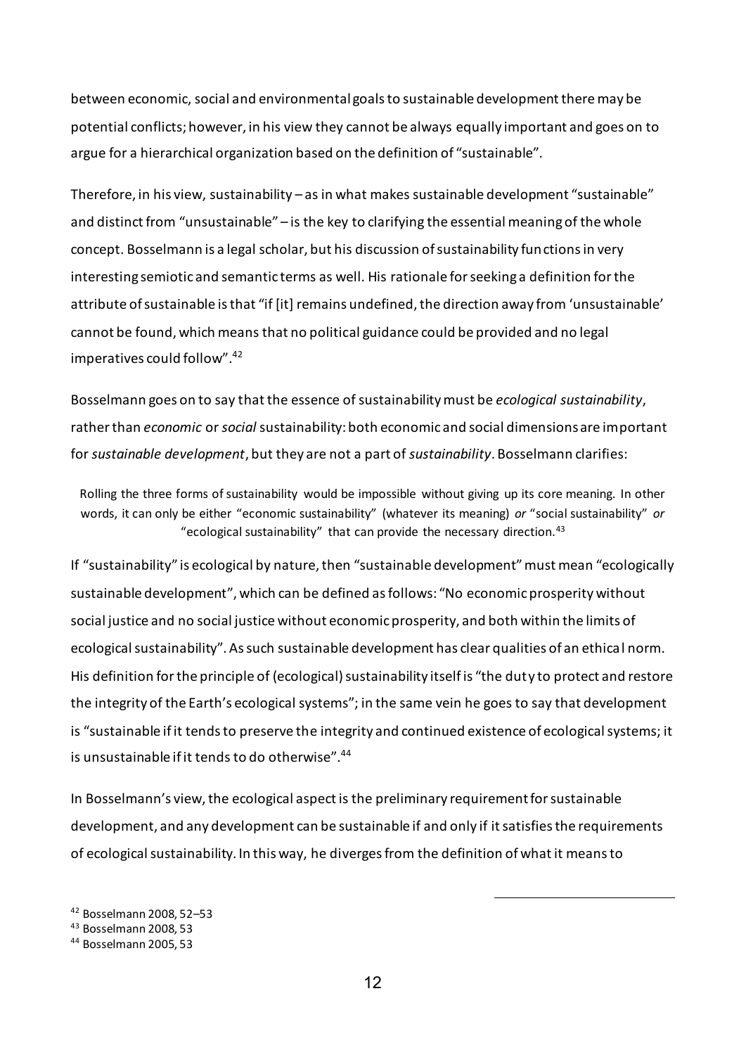between economic, social and environmental goals to sustainable development there may be potential conflicts; however, in his view they cannot be always equally important and goes on to argue for a hierarchical organization based on the definition of "sustainable".

Therefore, in his view, sustainability – as in what makes sustainable development "sustainable" and distinct from "unsustainable" – is the key to clarifying the essential meaning of the whole concept. Bosselmann is a legal scholar, but his discussion of sustainability functions in very interesting semiotic and semantic terms as well. His rationale for seeking a definition for the attribute of sustainable is that "if [it] remains undefined, the direction away from 'unsustainable' cannot be found, which means that no political guidance could be provided and no legal imperatives could follow".[42]

Bosselmann goes on to say that the essence of sustainability must be *ecological sustainability*, rather than *economic* or *social* sustainability: both economic and social dimensions are important for *sustainable development*, but they are not a part of *sustainability*. Bosselmann clarifies:

> Rolling the three forms of sustainability would be impossible without giving up its core meaning. In other words, it can only be either "economic sustainability" (whatever its meaning) *or* "social sustainability" *or* "ecological sustainability" that can provide the necessary direction.[43]

If "sustainability" is ecological by nature, then "sustainable development" must mean "ecologically sustainable development", which can be defined as follows: "No economic prosperity without social justice and no social justice without economic prosperity, and both within the limits of ecological sustainability". As such sustainable development has clear qualities of an ethical norm. His definition for the principle of (ecological) sustainability itself is "the duty to protect and restore the integrity of the Earth's ecological systems"; in the same vein he goes to say that development is "sustainable if it tends to preserve the integrity and continued existence of ecological systems; it is unsustainable if it tends to do otherwise".[44]

In Bosselmann's view, the ecological aspect is the preliminary requirement for sustainable development, and any development can be sustainable if and only if it satisfies the requirements of ecological sustainability. In this way, he diverges from the definition of what it means to

[42] Bosselmann 2008, 52–53
[43] Bosselmann 2008, 53
[44] Bosselmann 2005, 53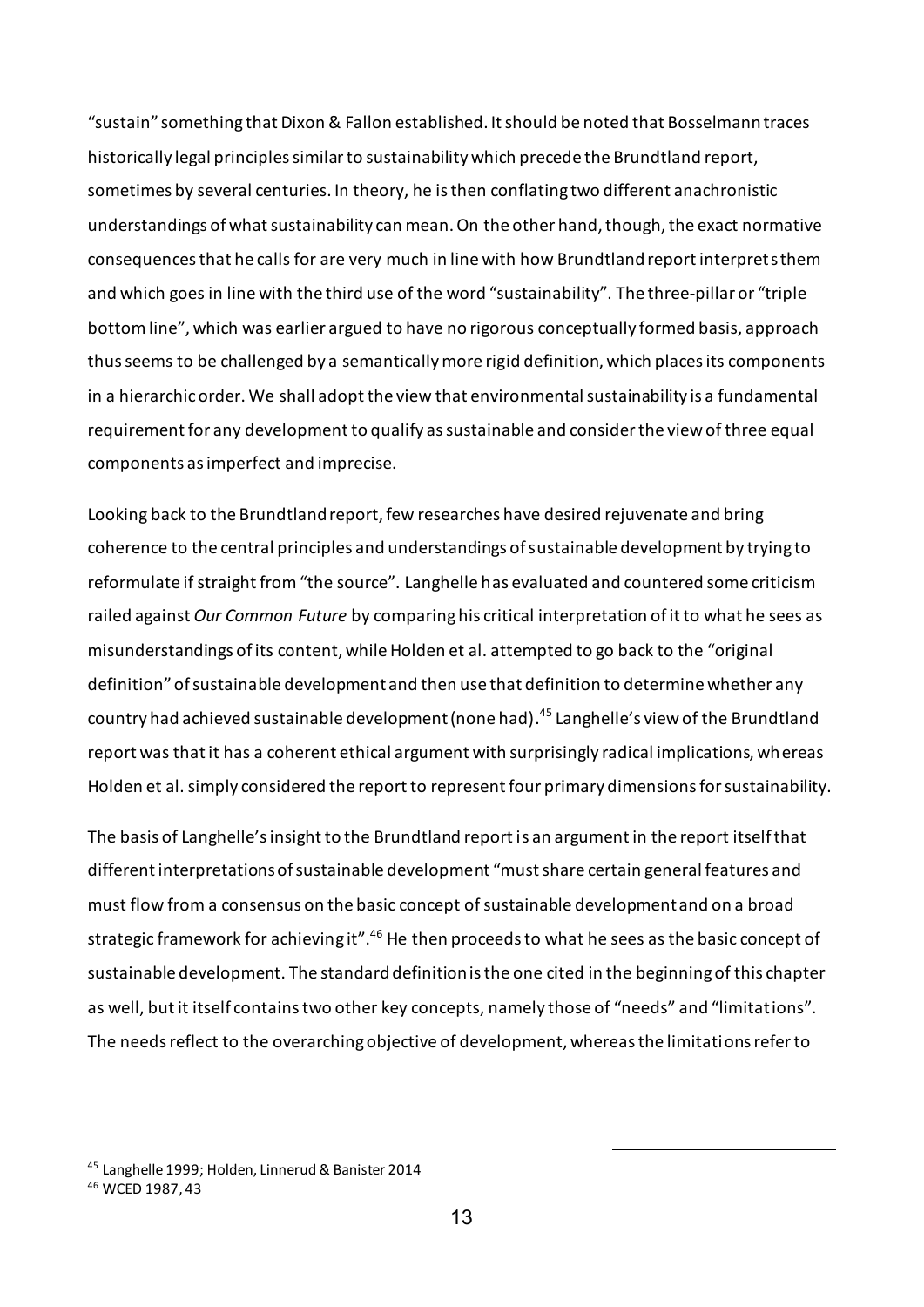"sustain" something that Dixon & Fallon established. It should be noted that Bosselmann traces historically legal principles similar to sustainability which precede the Brundtland report, sometimes by several centuries. In theory, he is then conflating two different anachronistic understandings of what sustainability can mean. On the other hand, though, the exact normative consequences that he calls for are very much in line with how Brundtland report interprets them and which goes in line with the third use of the word "sustainability". The three-pillar or "triple bottom line", which was earlier argued to have no rigorous conceptually formed basis, approach thus seems to be challenged by a semantically more rigid definition, which places its components in a hierarchic order. We shall adopt the view that environmental sustainability is a fundamental requirement for any development to qualify as sustainable and consider the view of three equal components as imperfect and imprecise.

Looking back to the Brundtland report, few researches have desired rejuvenate and bring coherence to the central principles and understandings of sustainable development by trying to reformulate if straight from "the source". Langhelle has evaluated and countered some criticism railed against *Our Common Future* by comparing his critical interpretation of it to what he sees as misunderstandings of its content, while Holden et al. attempted to go back to the "original definition" of sustainable development and then use that definition to determine whether any country had achieved sustainable development (none had).[45] Langhelle's view of the Brundtland report was that it has a coherent ethical argument with surprisingly radical implications, whereas Holden et al. simply considered the report to represent four primary dimensions for sustainability.

The basis of Langhelle's insight to the Brundtland report is an argument in the report itself that different interpretations of sustainable development "must share certain general features and must flow from a consensus on the basic concept of sustainable development and on a broad strategic framework for achieving it".[46] He then proceeds to what he sees as the basic concept of sustainable development. The standard definition is the one cited in the beginning of this chapter as well, but it itself contains two other key concepts, namely those of "needs" and "limitations". The needs reflect to the overarching objective of development, whereas the limitations refer to

---

[45] Langhelle 1999; Holden, Linnerud & Banister 2014

[46] WCED 1987, 43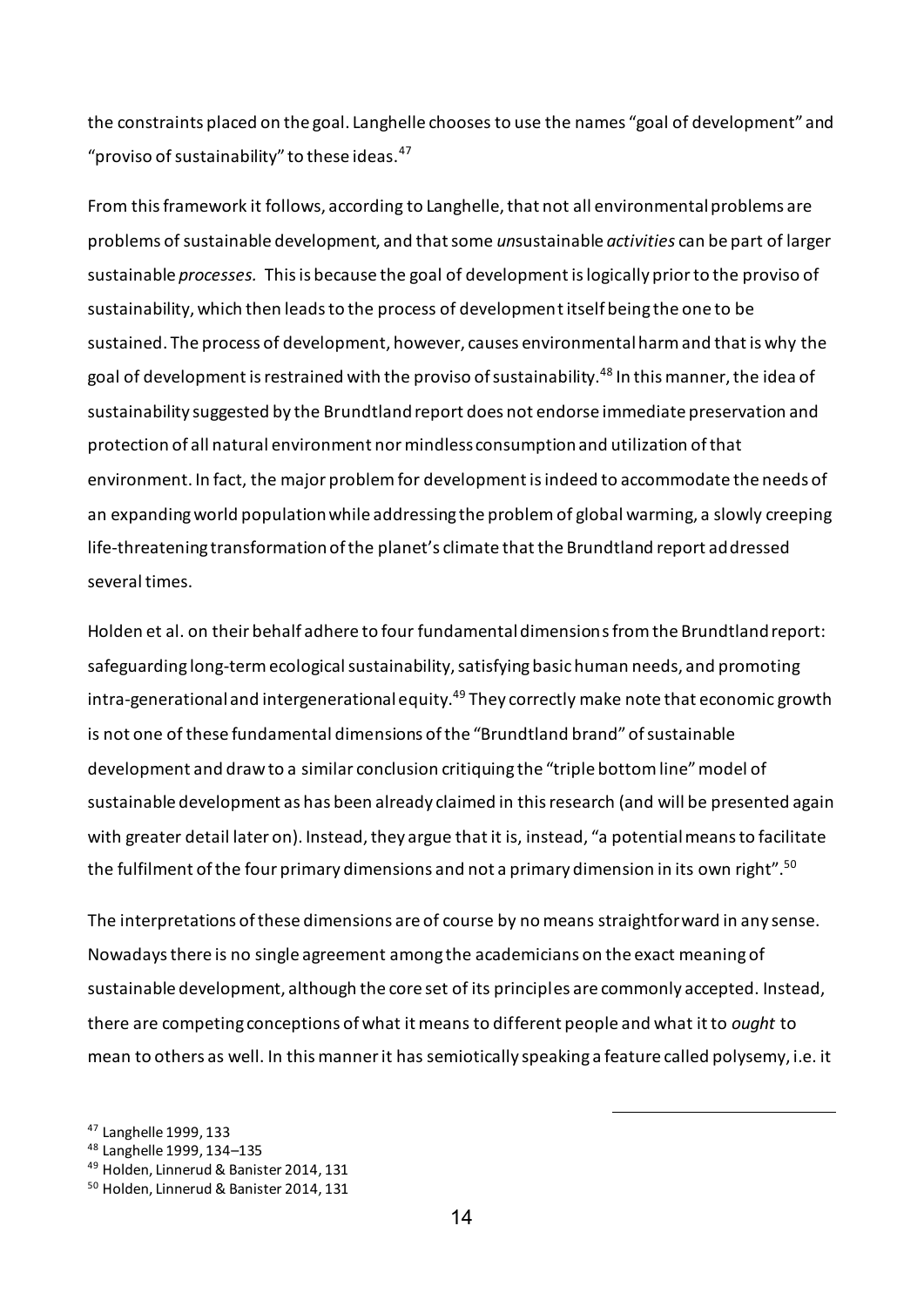the constraints placed on the goal. Langhelle chooses to use the names "goal of development" and "proviso of sustainability" to these ideas.[47]

From this framework it follows, according to Langhelle, that not all environmental problems are problems of sustainable development, and that some *un*sustainable *activities* can be part of larger sustainable *processes.* This is because the goal of development is logically prior to the proviso of sustainability, which then leads to the process of development itself being the one to be sustained. The process of development, however, causes environmental harm and that is why the goal of development is restrained with the proviso of sustainability.[48] In this manner, the idea of sustainability suggested by the Brundtland report does not endorse immediate preservation and protection of all natural environment nor mindless consumption and utilization of that environment. In fact, the major problem for development is indeed to accommodate the needs of an expanding world population while addressing the problem of global warming, a slowly creeping life-threatening transformation of the planet's climate that the Brundtland report addressed several times.

Holden et al. on their behalf adhere to four fundamental dimensions from the Brundtland report: safeguarding long-term ecological sustainability, satisfying basic human needs, and promoting intra-generational and intergenerational equity.[49] They correctly make note that economic growth is not one of these fundamental dimensions of the "Brundtland brand" of sustainable development and draw to a similar conclusion critiquing the "triple bottom line" model of sustainable development as has been already claimed in this research (and will be presented again with greater detail later on). Instead, they argue that it is, instead, "a potential means to facilitate the fulfilment of the four primary dimensions and not a primary dimension in its own right".[50]

The interpretations of these dimensions are of course by no means straightforward in any sense. Nowadays there is no single agreement among the academicians on the exact meaning of sustainable development, although the core set of its principles are commonly accepted. Instead, there are competing conceptions of what it means to different people and what it to *ought* to mean to others as well. In this manner it has semiotically speaking a feature called polysemy, i.e. it

[47] Langhelle 1999, 133

[48] Langhelle 1999, 134–135

[49] Holden, Linnerud & Banister 2014, 131

[50] Holden, Linnerud & Banister 2014, 131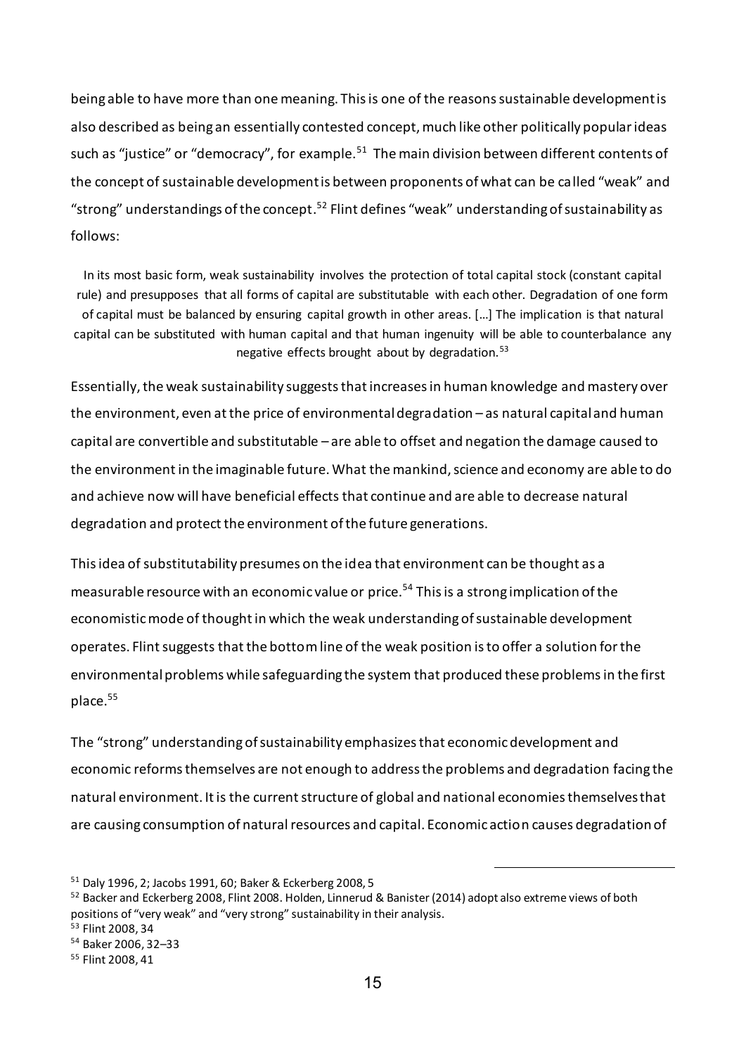being able to have more than one meaning. This is one of the reasons sustainable development is also described as being an essentially contested concept, much like other politically popular ideas such as "justice" or "democracy", for example.[51] The main division between different contents of the concept of sustainable development is between proponents of what can be called "weak" and "strong" understandings of the concept.[52] Flint defines "weak" understanding of sustainability as follows:

> In its most basic form, weak sustainability involves the protection of total capital stock (constant capital rule) and presupposes that all forms of capital are substitutable with each other. Degradation of one form of capital must be balanced by ensuring capital growth in other areas. […] The implication is that natural capital can be substituted with human capital and that human ingenuity will be able to counterbalance any negative effects brought about by degradation.[53]

Essentially, the weak sustainability suggests that increases in human knowledge and mastery over the environment, even at the price of environmental degradation – as natural capital and human capital are convertible and substitutable – are able to offset and negation the damage caused to the environment in the imaginable future. What the mankind, science and economy are able to do and achieve now will have beneficial effects that continue and are able to decrease natural degradation and protect the environment of the future generations.

This idea of substitutability presumes on the idea that environment can be thought as a measurable resource with an economic value or price.[54] This is a strong implication of the economistic mode of thought in which the weak understanding of sustainable development operates. Flint suggests that the bottom line of the weak position is to offer a solution for the environmental problems while safeguarding the system that produced these problems in the first place.[55]

The "strong" understanding of sustainability emphasizes that economic development and economic reforms themselves are not enough to address the problems and degradation facing the natural environment. It is the current structure of global and national economies themselves that are causing consumption of natural resources and capital. Economic action causes degradation of

---

[51] Daly 1996, 2; Jacobs 1991, 60; Baker & Eckerberg 2008, 5

[52] Backer and Eckerberg 2008, Flint 2008. Holden, Linnerud & Banister (2014) adopt also extreme views of both positions of "very weak" and "very strong" sustainability in their analysis.

[53] Flint 2008, 34

[54] Baker 2006, 32–33

[55] Flint 2008, 41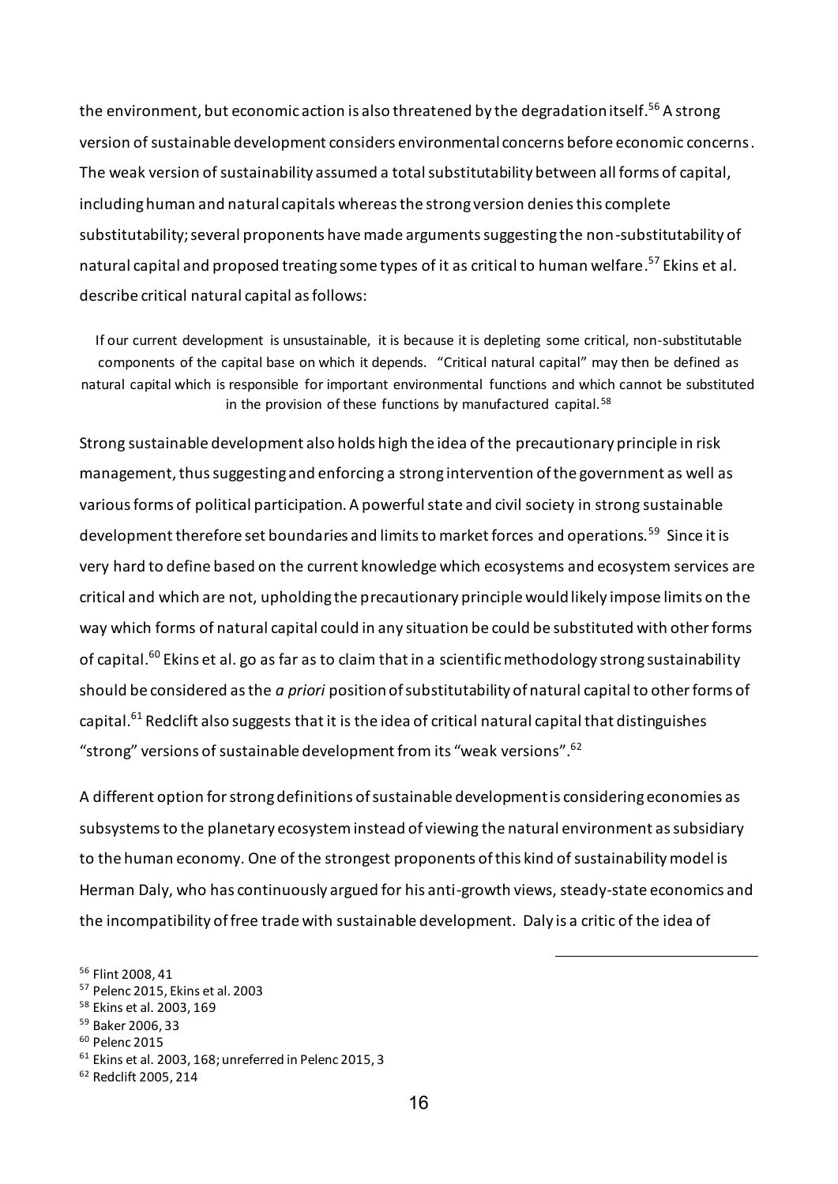the environment, but economic action is also threatened by the degradation itself.[56] A strong version of sustainable development considers environmental concerns before economic concerns. The weak version of sustainability assumed a total substitutability between all forms of capital, including human and natural capitals whereas the strong version denies this complete substitutability; several proponents have made arguments suggesting the non-substitutability of natural capital and proposed treating some types of it as critical to human welfare.[57] Ekins et al. describe critical natural capital as follows:

> If our current development is unsustainable, it is because it is depleting some critical, non-substitutable components of the capital base on which it depends. "Critical natural capital" may then be defined as natural capital which is responsible for important environmental functions and which cannot be substituted in the provision of these functions by manufactured capital.[58]

Strong sustainable development also holds high the idea of the precautionary principle in risk management, thus suggesting and enforcing a strong intervention of the government as well as various forms of political participation. A powerful state and civil society in strong sustainable development therefore set boundaries and limits to market forces and operations.[59] Since it is very hard to define based on the current knowledge which ecosystems and ecosystem services are critical and which are not, upholding the precautionary principle would likely impose limits on the way which forms of natural capital could in any situation be could be substituted with other forms of capital.[60] Ekins et al. go as far as to claim that in a scientific methodology strong sustainability should be considered as the *a priori* position of substitutability of natural capital to other forms of capital.[61] Redclift also suggests that it is the idea of critical natural capital that distinguishes "strong" versions of sustainable development from its "weak versions".[62]

A different option for strong definitions of sustainable development is considering economies as subsystems to the planetary ecosystem instead of viewing the natural environment as subsidiary to the human economy. One of the strongest proponents of this kind of sustainability model is Herman Daly, who has continuously argued for his anti-growth views, steady-state economics and the incompatibility of free trade with sustainable development. Daly is a critic of the idea of

---

[56] Flint 2008, 41
[57] Pelenc 2015, Ekins et al. 2003
[58] Ekins et al. 2003, 169
[59] Baker 2006, 33
[60] Pelenc 2015
[61] Ekins et al. 2003, 168; unreferred in Pelenc 2015, 3
[62] Redclift 2005, 214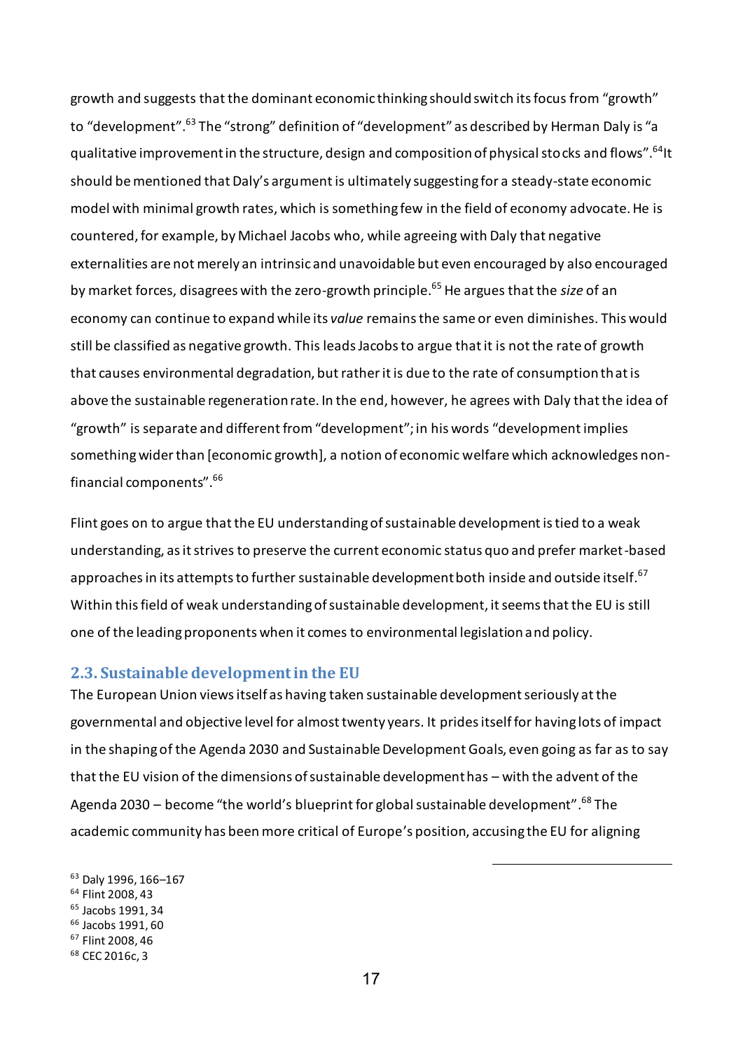growth and suggests that the dominant economic thinking should switch its focus from "growth" to "development".[63] The "strong" definition of "development" as described by Herman Daly is "a qualitative improvement in the structure, design and composition of physical stocks and flows".[64]It should be mentioned that Daly's argument is ultimately suggesting for a steady-state economic model with minimal growth rates, which is something few in the field of economy advocate. He is countered, for example, by Michael Jacobs who, while agreeing with Daly that negative externalities are not merely an intrinsic and unavoidable but even encouraged by also encouraged by market forces, disagrees with the zero-growth principle.[65] He argues that the *size* of an economy can continue to expand while its *value* remains the same or even diminishes. This would still be classified as negative growth. This leads Jacobs to argue that it is not the rate of growth that causes environmental degradation, but rather it is due to the rate of consumption that is above the sustainable regeneration rate. In the end, however, he agrees with Daly that the idea of "growth" is separate and different from "development"; in his words "development implies something wider than [economic growth], a notion of economic welfare which acknowledges non-financial components".[66]

Flint goes on to argue that the EU understanding of sustainable development is tied to a weak understanding, as it strives to preserve the current economic status quo and prefer market-based approaches in its attempts to further sustainable development both inside and outside itself.[67] Within this field of weak understanding of sustainable development, it seems that the EU is still one of the leading proponents when it comes to environmental legislation and policy.

## 2.3. Sustainable development in the EU

The European Union views itself as having taken sustainable development seriously at the governmental and objective level for almost twenty years. It prides itself for having lots of impact in the shaping of the Agenda 2030 and Sustainable Development Goals, even going as far as to say that the EU vision of the dimensions of sustainable development has – with the advent of the Agenda 2030 – become "the world's blueprint for global sustainable development".[68] The academic community has been more critical of Europe's position, accusing the EU for aligning

[63] Daly 1996, 166–167
[64] Flint 2008, 43
[65] Jacobs 1991, 34
[66] Jacobs 1991, 60
[67] Flint 2008, 46
[68] CEC 2016c, 3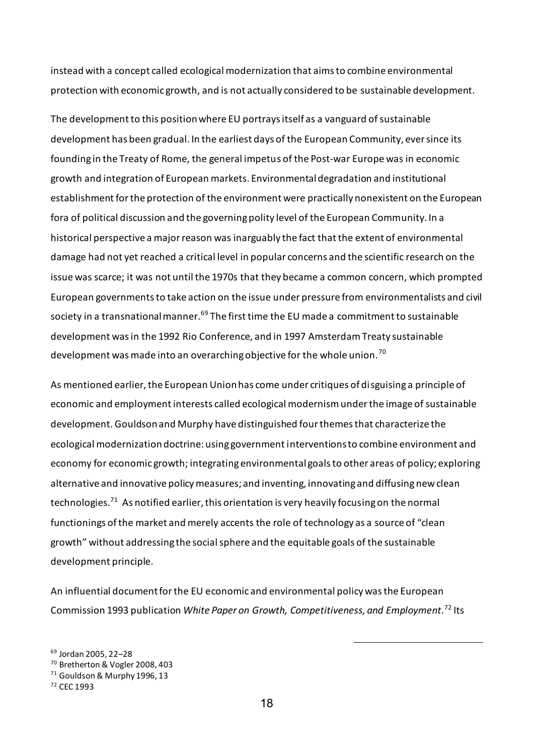instead with a concept called ecological modernization that aims to combine environmental protection with economic growth, and is not actually considered to be sustainable development.

The development to this position where EU portrays itself as a vanguard of sustainable development has been gradual. In the earliest days of the European Community, ever since its founding in the Treaty of Rome, the general impetus of the Post-war Europe was in economic growth and integration of European markets. Environmental degradation and institutional establishment for the protection of the environment were practically nonexistent on the European fora of political discussion and the governing polity level of the European Community. In a historical perspective a major reason was inarguably the fact that the extent of environmental damage had not yet reached a critical level in popular concerns and the scientific research on the issue was scarce; it was not until the 1970s that they became a common concern, which prompted European governments to take action on the issue under pressure from environmentalists and civil society in a transnational manner.[69] The first time the EU made a commitment to sustainable development was in the 1992 Rio Conference, and in 1997 Amsterdam Treaty sustainable development was made into an overarching objective for the whole union.[70]

As mentioned earlier, the European Union has come under critiques of disguising a principle of economic and employment interests called ecological modernism under the image of sustainable development. Gouldson and Murphy have distinguished four themes that characterize the ecological modernization doctrine: using government interventions to combine environment and economy for economic growth; integrating environmental goals to other areas of policy; exploring alternative and innovative policy measures; and inventing, innovating and diffusing new clean technologies.[71] As notified earlier, this orientation is very heavily focusing on the normal functionings of the market and merely accents the role of technology as a source of "clean growth" without addressing the social sphere and the equitable goals of the sustainable development principle.

An influential document for the EU economic and environmental policy was the European Commission 1993 publication *White Paper on Growth, Competitiveness, and Employment*.[72] Its

---

[69] Jordan 2005, 22–28

[70] Bretherton & Vogler 2008, 403

[71] Gouldson & Murphy 1996, 13

[72] CEC 1993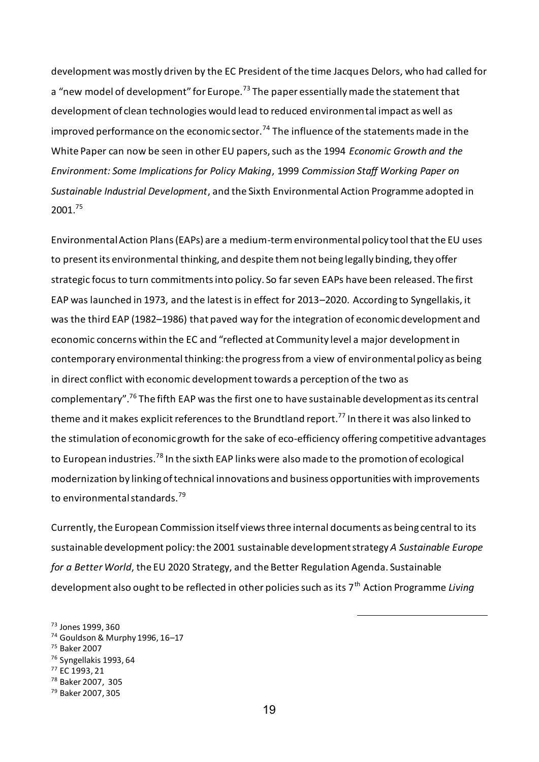development was mostly driven by the EC President of the time Jacques Delors, who had called for a "new model of development" for Europe.[73] The paper essentially made the statement that development of clean technologies would lead to reduced environmental impact as well as improved performance on the economic sector.[74] The influence of the statements made in the White Paper can now be seen in other EU papers, such as the 1994 *Economic Growth and the Environment: Some Implications for Policy Making*, 1999 *Commission Staff Working Paper on Sustainable Industrial Development*, and the Sixth Environmental Action Programme adopted in 2001.[75]

Environmental Action Plans (EAPs) are a medium-term environmental policy tool that the EU uses to present its environmental thinking, and despite them not being legally binding, they offer strategic focus to turn commitments into policy. So far seven EAPs have been released. The first EAP was launched in 1973, and the latest is in effect for 2013–2020. According to Syngellakis, it was the third EAP (1982–1986) that paved way for the integration of economic development and economic concerns within the EC and "reflected at Community level a major development in contemporary environmental thinking: the progress from a view of environmental policy as being in direct conflict with economic development towards a perception of the two as complementary".[76] The fifth EAP was the first one to have sustainable development as its central theme and it makes explicit references to the Brundtland report.[77] In there it was also linked to the stimulation of economic growth for the sake of eco-efficiency offering competitive advantages to European industries.[78] In the sixth EAP links were also made to the promotion of ecological modernization by linking of technical innovations and business opportunities with improvements to environmental standards.[79]

Currently, the European Commission itself views three internal documents as being central to its sustainable development policy: the 2001 sustainable development strategy *A Sustainable Europe for a Better World*, the EU 2020 Strategy, and the Better Regulation Agenda. Sustainable development also ought to be reflected in other policies such as its 7th Action Programme *Living*

---

[73] Jones 1999, 360
[74] Gouldson & Murphy 1996, 16–17
[75] Baker 2007
[76] Syngellakis 1993, 64
[77] EC 1993, 21
[78] Baker 2007, 305
[79] Baker 2007, 305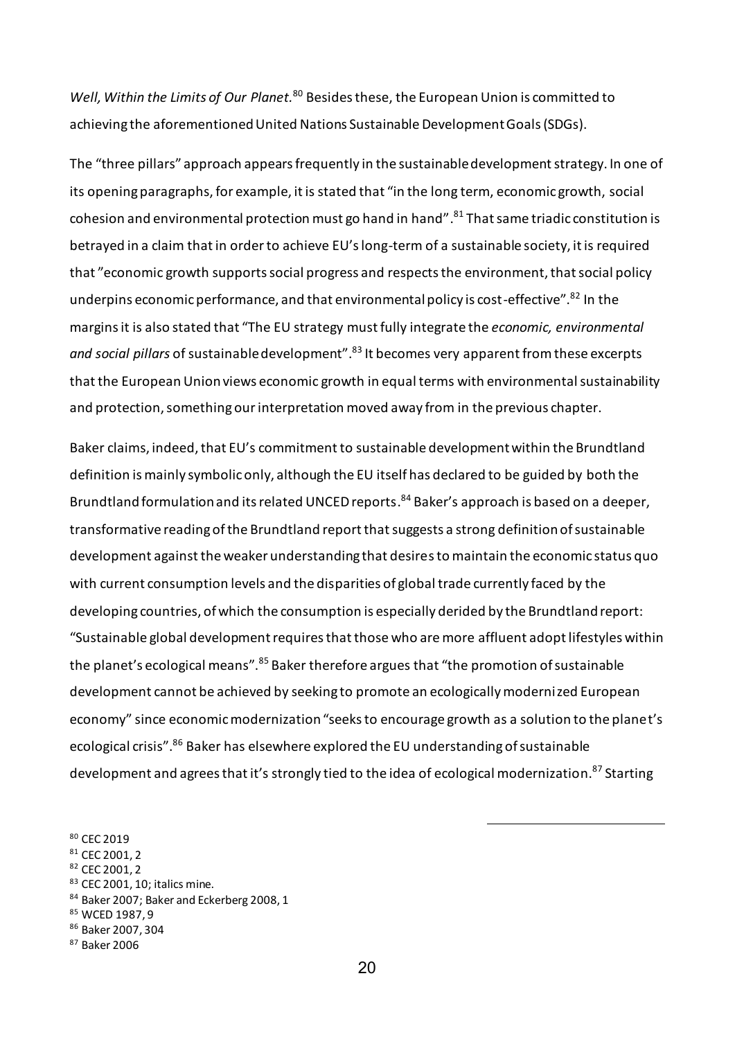*Well, Within the Limits of Our Planet.*[80] Besides these, the European Union is committed to achieving the aforementioned United Nations Sustainable Development Goals (SDGs).

The "three pillars" approach appears frequently in the sustainable development strategy. In one of its opening paragraphs, for example, it is stated that "in the long term, economic growth, social cohesion and environmental protection must go hand in hand".[81] That same triadic constitution is betrayed in a claim that in order to achieve EU's long-term of a sustainable society, it is required that "economic growth supports social progress and respects the environment, that social policy underpins economic performance, and that environmental policy is cost-effective".[82] In the margins it is also stated that "The EU strategy must fully integrate the *economic, environmental and social pillars* of sustainable development".[83] It becomes very apparent from these excerpts that the European Union views economic growth in equal terms with environmental sustainability and protection, something our interpretation moved away from in the previous chapter.

Baker claims, indeed, that EU's commitment to sustainable development within the Brundtland definition is mainly symbolic only, although the EU itself has declared to be guided by both the Brundtland formulation and its related UNCED reports.[84] Baker's approach is based on a deeper, transformative reading of the Brundtland report that suggests a strong definition of sustainable development against the weaker understanding that desires to maintain the economic status quo with current consumption levels and the disparities of global trade currently faced by the developing countries, of which the consumption is especially derided by the Brundtland report: "Sustainable global development requires that those who are more affluent adopt lifestyles within the planet's ecological means".[85] Baker therefore argues that "the promotion of sustainable development cannot be achieved by seeking to promote an ecologically modernized European economy" since economic modernization "seeks to encourage growth as a solution to the planet's ecological crisis".[86] Baker has elsewhere explored the EU understanding of sustainable development and agrees that it's strongly tied to the idea of ecological modernization.[87] Starting

---

[80] CEC 2019
[81] CEC 2001, 2
[82] CEC 2001, 2
[83] CEC 2001, 10; italics mine.
[84] Baker 2007; Baker and Eckerberg 2008, 1
[85] WCED 1987, 9
[86] Baker 2007, 304
[87] Baker 2006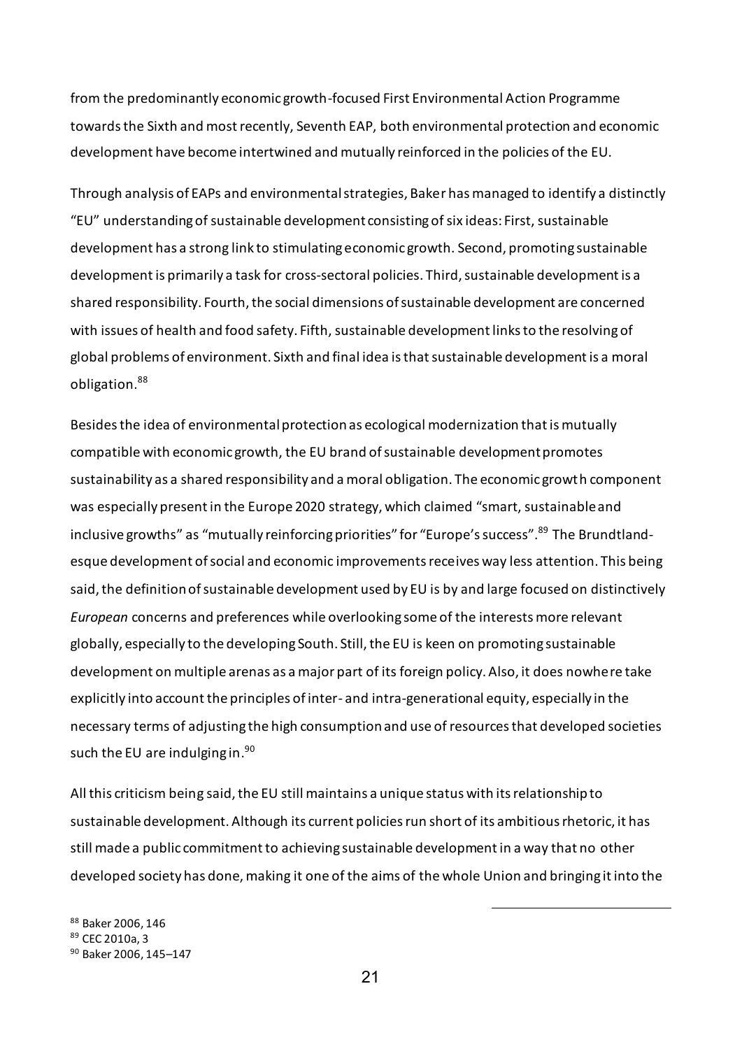from the predominantly economic growth-focused First Environmental Action Programme towards the Sixth and most recently, Seventh EAP, both environmental protection and economic development have become intertwined and mutually reinforced in the policies of the EU.

Through analysis of EAPs and environmental strategies, Baker has managed to identify a distinctly "EU" understanding of sustainable development consisting of six ideas: First, sustainable development has a strong link to stimulating economic growth. Second, promoting sustainable development is primarily a task for cross-sectoral policies. Third, sustainable development is a shared responsibility. Fourth, the social dimensions of sustainable development are concerned with issues of health and food safety. Fifth, sustainable development links to the resolving of global problems of environment. Sixth and final idea is that sustainable development is a moral obligation.[88]

Besides the idea of environmental protection as ecological modernization that is mutually compatible with economic growth, the EU brand of sustainable development promotes sustainability as a shared responsibility and a moral obligation. The economic growth component was especially present in the Europe 2020 strategy, which claimed "smart, sustainable and inclusive growths" as "mutually reinforcing priorities" for "Europe's success".[89] The Brundtland-esque development of social and economic improvements receives way less attention. This being said, the definition of sustainable development used by EU is by and large focused on distinctively *European* concerns and preferences while overlooking some of the interests more relevant globally, especially to the developing South. Still, the EU is keen on promoting sustainable development on multiple arenas as a major part of its foreign policy. Also, it does nowhere take explicitly into account the principles of inter- and intra-generational equity, especially in the necessary terms of adjusting the high consumption and use of resources that developed societies such the EU are indulging in.[90]

All this criticism being said, the EU still maintains a unique status with its relationship to sustainable development. Although its current policies run short of its ambitious rhetoric, it has still made a public commitment to achieving sustainable development in a way that no other developed society has done, making it one of the aims of the whole Union and bringing it into the

---

[88] Baker 2006, 146
[89] CEC 2010a, 3
[90] Baker 2006, 145–147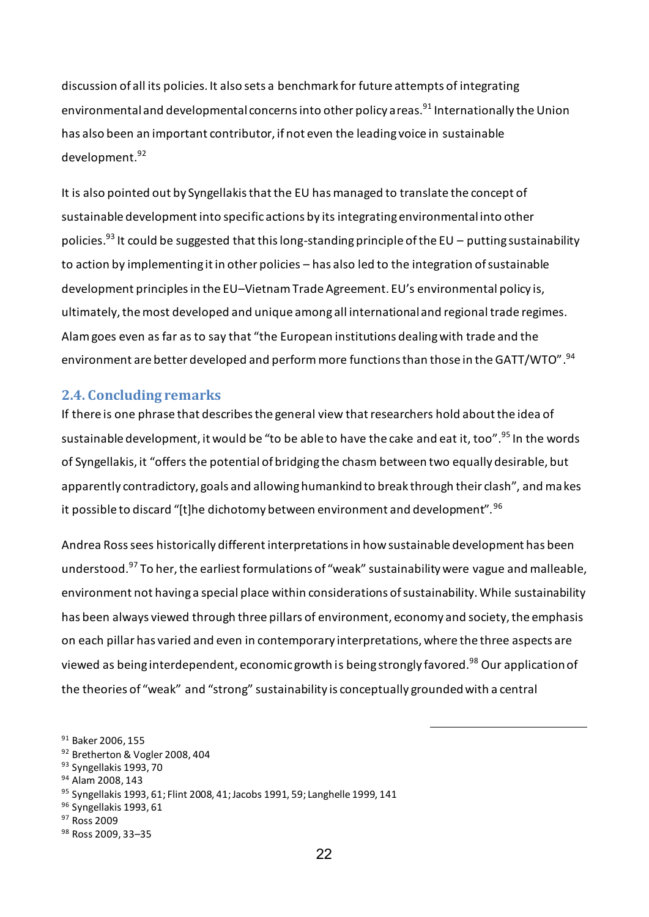discussion of all its policies. It also sets a benchmark for future attempts of integrating environmental and developmental concerns into other policy areas.[91] Internationally the Union has also been an important contributor, if not even the leading voice in sustainable development.[92]

It is also pointed out by Syngellakis that the EU has managed to translate the concept of sustainable development into specific actions by its integrating environmental into other policies.[93] It could be suggested that this long-standing principle of the EU – putting sustainability to action by implementing it in other policies – has also led to the integration of sustainable development principles in the EU–Vietnam Trade Agreement. EU's environmental policy is, ultimately, the most developed and unique among all international and regional trade regimes. Alam goes even as far as to say that "the European institutions dealing with trade and the environment are better developed and perform more functions than those in the GATT/WTO".[94]

## 2.4. Concluding remarks

If there is one phrase that describes the general view that researchers hold about the idea of sustainable development, it would be "to be able to have the cake and eat it, too".[95] In the words of Syngellakis, it "offers the potential of bridging the chasm between two equally desirable, but apparently contradictory, goals and allowing humankind to break through their clash", and makes it possible to discard "[t]he dichotomy between environment and development".[96]

Andrea Ross sees historically different interpretations in how sustainable development has been understood.[97] To her, the earliest formulations of "weak" sustainability were vague and malleable, environment not having a special place within considerations of sustainability. While sustainability has been always viewed through three pillars of environment, economy and society, the emphasis on each pillar has varied and even in contemporary interpretations, where the three aspects are viewed as being interdependent, economic growth is being strongly favored.[98] Our application of the theories of "weak" and "strong" sustainability is conceptually grounded with a central

---

[91] Baker 2006, 155
[92] Bretherton & Vogler 2008, 404
[93] Syngellakis 1993, 70
[94] Alam 2008, 143
[95] Syngellakis 1993, 61; Flint 2008, 41; Jacobs 1991, 59; Langhelle 1999, 141
[96] Syngellakis 1993, 61
[97] Ross 2009
[98] Ross 2009, 33–35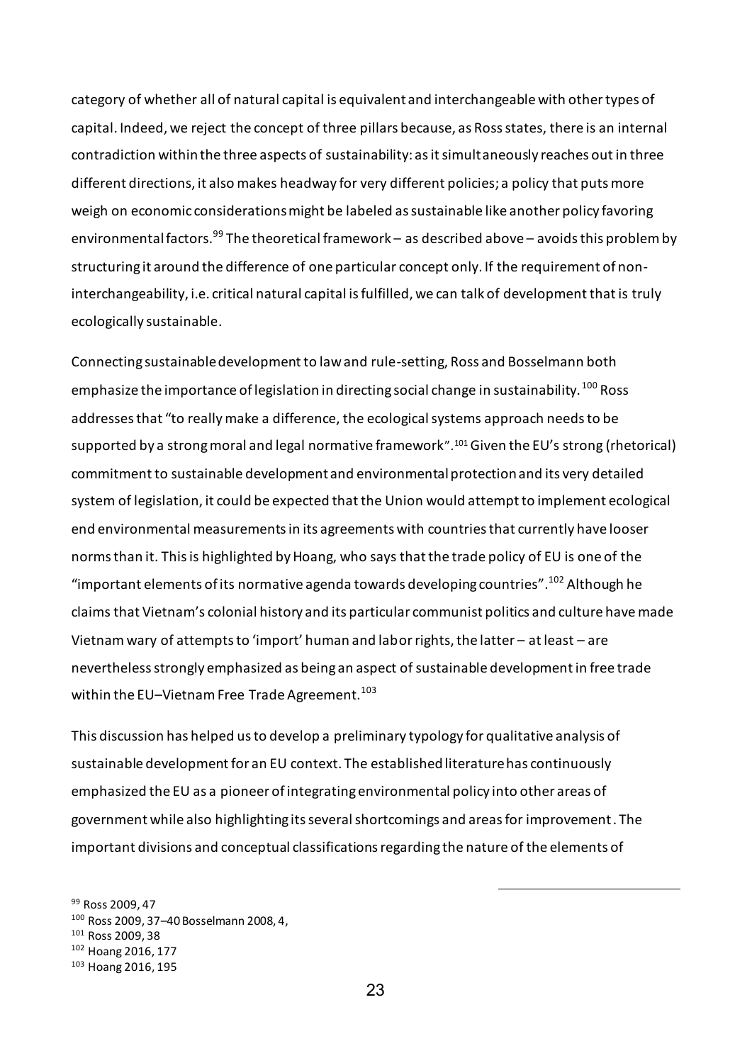category of whether all of natural capital is equivalent and interchangeable with other types of capital. Indeed, we reject the concept of three pillars because, as Ross states, there is an internal contradiction within the three aspects of sustainability: as it simultaneously reaches out in three different directions, it also makes headway for very different policies; a policy that puts more weigh on economic considerations might be labeled as sustainable like another policy favoring environmental factors.[99] The theoretical framework – as described above – avoids this problem by structuring it around the difference of one particular concept only. If the requirement of non-interchangeability, i.e. critical natural capital is fulfilled, we can talk of development that is truly ecologically sustainable.

Connecting sustainable development to law and rule-setting, Ross and Bosselmann both emphasize the importance of legislation in directing social change in sustainability.[100] Ross addresses that "to really make a difference, the ecological systems approach needs to be supported by a strong moral and legal normative framework".[101] Given the EU's strong (rhetorical) commitment to sustainable development and environmental protection and its very detailed system of legislation, it could be expected that the Union would attempt to implement ecological end environmental measurements in its agreements with countries that currently have looser norms than it. This is highlighted by Hoang, who says that the trade policy of EU is one of the "important elements of its normative agenda towards developing countries".[102] Although he claims that Vietnam's colonial history and its particular communist politics and culture have made Vietnam wary of attempts to 'import' human and labor rights, the latter – at least – are nevertheless strongly emphasized as being an aspect of sustainable development in free trade within the EU–Vietnam Free Trade Agreement.[103]

This discussion has helped us to develop a preliminary typology for qualitative analysis of sustainable development for an EU context. The established literature has continuously emphasized the EU as a pioneer of integrating environmental policy into other areas of government while also highlighting its several shortcomings and areas for improvement. The important divisions and conceptual classifications regarding the nature of the elements of

---

[99] Ross 2009, 47

[100] Ross 2009, 37–40 Bosselmann 2008, 4,

[101] Ross 2009, 38

[102] Hoang 2016, 177

[103] Hoang 2016, 195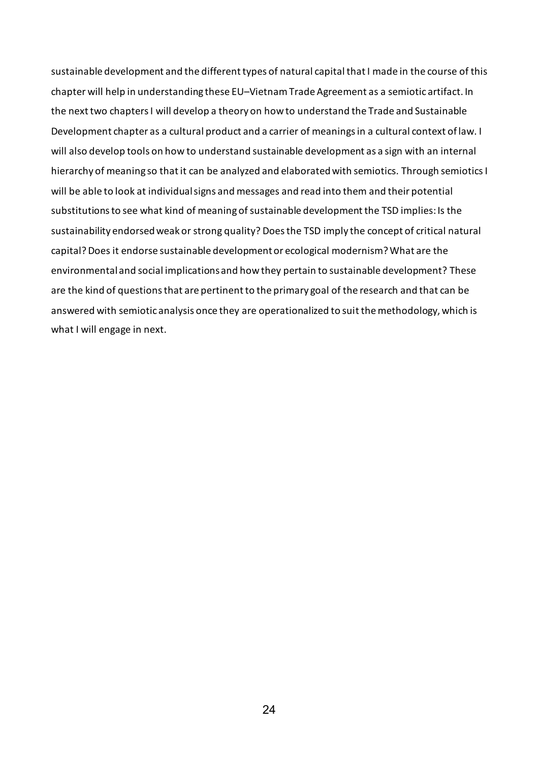sustainable development and the different types of natural capital that I made in the course of this chapter will help in understanding these EU–Vietnam Trade Agreement as a semiotic artifact. In the next two chapters I will develop a theory on how to understand the Trade and Sustainable Development chapter as a cultural product and a carrier of meanings in a cultural context of law. I will also develop tools on how to understand sustainable development as a sign with an internal hierarchy of meaning so that it can be analyzed and elaborated with semiotics. Through semiotics I will be able to look at individual signs and messages and read into them and their potential substitutions to see what kind of meaning of sustainable development the TSD implies: Is the sustainability endorsed weak or strong quality? Does the TSD imply the concept of critical natural capital? Does it endorse sustainable development or ecological modernism? What are the environmental and social implications and how they pertain to sustainable development? These are the kind of questions that are pertinent to the primary goal of the research and that can be answered with semiotic analysis once they are operationalized to suit the methodology, which is what I will engage in next.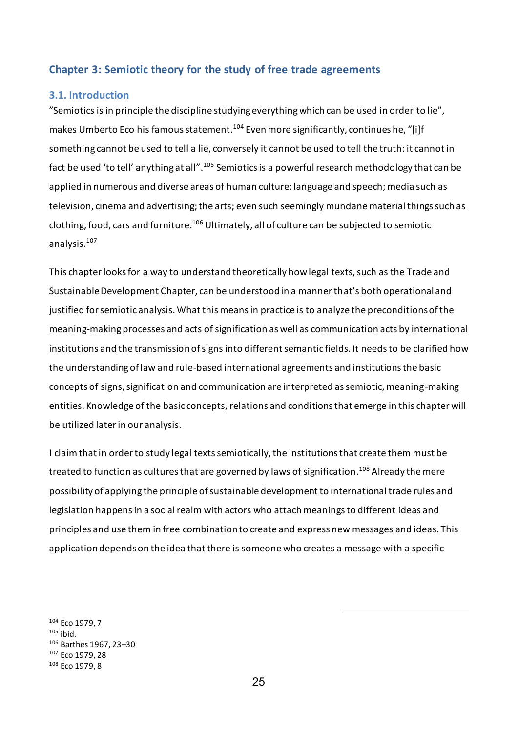## Chapter 3: Semiotic theory for the study of free trade agreements

### 3.1. Introduction

”Semiotics is in principle the discipline studying everything which can be used in order to lie”, makes Umberto Eco his famous statement.[104] Even more significantly, continues he, “[i]f something cannot be used to tell a lie, conversely it cannot be used to tell the truth: it cannot in fact be used ‘to tell’ anything at all”.[105] Semiotics is a powerful research methodology that can be applied in numerous and diverse areas of human culture: language and speech; media such as television, cinema and advertising; the arts; even such seemingly mundane material things such as clothing, food, cars and furniture.[106] Ultimately, all of culture can be subjected to semiotic analysis.[107]

This chapter looks for a way to understand theoretically how legal texts, such as the Trade and Sustainable Development Chapter, can be understood in a manner that’s both operational and justified for semiotic analysis. What this means in practice is to analyze the preconditions of the meaning-making processes and acts of signification as well as communication acts by international institutions and the transmission of signs into different semantic fields. It needs to be clarified how the understanding of law and rule-based international agreements and institutions the basic concepts of signs, signification and communication are interpreted as semiotic, meaning-making entities. Knowledge of the basic concepts, relations and conditions that emerge in this chapter will be utilized later in our analysis.

I claim that in order to study legal texts semiotically, the institutions that create them must be treated to function as cultures that are governed by laws of signification.[108] Already the mere possibility of applying the principle of sustainable development to international trade rules and legislation happens in a social realm with actors who attach meanings to different ideas and principles and use them in free combination to create and express new messages and ideas. This application depends on the idea that there is someone who creates a message with a specific

[104] Eco 1979, 7
[105] ibid.
[106] Barthes 1967, 23–30
[107] Eco 1979, 28
[108] Eco 1979, 8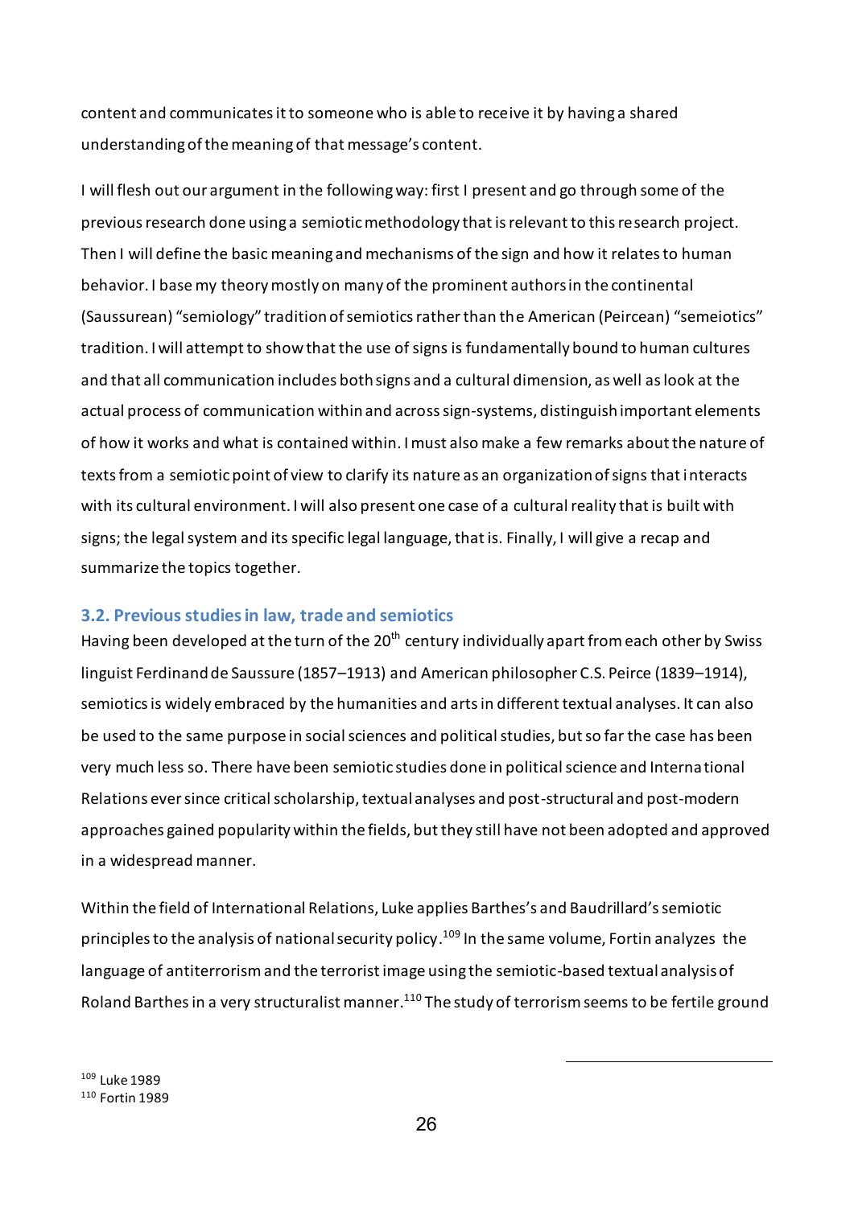content and communicates it to someone who is able to receive it by having a shared understanding of the meaning of that message's content.

I will flesh out our argument in the following way: first I present and go through some of the previous research done using a semiotic methodology that is relevant to this research project. Then I will define the basic meaning and mechanisms of the sign and how it relates to human behavior. I base my theory mostly on many of the prominent authors in the continental (Saussurean) "semiology" tradition of semiotics rather than the American (Peircean) "semeiotics" tradition. I will attempt to show that the use of signs is fundamentally bound to human cultures and that all communication includes both signs and a cultural dimension, as well as look at the actual process of communication within and across sign-systems, distinguish important elements of how it works and what is contained within. I must also make a few remarks about the nature of texts from a semiotic point of view to clarify its nature as an organization of signs that interacts with its cultural environment. I will also present one case of a cultural reality that is built with signs; the legal system and its specific legal language, that is. Finally, I will give a recap and summarize the topics together.

### 3.2. Previous studies in law, trade and semiotics

Having been developed at the turn of the 20th century individually apart from each other by Swiss linguist Ferdinand de Saussure (1857–1913) and American philosopher C.S. Peirce (1839–1914), semiotics is widely embraced by the humanities and arts in different textual analyses. It can also be used to the same purpose in social sciences and political studies, but so far the case has been very much less so. There have been semiotic studies done in political science and International Relations ever since critical scholarship, textual analyses and post-structural and post-modern approaches gained popularity within the fields, but they still have not been adopted and approved in a widespread manner.

Within the field of International Relations, Luke applies Barthes's and Baudrillard's semiotic principles to the analysis of national security policy.[109] In the same volume, Fortin analyzes the language of antiterrorism and the terrorist image using the semiotic-based textual analysis of Roland Barthes in a very structuralist manner.[110] The study of terrorism seems to be fertile ground

[109] Luke 1989
[110] Fortin 1989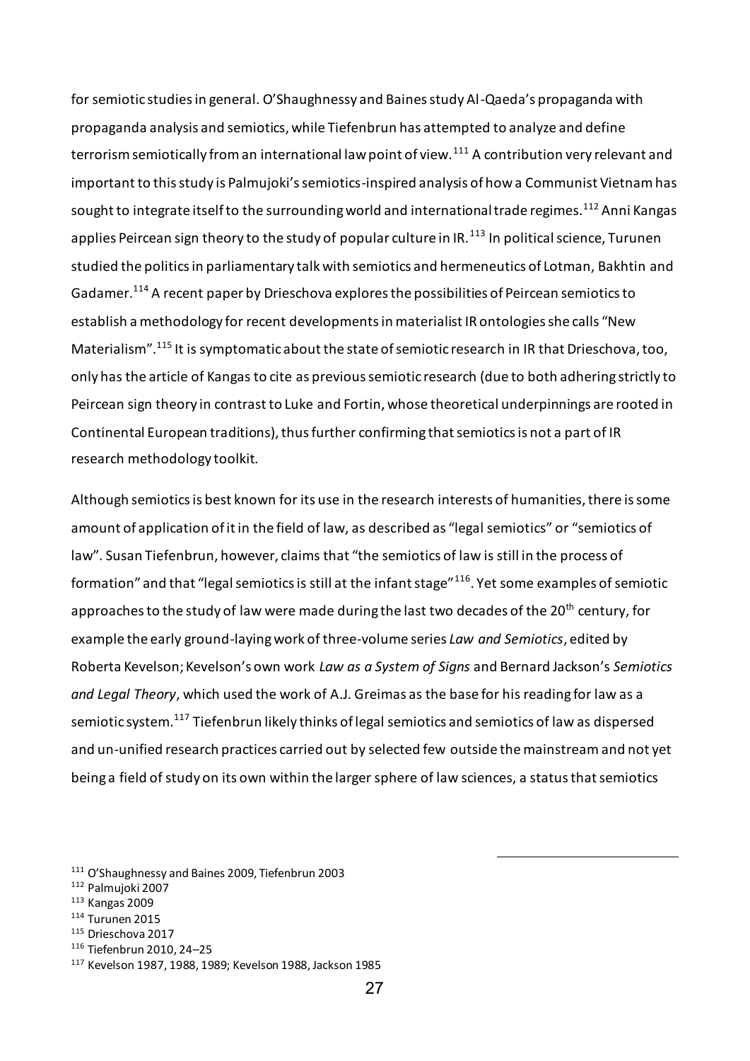for semiotic studies in general. O'Shaughnessy and Baines study Al-Qaeda's propaganda with propaganda analysis and semiotics, while Tiefenbrun has attempted to analyze and define terrorism semiotically from an international law point of view.[111] A contribution very relevant and important to this study is Palmujoki's semiotics-inspired analysis of how a Communist Vietnam has sought to integrate itself to the surrounding world and international trade regimes.[112] Anni Kangas applies Peircean sign theory to the study of popular culture in IR.[113] In political science, Turunen studied the politics in parliamentary talk with semiotics and hermeneutics of Lotman, Bakhtin and Gadamer.[114] A recent paper by Drieschova explores the possibilities of Peircean semiotics to establish a methodology for recent developments in materialist IR ontologies she calls "New Materialism".[115] It is symptomatic about the state of semiotic research in IR that Drieschova, too, only has the article of Kangas to cite as previous semiotic research (due to both adhering strictly to Peircean sign theory in contrast to Luke and Fortin, whose theoretical underpinnings are rooted in Continental European traditions), thus further confirming that semiotics is not a part of IR research methodology toolkit.

Although semiotics is best known for its use in the research interests of humanities, there is some amount of application of it in the field of law, as described as "legal semiotics" or "semiotics of law". Susan Tiefenbrun, however, claims that "the semiotics of law is still in the process of formation" and that "legal semiotics is still at the infant stage"[116]. Yet some examples of semiotic approaches to the study of law were made during the last two decades of the 20th century, for example the early ground-laying work of three-volume series *Law and Semiotics*, edited by Roberta Kevelson; Kevelson's own work *Law as a System of Signs* and Bernard Jackson's *Semiotics and Legal Theory*, which used the work of A.J. Greimas as the base for his reading for law as a semiotic system.[117] Tiefenbrun likely thinks of legal semiotics and semiotics of law as dispersed and un-unified research practices carried out by selected few outside the mainstream and not yet being a field of study on its own within the larger sphere of law sciences, a status that semiotics

[111] O'Shaughnessy and Baines 2009, Tiefenbrun 2003
[112] Palmujoki 2007
[113] Kangas 2009
[114] Turunen 2015
[115] Drieschova 2017
[116] Tiefenbrun 2010, 24–25
[117] Kevelson 1987, 1988, 1989; Kevelson 1988, Jackson 1985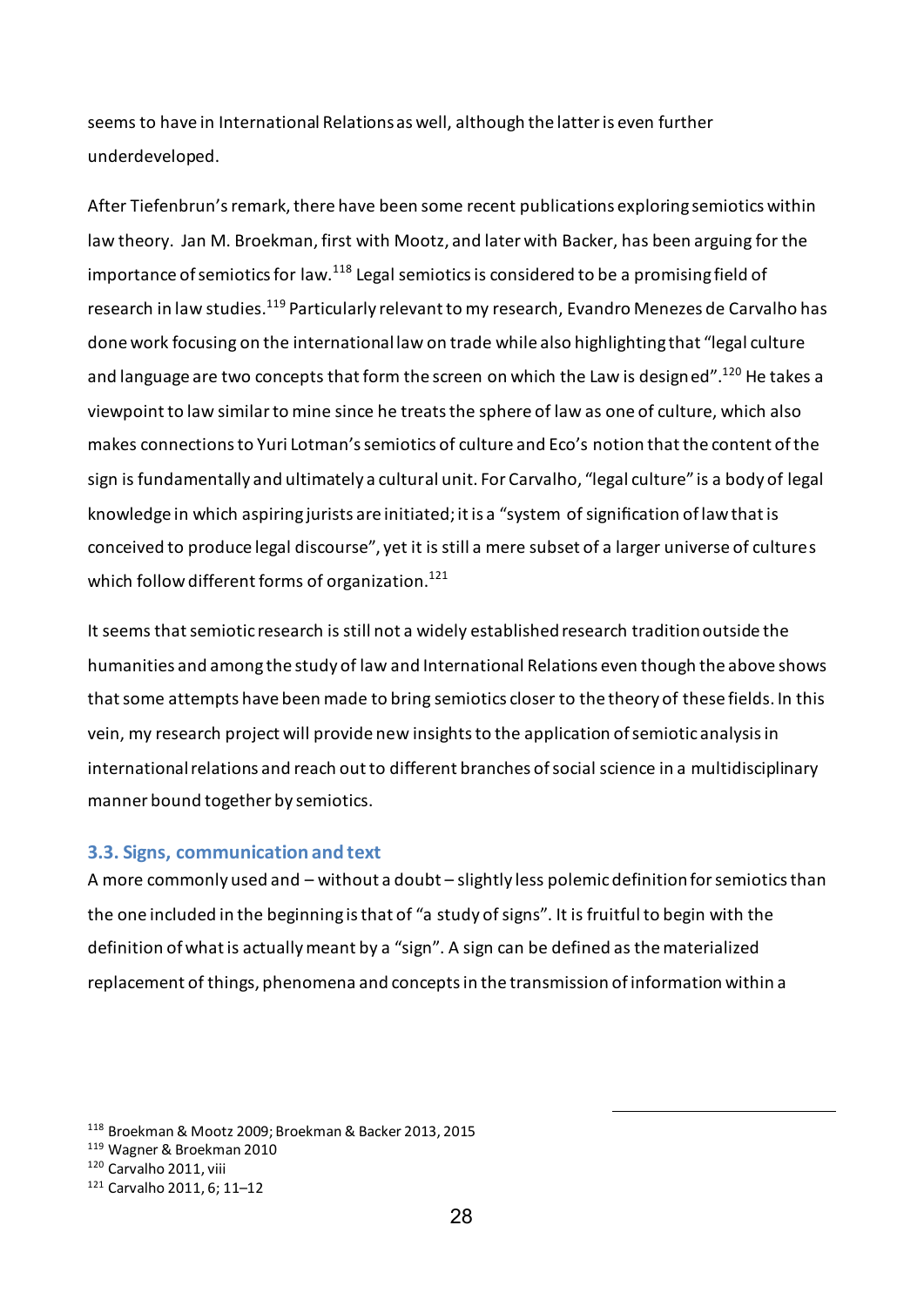seems to have in International Relations as well, although the latter is even further underdeveloped.

After Tiefenbrun's remark, there have been some recent publications exploring semiotics within law theory. Jan M. Broekman, first with Mootz, and later with Backer, has been arguing for the importance of semiotics for law.[118] Legal semiotics is considered to be a promising field of research in law studies.[119] Particularly relevant to my research, Evandro Menezes de Carvalho has done work focusing on the international law on trade while also highlighting that "legal culture and language are two concepts that form the screen on which the Law is designed".[120] He takes a viewpoint to law similar to mine since he treats the sphere of law as one of culture, which also makes connections to Yuri Lotman's semiotics of culture and Eco's notion that the content of the sign is fundamentally and ultimately a cultural unit. For Carvalho, "legal culture" is a body of legal knowledge in which aspiring jurists are initiated; it is a "system of signification of law that is conceived to produce legal discourse", yet it is still a mere subset of a larger universe of cultures which follow different forms of organization.[121]

It seems that semiotic research is still not a widely established research tradition outside the humanities and among the study of law and International Relations even though the above shows that some attempts have been made to bring semiotics closer to the theory of these fields. In this vein, my research project will provide new insights to the application of semiotic analysis in international relations and reach out to different branches of social science in a multidisciplinary manner bound together by semiotics.

### 3.3. Signs, communication and text

A more commonly used and – without a doubt – slightly less polemic definition for semiotics than the one included in the beginning is that of "a study of signs". It is fruitful to begin with the definition of what is actually meant by a "sign". A sign can be defined as the materialized replacement of things, phenomena and concepts in the transmission of information within a

---

[118] Broekman & Mootz 2009; Broekman & Backer 2013, 2015

[119] Wagner & Broekman 2010

[120] Carvalho 2011, viii

[121] Carvalho 2011, 6; 11–12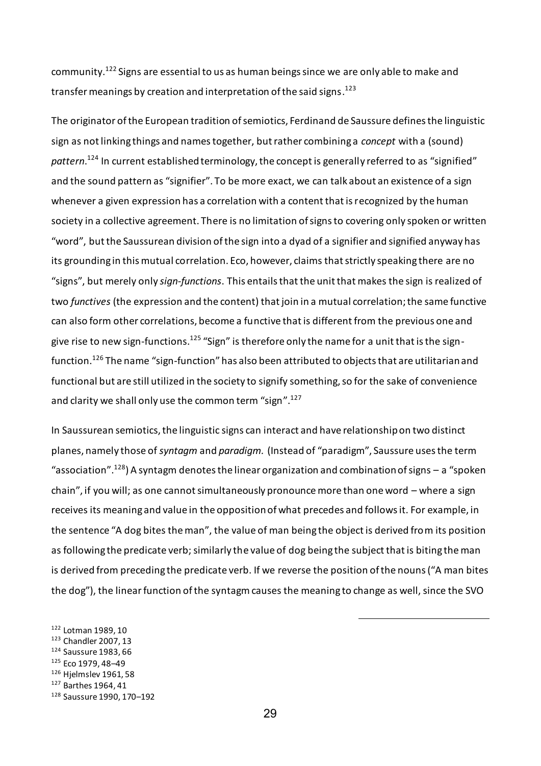community.[122] Signs are essential to us as human beings since we are only able to make and transfer meanings by creation and interpretation of the said signs.[123]

The originator of the European tradition of semiotics, Ferdinand de Saussure defines the linguistic sign as not linking things and names together, but rather combining a *concept* with a (sound) *pattern*.[124] In current established terminology, the concept is generally referred to as "signified" and the sound pattern as "signifier". To be more exact, we can talk about an existence of a sign whenever a given expression has a correlation with a content that is recognized by the human society in a collective agreement. There is no limitation of signs to covering only spoken or written "word", but the Saussurean division of the sign into a dyad of a signifier and signified anyway has its grounding in this mutual correlation. Eco, however, claims that strictly speaking there are no "signs", but merely only *sign-functions*. This entails that the unit that makes the sign is realized of two *functives* (the expression and the content) that join in a mutual correlation; the same functive can also form other correlations, become a functive that is different from the previous one and give rise to new sign-functions.[125] "Sign" is therefore only the name for a unit that is the sign-function.[126] The name "sign-function" has also been attributed to objects that are utilitarian and functional but are still utilized in the society to signify something, so for the sake of convenience and clarity we shall only use the common term "sign".[127]

In Saussurean semiotics, the linguistic signs can interact and have relationship on two distinct planes, namely those of *syntagm* and *paradigm.* (Instead of "paradigm", Saussure uses the term "association".[128]) A syntagm denotes the linear organization and combination of signs – a "spoken chain", if you will; as one cannot simultaneously pronounce more than one word – where a sign receives its meaning and value in the opposition of what precedes and follows it. For example, in the sentence "A dog bites the man", the value of man being the object is derived from its position as following the predicate verb; similarly the value of dog being the subject that is biting the man is derived from preceding the predicate verb. If we reverse the position of the nouns ("A man bites the dog"), the linear function of the syntagm causes the meaning to change as well, since the SVO

---

[122] Lotman 1989, 10
[123] Chandler 2007, 13
[124] Saussure 1983, 66
[125] Eco 1979, 48–49
[126] Hjelmslev 1961, 58
[127] Barthes 1964, 41
[128] Saussure 1990, 170–192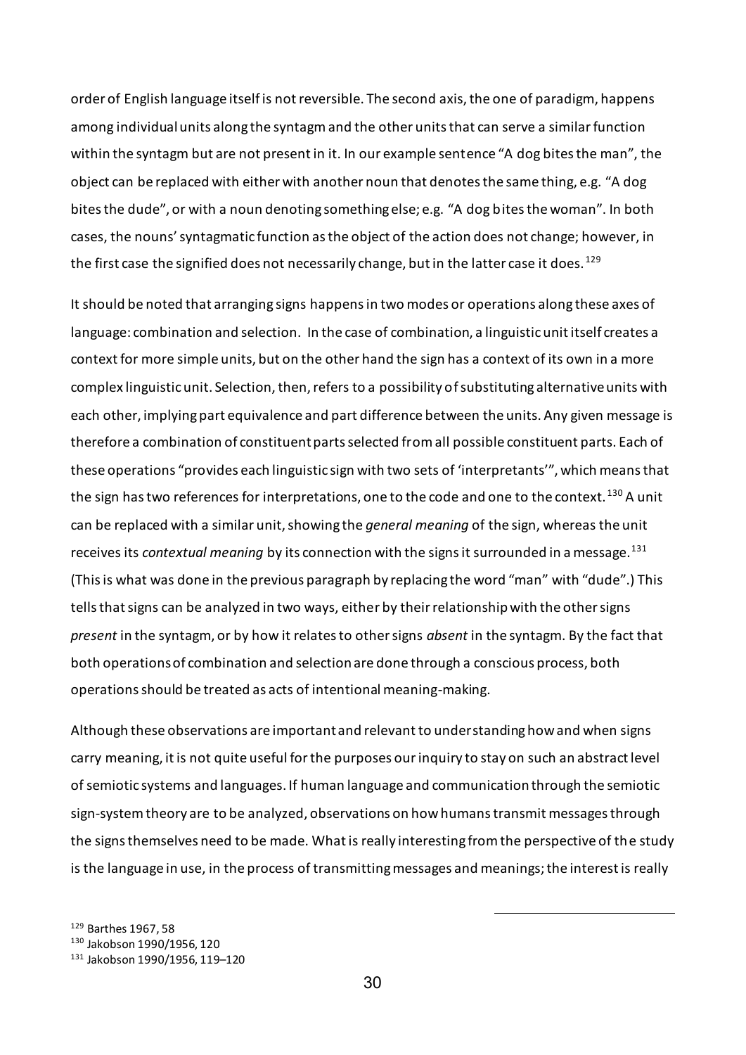order of English language itself is not reversible. The second axis, the one of paradigm, happens among individual units along the syntagm and the other units that can serve a similar function within the syntagm but are not present in it. In our example sentence "A dog bites the man", the object can be replaced with either with another noun that denotes the same thing, e.g. "A dog bites the dude", or with a noun denoting something else; e.g. "A dog bites the woman". In both cases, the nouns' syntagmatic function as the object of the action does not change; however, in the first case the signified does not necessarily change, but in the latter case it does.[129]

It should be noted that arranging signs happens in two modes or operations along these axes of language: combination and selection. In the case of combination, a linguistic unit itself creates a context for more simple units, but on the other hand the sign has a context of its own in a more complex linguistic unit. Selection, then, refers to a possibility of substituting alternative units with each other, implying part equivalence and part difference between the units. Any given message is therefore a combination of constituent parts selected from all possible constituent parts. Each of these operations "provides each linguistic sign with two sets of 'interpretants'", which means that the sign has two references for interpretations, one to the code and one to the context.[130] A unit can be replaced with a similar unit, showing the *general meaning* of the sign, whereas the unit receives its *contextual meaning* by its connection with the signs it surrounded in a message.[131] (This is what was done in the previous paragraph by replacing the word "man" with "dude".) This tells that signs can be analyzed in two ways, either by their relationship with the other signs *present* in the syntagm, or by how it relates to other signs *absent* in the syntagm. By the fact that both operations of combination and selection are done through a conscious process, both operations should be treated as acts of intentional meaning-making.

Although these observations are important and relevant to understanding how and when signs carry meaning, it is not quite useful for the purposes our inquiry to stay on such an abstract level of semiotic systems and languages. If human language and communication through the semiotic sign-system theory are to be analyzed, observations on how humans transmit messages through the signs themselves need to be made. What is really interesting from the perspective of the study is the language in use, in the process of transmitting messages and meanings; the interest is really

[129] Barthes 1967, 58

[130] Jakobson 1990/1956, 120

[131] Jakobson 1990/1956, 119–120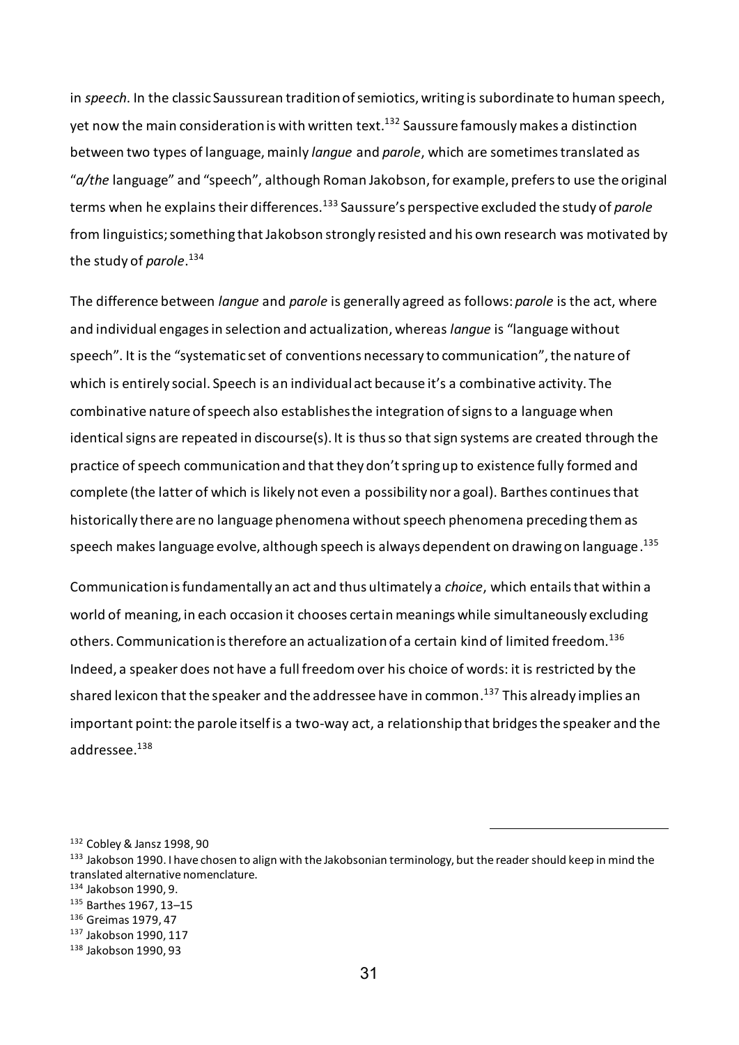in *speech*. In the classic Saussurean tradition of semiotics, writing is subordinate to human speech, yet now the main consideration is with written text.[132] Saussure famously makes a distinction between two types of language, mainly *langue* and *parole*, which are sometimes translated as "*a/the* language" and "speech", although Roman Jakobson, for example, prefers to use the original terms when he explains their differences.[133] Saussure's perspective excluded the study of *parole* from linguistics; something that Jakobson strongly resisted and his own research was motivated by the study of *parole*.[134]

The difference between *langue* and *parole* is generally agreed as follows: *parole* is the act, where and individual engages in selection and actualization, whereas *langue* is "language without speech". It is the "systematic set of conventions necessary to communication", the nature of which is entirely social. Speech is an individual act because it's a combinative activity. The combinative nature of speech also establishes the integration of signs to a language when identical signs are repeated in discourse(s). It is thus so that sign systems are created through the practice of speech communication and that they don't spring up to existence fully formed and complete (the latter of which is likely not even a possibility nor a goal). Barthes continues that historically there are no language phenomena without speech phenomena preceding them as speech makes language evolve, although speech is always dependent on drawing on language.[135]

Communication is fundamentally an act and thus ultimately a *choice*, which entails that within a world of meaning, in each occasion it chooses certain meanings while simultaneously excluding others. Communication is therefore an actualization of a certain kind of limited freedom.[136] Indeed, a speaker does not have a full freedom over his choice of words: it is restricted by the shared lexicon that the speaker and the addressee have in common.[137] This already implies an important point: the parole itself is a two-way act, a relationship that bridges the speaker and the addressee.[138]

---

[132] Cobley & Jansz 1998, 90

[133] Jakobson 1990. I have chosen to align with the Jakobsonian terminology, but the reader should keep in mind the translated alternative nomenclature.

[134] Jakobson 1990, 9.

[135] Barthes 1967, 13–15

[136] Greimas 1979, 47

[137] Jakobson 1990, 117

[138] Jakobson 1990, 93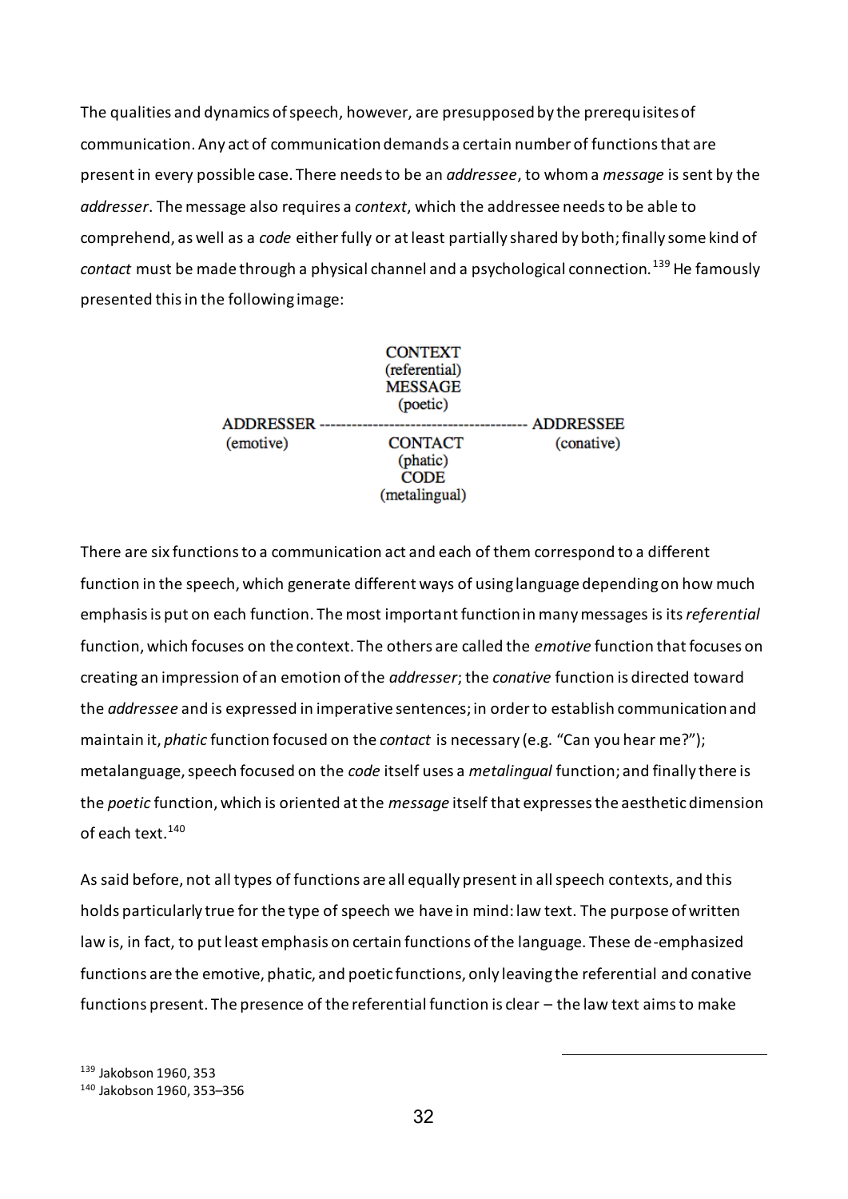The qualities and dynamics of speech, however, are presupposed by the prerequisites of communication. Any act of communication demands a certain number of functions that are present in every possible case. There needs to be an *addressee*, to whom a *message* is sent by the *addresser*. The message also requires a *context*, which the addressee needs to be able to comprehend, as well as a *code* either fully or at least partially shared by both; finally some kind of *contact* must be made through a physical channel and a psychological connection.[139] He famously presented this in the following image:

```
                              CONTEXT
                            (referential)
                              MESSAGE
                              (poetic)
ADDRESSER ---------------------------------------- ADDRESSEE
(emotive)                     CONTACT               (conative)
                              (phatic)
                                CODE
                            (metalingual)
```

There are six functions to a communication act and each of them correspond to a different function in the speech, which generate different ways of using language depending on how much emphasis is put on each function. The most important function in many messages is its *referential* function, which focuses on the context. The others are called the *emotive* function that focuses on creating an impression of an emotion of the *addresser*; the *conative* function is directed toward the *addressee* and is expressed in imperative sentences; in order to establish communication and maintain it, *phatic* function focused on the *contact* is necessary (e.g. "Can you hear me?"); metalanguage, speech focused on the *code* itself uses a *metalingual* function; and finally there is the *poetic* function, which is oriented at the *message* itself that expresses the aesthetic dimension of each text.[140]

As said before, not all types of functions are all equally present in all speech contexts, and this holds particularly true for the type of speech we have in mind: law text. The purpose of written law is, in fact, to put least emphasis on certain functions of the language. These de-emphasized functions are the emotive, phatic, and poetic functions, only leaving the referential and conative functions present. The presence of the referential function is clear – the law text aims to make

[139] Jakobson 1960, 353

[140] Jakobson 1960, 353–356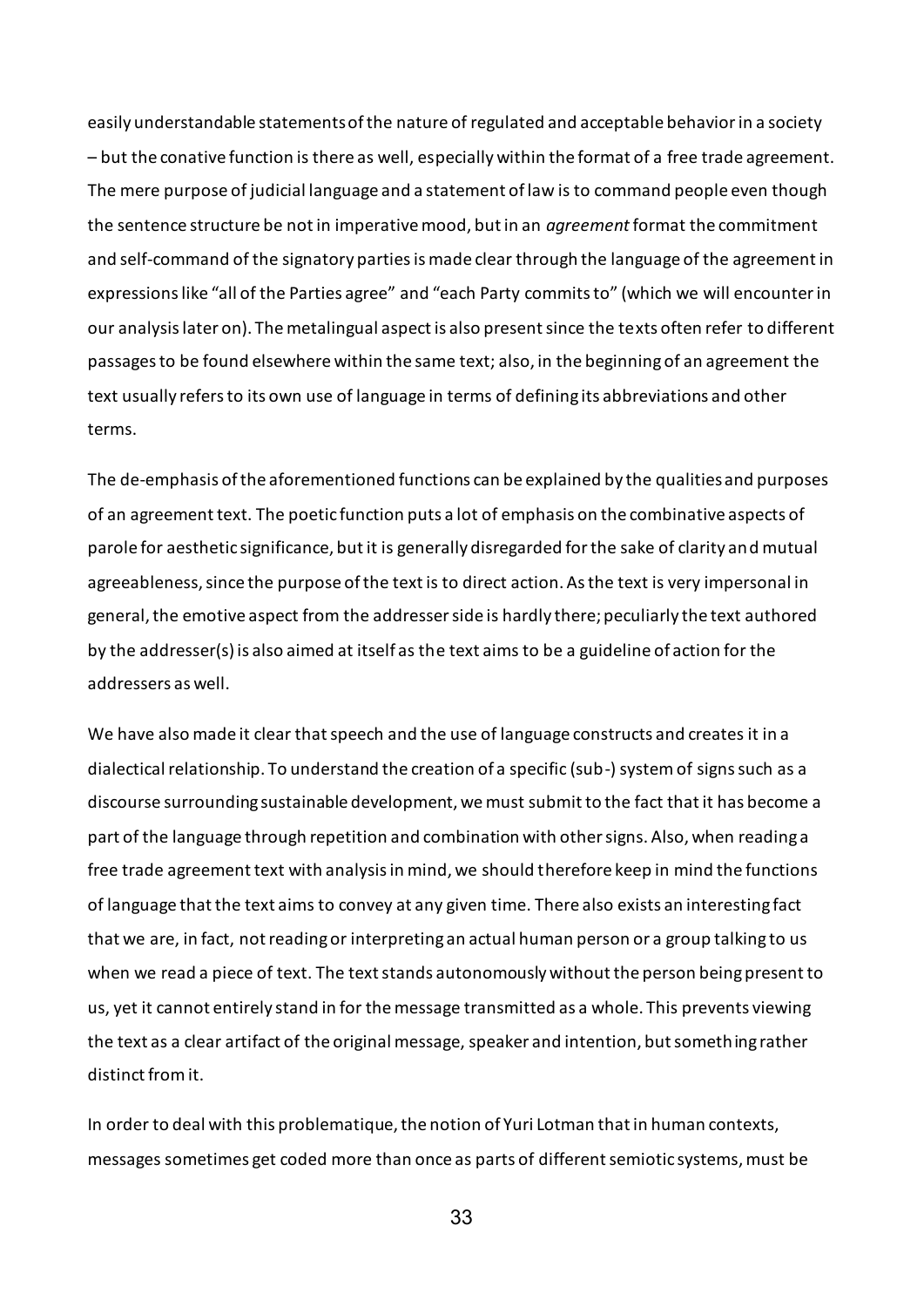easily understandable statements of the nature of regulated and acceptable behavior in a society – but the conative function is there as well, especially within the format of a free trade agreement. The mere purpose of judicial language and a statement of law is to command people even though the sentence structure be not in imperative mood, but in an *agreement* format the commitment and self-command of the signatory parties is made clear through the language of the agreement in expressions like "all of the Parties agree" and "each Party commits to" (which we will encounter in our analysis later on). The metalingual aspect is also present since the texts often refer to different passages to be found elsewhere within the same text; also, in the beginning of an agreement the text usually refers to its own use of language in terms of defining its abbreviations and other terms.

The de-emphasis of the aforementioned functions can be explained by the qualities and purposes of an agreement text. The poetic function puts a lot of emphasis on the combinative aspects of parole for aesthetic significance, but it is generally disregarded for the sake of clarity and mutual agreeableness, since the purpose of the text is to direct action. As the text is very impersonal in general, the emotive aspect from the addresser side is hardly there; peculiarly the text authored by the addresser(s) is also aimed at itself as the text aims to be a guideline of action for the addressers as well.

We have also made it clear that speech and the use of language constructs and creates it in a dialectical relationship. To understand the creation of a specific (sub-) system of signs such as a discourse surrounding sustainable development, we must submit to the fact that it has become a part of the language through repetition and combination with other signs. Also, when reading a free trade agreement text with analysis in mind, we should therefore keep in mind the functions of language that the text aims to convey at any given time. There also exists an interesting fact that we are, in fact, not reading or interpreting an actual human person or a group talking to us when we read a piece of text. The text stands autonomously without the person being present to us, yet it cannot entirely stand in for the message transmitted as a whole. This prevents viewing the text as a clear artifact of the original message, speaker and intention, but something rather distinct from it.

In order to deal with this problematique, the notion of Yuri Lotman that in human contexts, messages sometimes get coded more than once as parts of different semiotic systems, must be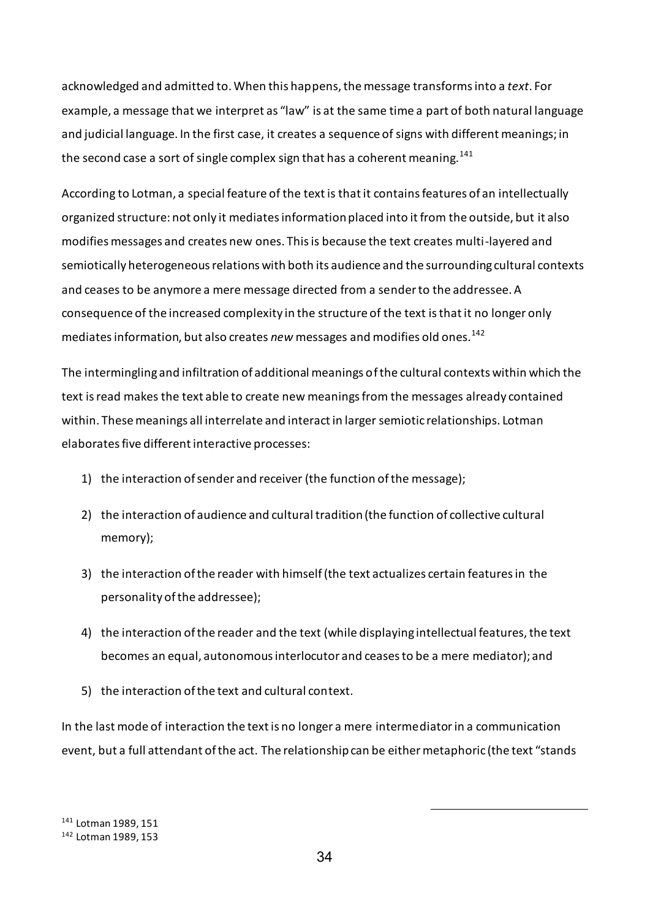acknowledged and admitted to. When this happens, the message transforms into a *text*. For example, a message that we interpret as "law" is at the same time a part of both natural language and judicial language. In the first case, it creates a sequence of signs with different meanings; in the second case a sort of single complex sign that has a coherent meaning.[141]

According to Lotman, a special feature of the text is that it contains features of an intellectually organized structure: not only it mediates information placed into it from the outside, but it also modifies messages and creates new ones. This is because the text creates multi-layered and semiotically heterogeneous relations with both its audience and the surrounding cultural contexts and ceases to be anymore a mere message directed from a sender to the addressee. A consequence of the increased complexity in the structure of the text is that it no longer only mediates information, but also creates *new* messages and modifies old ones.[142]

The intermingling and infiltration of additional meanings of the cultural contexts within which the text is read makes the text able to create new meanings from the messages already contained within. These meanings all interrelate and interact in larger semiotic relationships. Lotman elaborates five different interactive processes:

1) the interaction of sender and receiver (the function of the message);
2) the interaction of audience and cultural tradition (the function of collective cultural memory);
3) the interaction of the reader with himself (the text actualizes certain features in the personality of the addressee);
4) the interaction of the reader and the text (while displaying intellectual features, the text becomes an equal, autonomous interlocutor and ceases to be a mere mediator); and
5) the interaction of the text and cultural context.

In the last mode of interaction the text is no longer a mere intermediator in a communication event, but a full attendant of the act. The relationship can be either metaphoric (the text "stands

[141] Lotman 1989, 151
[142] Lotman 1989, 153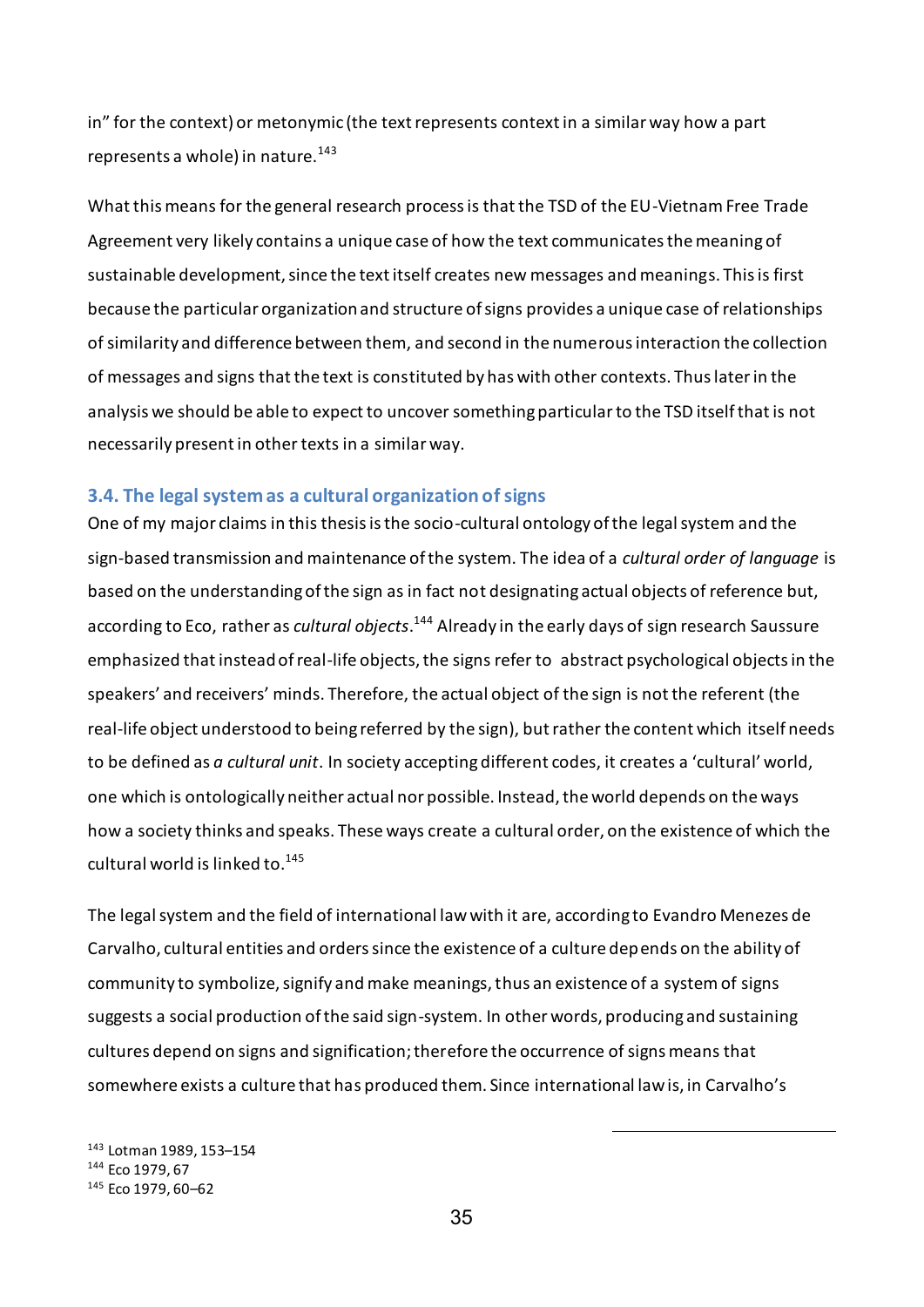in" for the context) or metonymic (the text represents context in a similar way how a part represents a whole) in nature.[143]

What this means for the general research process is that the TSD of the EU-Vietnam Free Trade Agreement very likely contains a unique case of how the text communicates the meaning of sustainable development, since the text itself creates new messages and meanings. This is first because the particular organization and structure of signs provides a unique case of relationships of similarity and difference between them, and second in the numerous interaction the collection of messages and signs that the text is constituted by has with other contexts. Thus later in the analysis we should be able to expect to uncover something particular to the TSD itself that is not necessarily present in other texts in a similar way.

### 3.4. The legal system as a cultural organization of signs

One of my major claims in this thesis is the socio-cultural ontology of the legal system and the sign-based transmission and maintenance of the system. The idea of a *cultural order of language* is based on the understanding of the sign as in fact not designating actual objects of reference but, according to Eco, rather as *cultural objects*.[144] Already in the early days of sign research Saussure emphasized that instead of real-life objects, the signs refer to abstract psychological objects in the speakers' and receivers' minds. Therefore, the actual object of the sign is not the referent (the real-life object understood to being referred by the sign), but rather the content which itself needs to be defined as *a cultural unit*. In society accepting different codes, it creates a 'cultural' world, one which is ontologically neither actual nor possible. Instead, the world depends on the ways how a society thinks and speaks. These ways create a cultural order, on the existence of which the cultural world is linked to.[145]

The legal system and the field of international law with it are, according to Evandro Menezes de Carvalho, cultural entities and orders since the existence of a culture depends on the ability of community to symbolize, signify and make meanings, thus an existence of a system of signs suggests a social production of the said sign-system. In other words, producing and sustaining cultures depend on signs and signification; therefore the occurrence of signs means that somewhere exists a culture that has produced them. Since international law is, in Carvalho's

[143] Lotman 1989, 153–154
[144] Eco 1979, 67
[145] Eco 1979, 60–62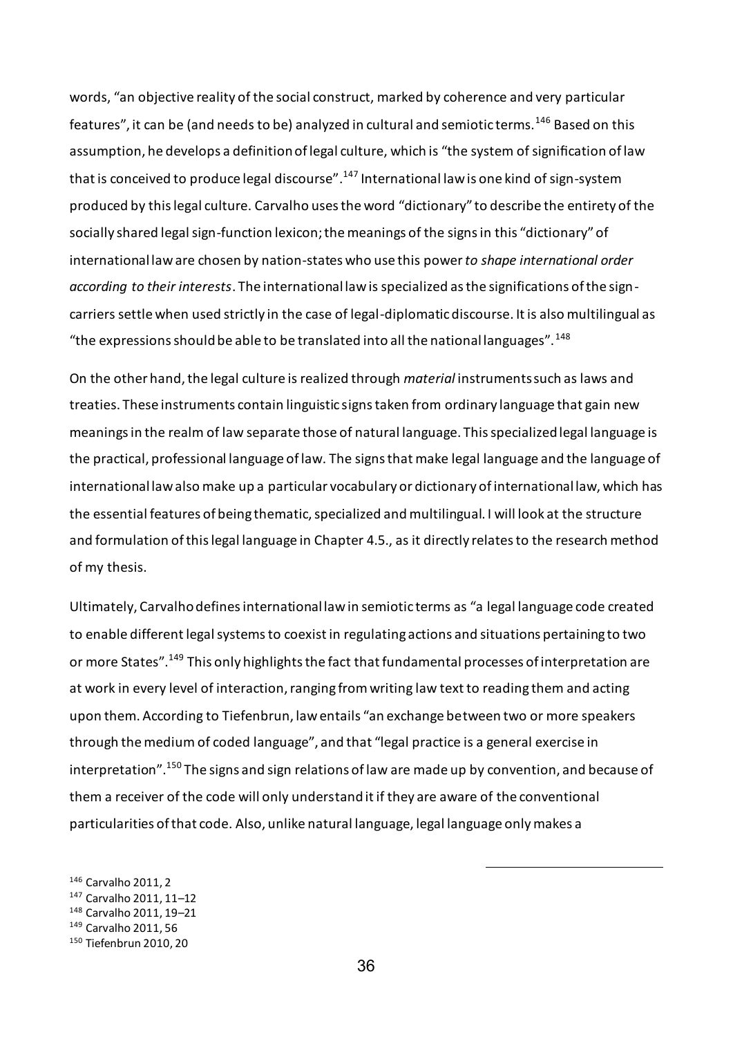words, “an objective reality of the social construct, marked by coherence and very particular features”, it can be (and needs to be) analyzed in cultural and semiotic terms.[146] Based on this assumption, he develops a definition of legal culture, which is “the system of signification of law that is conceived to produce legal discourse”.[147] International law is one kind of sign-system produced by this legal culture. Carvalho uses the word “dictionary” to describe the entirety of the socially shared legal sign-function lexicon; the meanings of the signs in this “dictionary” of international law are chosen by nation-states who use this power *to shape international order according to their interests*. The international law is specialized as the significations of the sign-carriers settle when used strictly in the case of legal-diplomatic discourse. It is also multilingual as “the expressions should be able to be translated into all the national languages”.[148]

On the other hand, the legal culture is realized through *material* instruments such as laws and treaties. These instruments contain linguistic signs taken from ordinary language that gain new meanings in the realm of law separate those of natural language. This specialized legal language is the practical, professional language of law. The signs that make legal language and the language of international law also make up a particular vocabulary or dictionary of international law, which has the essential features of being thematic, specialized and multilingual. I will look at the structure and formulation of this legal language in Chapter 4.5., as it directly relates to the research method of my thesis.

Ultimately, Carvalho defines international law in semiotic terms as “a legal language code created to enable different legal systems to coexist in regulating actions and situations pertaining to two or more States”.[149] This only highlights the fact that fundamental processes of interpretation are at work in every level of interaction, ranging from writing law text to reading them and acting upon them. According to Tiefenbrun, law entails “an exchange between two or more speakers through the medium of coded language”, and that “legal practice is a general exercise in interpretation”.[150] The signs and sign relations of law are made up by convention, and because of them a receiver of the code will only understand it if they are aware of the conventional particularities of that code. Also, unlike natural language, legal language only makes a

[146] Carvalho 2011, 2
[147] Carvalho 2011, 11–12
[148] Carvalho 2011, 19–21
[149] Carvalho 2011, 56
[150] Tiefenbrun 2010, 20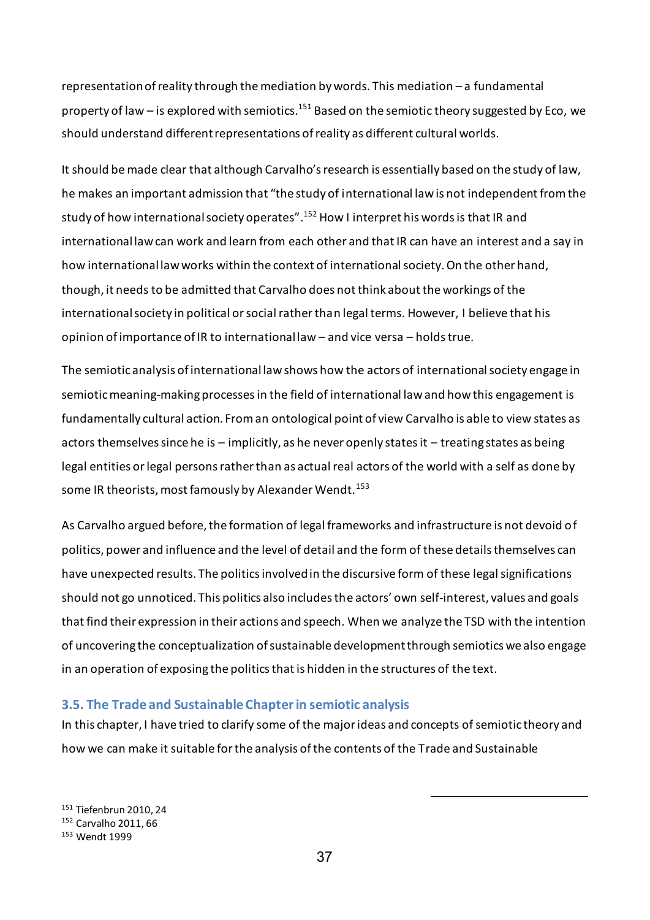representation of reality through the mediation by words. This mediation – a fundamental property of law – is explored with semiotics.[151] Based on the semiotic theory suggested by Eco, we should understand different representations of reality as different cultural worlds.

It should be made clear that although Carvalho's research is essentially based on the study of law, he makes an important admission that "the study of international law is not independent from the study of how international society operates".[152] How I interpret his words is that IR and international law can work and learn from each other and that IR can have an interest and a say in how international law works within the context of international society. On the other hand, though, it needs to be admitted that Carvalho does not think about the workings of the international society in political or social rather than legal terms. However, I believe that his opinion of importance of IR to international law – and vice versa – holds true.

The semiotic analysis of international law shows how the actors of international society engage in semiotic meaning-making processes in the field of international law and how this engagement is fundamentally cultural action. From an ontological point of view Carvalho is able to view states as actors themselves since he is – implicitly, as he never openly states it – treating states as being legal entities or legal persons rather than as actual real actors of the world with a self as done by some IR theorists, most famously by Alexander Wendt.[153]

As Carvalho argued before, the formation of legal frameworks and infrastructure is not devoid of politics, power and influence and the level of detail and the form of these details themselves can have unexpected results. The politics involved in the discursive form of these legal significations should not go unnoticed. This politics also includes the actors' own self-interest, values and goals that find their expression in their actions and speech. When we analyze the TSD with the intention of uncovering the conceptualization of sustainable development through semiotics we also engage in an operation of exposing the politics that is hidden in the structures of the text.

### 3.5. The Trade and Sustainable Chapter in semiotic analysis

In this chapter, I have tried to clarify some of the major ideas and concepts of semiotic theory and how we can make it suitable for the analysis of the contents of the Trade and Sustainable

---

[151] Tiefenbrun 2010, 24
[152] Carvalho 2011, 66
[153] Wendt 1999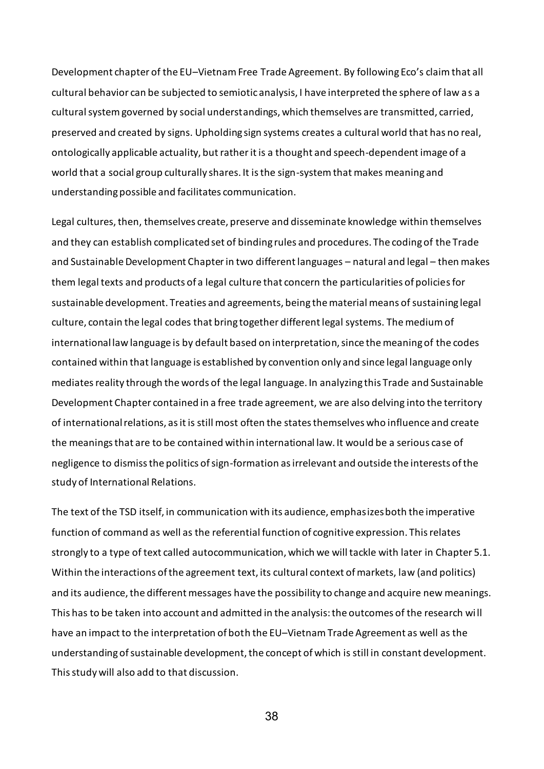Development chapter of the EU–Vietnam Free Trade Agreement. By following Eco's claim that all cultural behavior can be subjected to semiotic analysis, I have interpreted the sphere of law as a cultural system governed by social understandings, which themselves are transmitted, carried, preserved and created by signs. Upholding sign systems creates a cultural world that has no real, ontologically applicable actuality, but rather it is a thought and speech-dependent image of a world that a social group culturally shares. It is the sign-system that makes meaning and understanding possible and facilitates communication.

Legal cultures, then, themselves create, preserve and disseminate knowledge within themselves and they can establish complicated set of binding rules and procedures. The coding of the Trade and Sustainable Development Chapter in two different languages – natural and legal – then makes them legal texts and products of a legal culture that concern the particularities of policies for sustainable development. Treaties and agreements, being the material means of sustaining legal culture, contain the legal codes that bring together different legal systems. The medium of international law language is by default based on interpretation, since the meaning of the codes contained within that language is established by convention only and since legal language only mediates reality through the words of the legal language. In analyzing this Trade and Sustainable Development Chapter contained in a free trade agreement, we are also delving into the territory of international relations, as it is still most often the states themselves who influence and create the meanings that are to be contained within international law. It would be a serious case of negligence to dismiss the politics of sign-formation as irrelevant and outside the interests of the study of International Relations.

The text of the TSD itself, in communication with its audience, emphasizes both the imperative function of command as well as the referential function of cognitive expression. This relates strongly to a type of text called autocommunication, which we will tackle with later in Chapter 5.1. Within the interactions of the agreement text, its cultural context of markets, law (and politics) and its audience, the different messages have the possibility to change and acquire new meanings. This has to be taken into account and admitted in the analysis: the outcomes of the research will have an impact to the interpretation of both the EU–Vietnam Trade Agreement as well as the understanding of sustainable development, the concept of which is still in constant development. This study will also add to that discussion.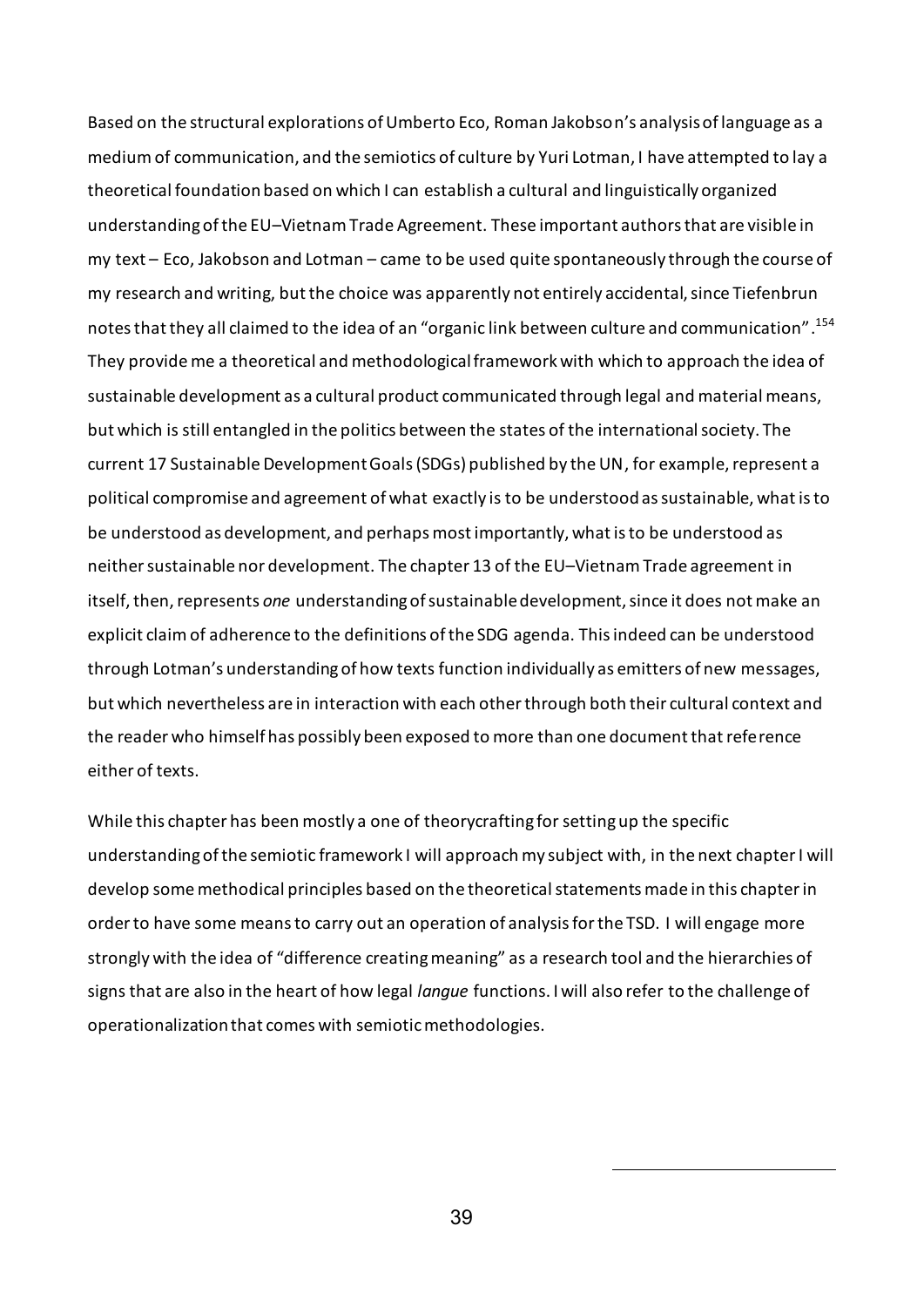Based on the structural explorations of Umberto Eco, Roman Jakobson's analysis of language as a medium of communication, and the semiotics of culture by Yuri Lotman, I have attempted to lay a theoretical foundation based on which I can establish a cultural and linguistically organized understanding of the EU–Vietnam Trade Agreement. These important authors that are visible in my text – Eco, Jakobson and Lotman – came to be used quite spontaneously through the course of my research and writing, but the choice was apparently not entirely accidental, since Tiefenbrun notes that they all claimed to the idea of an "organic link between culture and communication".[154] They provide me a theoretical and methodological framework with which to approach the idea of sustainable development as a cultural product communicated through legal and material means, but which is still entangled in the politics between the states of the international society. The current 17 Sustainable Development Goals (SDGs) published by the UN, for example, represent a political compromise and agreement of what exactly is to be understood as sustainable, what is to be understood as development, and perhaps most importantly, what is to be understood as neither sustainable nor development. The chapter 13 of the EU–Vietnam Trade agreement in itself, then, represents *one* understanding of sustainable development, since it does not make an explicit claim of adherence to the definitions of the SDG agenda. This indeed can be understood through Lotman's understanding of how texts function individually as emitters of new messages, but which nevertheless are in interaction with each other through both their cultural context and the reader who himself has possibly been exposed to more than one document that reference either of texts.

While this chapter has been mostly a one of theorycrafting for setting up the specific understanding of the semiotic framework I will approach my subject with, in the next chapter I will develop some methodical principles based on the theoretical statements made in this chapter in order to have some means to carry out an operation of analysis for the TSD. I will engage more strongly with the idea of "difference creating meaning" as a research tool and the hierarchies of signs that are also in the heart of how legal *langue* functions. I will also refer to the challenge of operationalization that comes with semiotic methodologies.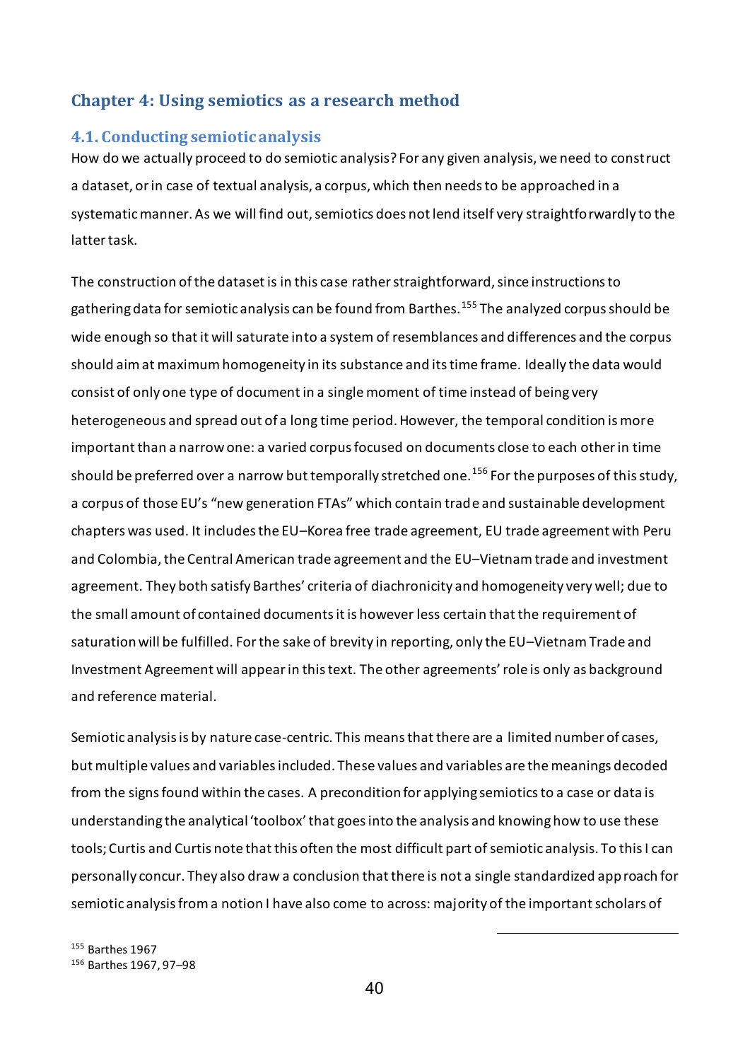## Chapter 4: Using semiotics as a research method

### 4.1. Conducting semiotic analysis

How do we actually proceed to do semiotic analysis? For any given analysis, we need to construct a dataset, or in case of textual analysis, a corpus, which then needs to be approached in a systematic manner. As we will find out, semiotics does not lend itself very straightforwardly to the latter task.

The construction of the dataset is in this case rather straightforward, since instructions to gathering data for semiotic analysis can be found from Barthes.[155] The analyzed corpus should be wide enough so that it will saturate into a system of resemblances and differences and the corpus should aim at maximum homogeneity in its substance and its time frame. Ideally the data would consist of only one type of document in a single moment of time instead of being very heterogeneous and spread out of a long time period. However, the temporal condition is more important than a narrow one: a varied corpus focused on documents close to each other in time should be preferred over a narrow but temporally stretched one.[156] For the purposes of this study, a corpus of those EU's "new generation FTAs" which contain trade and sustainable development chapters was used. It includes the EU–Korea free trade agreement, EU trade agreement with Peru and Colombia, the Central American trade agreement and the EU–Vietnam trade and investment agreement. They both satisfy Barthes' criteria of diachronicity and homogeneity very well; due to the small amount of contained documents it is however less certain that the requirement of saturation will be fulfilled. For the sake of brevity in reporting, only the EU–Vietnam Trade and Investment Agreement will appear in this text. The other agreements' role is only as background and reference material.

Semiotic analysis is by nature case-centric. This means that there are a limited number of cases, but multiple values and variables included. These values and variables are the meanings decoded from the signs found within the cases. A precondition for applying semiotics to a case or data is understanding the analytical 'toolbox' that goes into the analysis and knowing how to use these tools; Curtis and Curtis note that this often the most difficult part of semiotic analysis. To this I can personally concur. They also draw a conclusion that there is not a single standardized approach for semiotic analysis from a notion I have also come to across: majority of the important scholars of

---

[155] Barthes 1967

[156] Barthes 1967, 97–98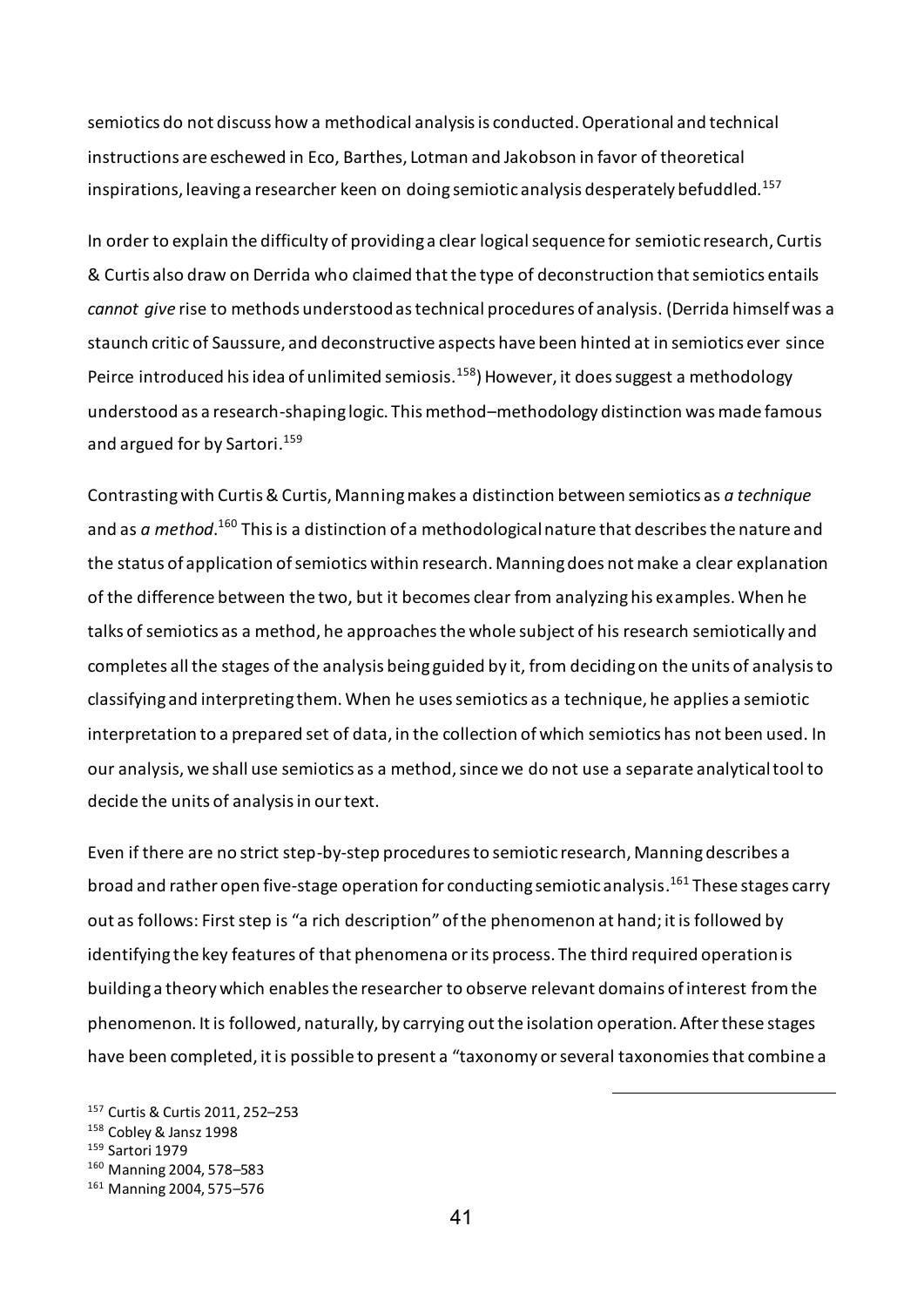semiotics do not discuss how a methodical analysis is conducted. Operational and technical instructions are eschewed in Eco, Barthes, Lotman and Jakobson in favor of theoretical inspirations, leaving a researcher keen on doing semiotic analysis desperately befuddled.[157]

In order to explain the difficulty of providing a clear logical sequence for semiotic research, Curtis & Curtis also draw on Derrida who claimed that the type of deconstruction that semiotics entails *cannot give* rise to methods understood as technical procedures of analysis. (Derrida himself was a staunch critic of Saussure, and deconstructive aspects have been hinted at in semiotics ever since Peirce introduced his idea of unlimited semiosis.[158]) However, it does suggest a methodology understood as a research-shaping logic. This method–methodology distinction was made famous and argued for by Sartori.[159]

Contrasting with Curtis & Curtis, Manning makes a distinction between semiotics as *a technique* and as *a method*.[160] This is a distinction of a methodological nature that describes the nature and the status of application of semiotics within research. Manning does not make a clear explanation of the difference between the two, but it becomes clear from analyzing his examples. When he talks of semiotics as a method, he approaches the whole subject of his research semiotically and completes all the stages of the analysis being guided by it, from deciding on the units of analysis to classifying and interpreting them. When he uses semiotics as a technique, he applies a semiotic interpretation to a prepared set of data, in the collection of which semiotics has not been used. In our analysis, we shall use semiotics as a method, since we do not use a separate analytical tool to decide the units of analysis in our text.

Even if there are no strict step-by-step procedures to semiotic research, Manning describes a broad and rather open five-stage operation for conducting semiotic analysis.[161] These stages carry out as follows: First step is "a rich description" of the phenomenon at hand; it is followed by identifying the key features of that phenomena or its process. The third required operation is building a theory which enables the researcher to observe relevant domains of interest from the phenomenon. It is followed, naturally, by carrying out the isolation operation. After these stages have been completed, it is possible to present a "taxonomy or several taxonomies that combine a

[157] Curtis & Curtis 2011, 252–253
[158] Cobley & Jansz 1998
[159] Sartori 1979
[160] Manning 2004, 578–583
[161] Manning 2004, 575–576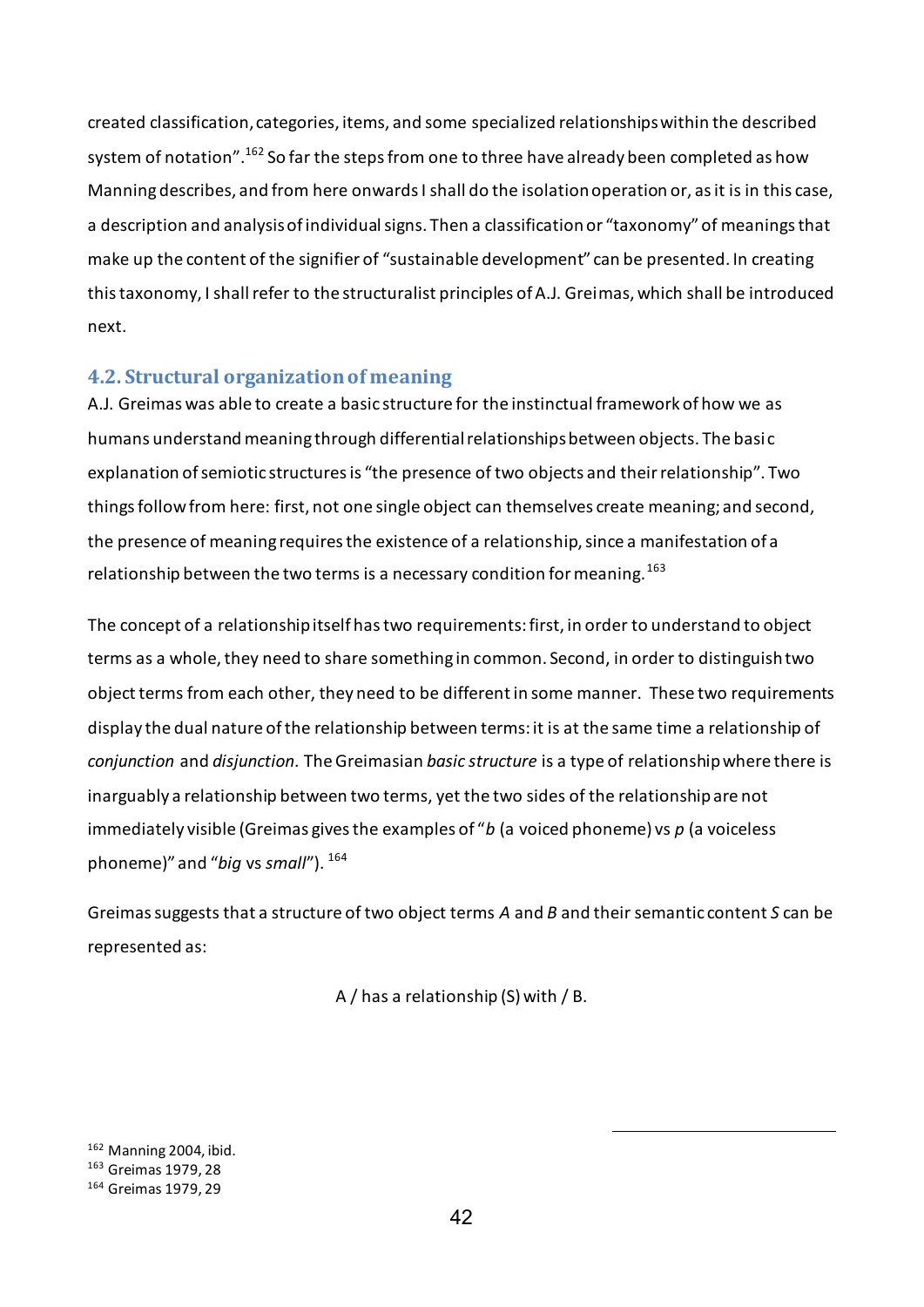created classification, categories, items, and some specialized relationships within the described system of notation".[162] So far the steps from one to three have already been completed as how Manning describes, and from here onwards I shall do the isolation operation or, as it is in this case, a description and analysis of individual signs. Then a classification or "taxonomy" of meanings that make up the content of the signifier of "sustainable development" can be presented. In creating this taxonomy, I shall refer to the structuralist principles of A.J. Greimas, which shall be introduced next.

## 4.2. Structural organization of meaning

A.J. Greimas was able to create a basic structure for the instinctual framework of how we as humans understand meaning through differential relationships between objects. The basic explanation of semiotic structures is "the presence of two objects and their relationship". Two things follow from here: first, not one single object can themselves create meaning; and second, the presence of meaning requires the existence of a relationship, since a manifestation of a relationship between the two terms is a necessary condition for meaning.[163]

The concept of a relationship itself has two requirements: first, in order to understand to object terms as a whole, they need to share something in common. Second, in order to distinguish two object terms from each other, they need to be different in some manner. These two requirements display the dual nature of the relationship between terms: it is at the same time a relationship of *conjunction* and *disjunction*. The Greimasian *basic structure* is a type of relationship where there is inarguably a relationship between two terms, yet the two sides of the relationship are not immediately visible (Greimas gives the examples of "*b* (a voiced phoneme) vs *p* (a voiceless phoneme)" and "*big* vs *small*").[164]

Greimas suggests that a structure of two object terms *A* and *B* and their semantic content *S* can be represented as:

A / has a relationship (S) with / B.

[162] Manning 2004, ibid.
[163] Greimas 1979, 28
[164] Greimas 1979, 29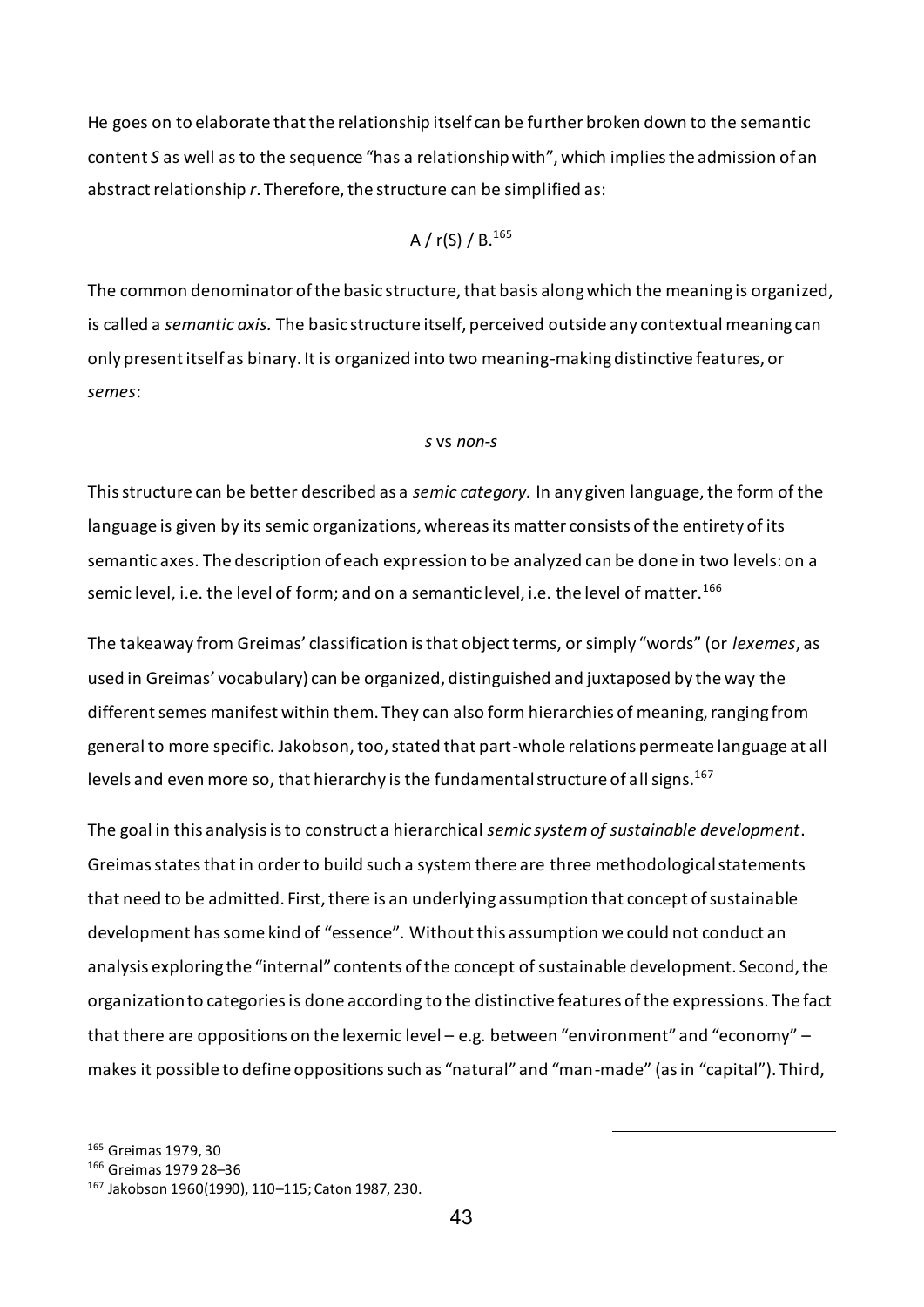He goes on to elaborate that the relationship itself can be further broken down to the semantic content *S* as well as to the sequence "has a relationship with", which implies the admission of an abstract relationship *r*. Therefore, the structure can be simplified as:

$$A \,/\, r(S) \,/\, B.$$ [165]

The common denominator of the basic structure, that basis along which the meaning is organized, is called a *semantic axis.* The basic structure itself, perceived outside any contextual meaning can only present itself as binary. It is organized into two meaning-making distinctive features, or *semes*:

*s* vs *non-s*

This structure can be better described as a *semic category.* In any given language, the form of the language is given by its semic organizations, whereas its matter consists of the entirety of its semantic axes. The description of each expression to be analyzed can be done in two levels: on a semic level, i.e. the level of form; and on a semantic level, i.e. the level of matter.[166]

The takeaway from Greimas' classification is that object terms, or simply "words" (or *lexemes*, as used in Greimas' vocabulary) can be organized, distinguished and juxtaposed by the way the different semes manifest within them. They can also form hierarchies of meaning, ranging from general to more specific. Jakobson, too, stated that part-whole relations permeate language at all levels and even more so, that hierarchy is the fundamental structure of all signs.[167]

The goal in this analysis is to construct a hierarchical *semic system of sustainable development*. Greimas states that in order to build such a system there are three methodological statements that need to be admitted. First, there is an underlying assumption that concept of sustainable development has some kind of "essence". Without this assumption we could not conduct an analysis exploring the "internal" contents of the concept of sustainable development. Second, the organization to categories is done according to the distinctive features of the expressions. The fact that there are oppositions on the lexemic level – e.g. between "environment" and "economy" – makes it possible to define oppositions such as "natural" and "man-made" (as in "capital"). Third,

[165] Greimas 1979, 30

[166] Greimas 1979 28–36

[167] Jakobson 1960(1990), 110–115; Caton 1987, 230.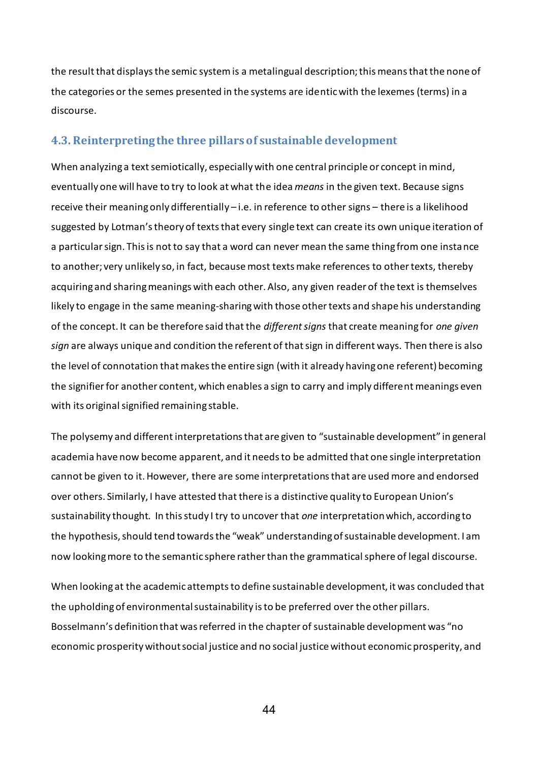the result that displays the semic system is a metalingual description; this means that the none of the categories or the semes presented in the systems are identic with the lexemes (terms) in a discourse.

## 4.3. Reinterpreting the three pillars of sustainable development

When analyzing a text semiotically, especially with one central principle or concept in mind, eventually one will have to try to look at what the idea *means* in the given text. Because signs receive their meaning only differentially – i.e. in reference to other signs – there is a likelihood suggested by Lotman's theory of texts that every single text can create its own unique iteration of a particular sign. This is not to say that a word can never mean the same thing from one instance to another; very unlikely so, in fact, because most texts make references to other texts, thereby acquiring and sharing meanings with each other. Also, any given reader of the text is themselves likely to engage in the same meaning-sharing with those other texts and shape his understanding of the concept. It can be therefore said that the *different signs* that create meaning for *one given sign* are always unique and condition the referent of that sign in different ways. Then there is also the level of connotation that makes the entire sign (with it already having one referent) becoming the signifier for another content, which enables a sign to carry and imply different meanings even with its original signified remaining stable.

The polysemy and different interpretations that are given to "sustainable development" in general academia have now become apparent, and it needs to be admitted that one single interpretation cannot be given to it. However, there are some interpretations that are used more and endorsed over others. Similarly, I have attested that there is a distinctive quality to European Union's sustainability thought. In this study I try to uncover that *one* interpretation which, according to the hypothesis, should tend towards the "weak" understanding of sustainable development. I am now looking more to the semantic sphere rather than the grammatical sphere of legal discourse.

When looking at the academic attempts to define sustainable development, it was concluded that the upholding of environmental sustainability is to be preferred over the other pillars. Bosselmann's definition that was referred in the chapter of sustainable development was "no economic prosperity without social justice and no social justice without economic prosperity, and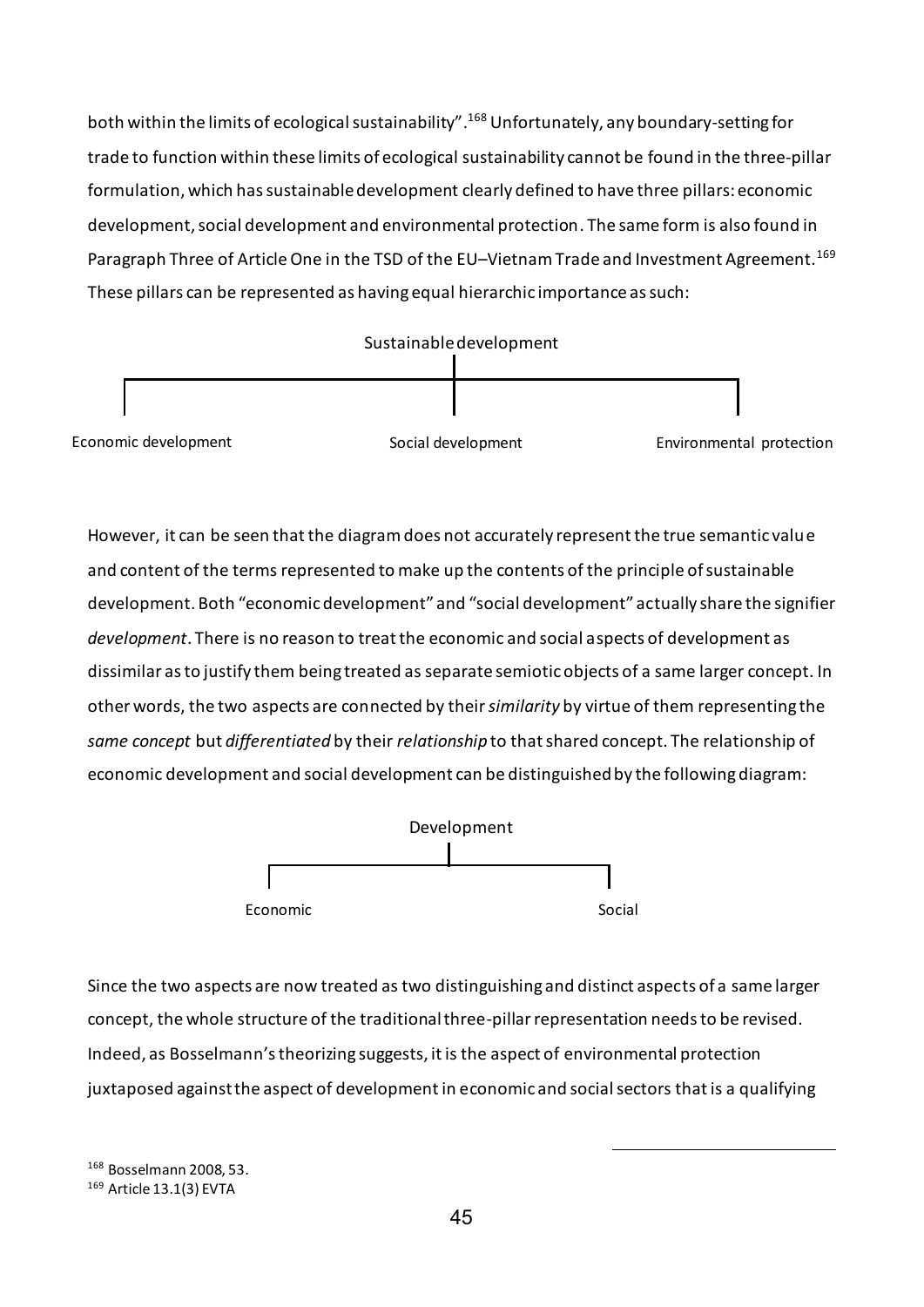both within the limits of ecological sustainability".[168] Unfortunately, any boundary-setting for trade to function within these limits of ecological sustainability cannot be found in the three-pillar formulation, which has sustainable development clearly defined to have three pillars: economic development, social development and environmental protection. The same form is also found in Paragraph Three of Article One in the TSD of the EU–Vietnam Trade and Investment Agreement.[169] These pillars can be represented as having equal hierarchic importance as such:

Sustainable development

Economic development | Social development | Environmental protection

However, it can be seen that the diagram does not accurately represent the true semantic value and content of the terms represented to make up the contents of the principle of sustainable development. Both "economic development" and "social development" actually share the signifier *development*. There is no reason to treat the economic and social aspects of development as dissimilar as to justify them being treated as separate semiotic objects of a same larger concept. In other words, the two aspects are connected by their *similarity* by virtue of them representing the *same concept* but *differentiated* by their *relationship* to that shared concept. The relationship of economic development and social development can be distinguished by the following diagram:

Development

Economic | Social

Since the two aspects are now treated as two distinguishing and distinct aspects of a same larger concept, the whole structure of the traditional three-pillar representation needs to be revised. Indeed, as Bosselmann's theorizing suggests, it is the aspect of environmental protection juxtaposed against the aspect of development in economic and social sectors that is a qualifying

[168] Bosselmann 2008, 53.

[169] Article 13.1(3) EVTA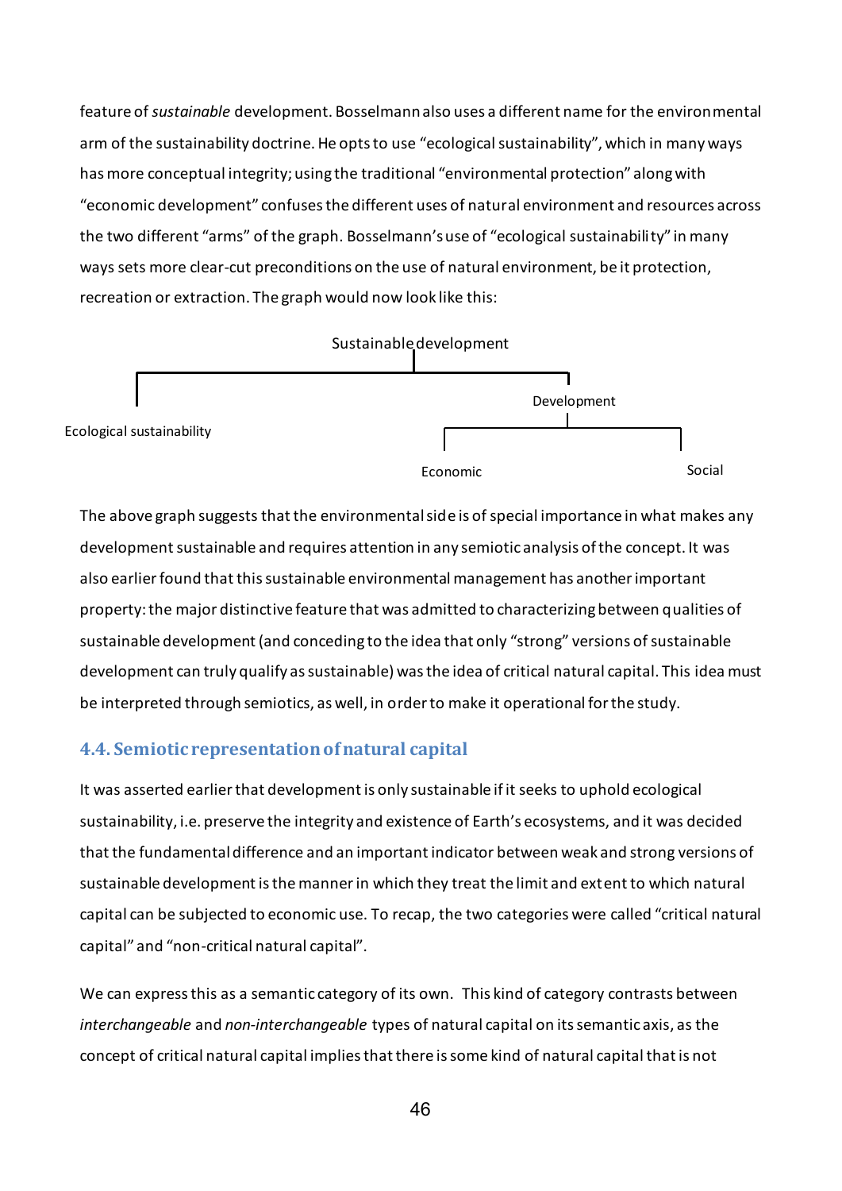feature of *sustainable* development. Bosselmann also uses a different name for the environmental arm of the sustainability doctrine. He opts to use "ecological sustainability", which in many ways has more conceptual integrity; using the traditional "environmental protection" along with "economic development" confuses the different uses of natural environment and resources across the two different "arms" of the graph. Bosselmann's use of "ecological sustainability" in many ways sets more clear-cut preconditions on the use of natural environment, be it protection, recreation or extraction. The graph would now look like this:

- Sustainable development
  - Ecological sustainability
  - Development
    - Economic
    - Social

The above graph suggests that the environmental side is of special importance in what makes any development sustainable and requires attention in any semiotic analysis of the concept. It was also earlier found that this sustainable environmental management has another important property: the major distinctive feature that was admitted to characterizing between qualities of sustainable development (and conceding to the idea that only "strong" versions of sustainable development can truly qualify as sustainable) was the idea of critical natural capital. This idea must be interpreted through semiotics, as well, in order to make it operational for the study.

### 4.4. Semiotic representation of natural capital

It was asserted earlier that development is only sustainable if it seeks to uphold ecological sustainability, i.e. preserve the integrity and existence of Earth's ecosystems, and it was decided that the fundamental difference and an important indicator between weak and strong versions of sustainable development is the manner in which they treat the limit and extent to which natural capital can be subjected to economic use. To recap, the two categories were called "critical natural capital" and "non-critical natural capital".

We can express this as a semantic category of its own. This kind of category contrasts between *interchangeable* and *non-interchangeable* types of natural capital on its semantic axis, as the concept of critical natural capital implies that there is some kind of natural capital that is not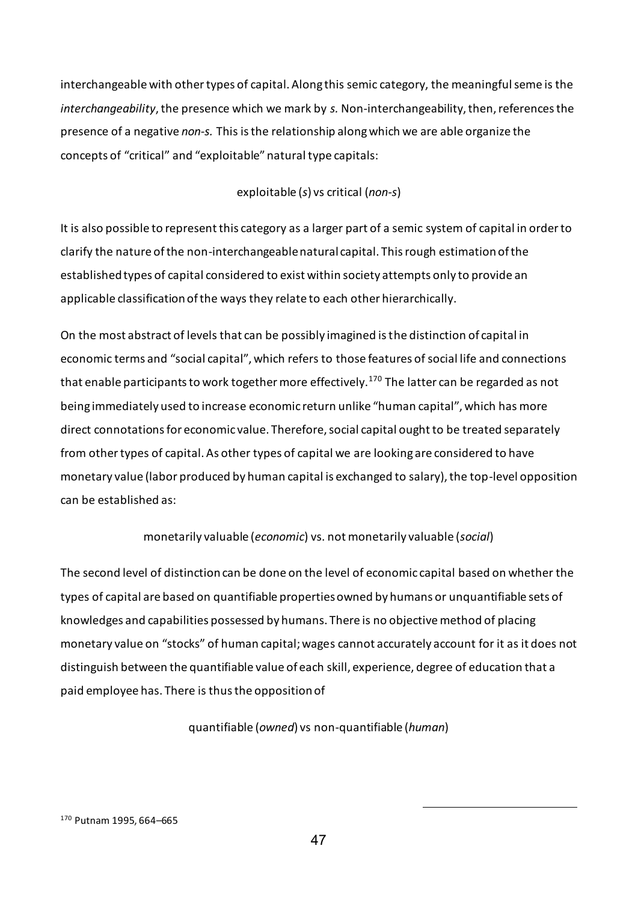interchangeable with other types of capital. Along this semic category, the meaningful seme is the *interchangeability*, the presence which we mark by *s.* Non-interchangeability, then, references the presence of a negative *non-s.* This is the relationship along which we are able organize the concepts of "critical" and "exploitable" natural type capitals:

exploitable (*s*) vs critical (*non-s*)

It is also possible to represent this category as a larger part of a semic system of capital in order to clarify the nature of the non-interchangeable natural capital. This rough estimation of the established types of capital considered to exist within society attempts only to provide an applicable classification of the ways they relate to each other hierarchically.

On the most abstract of levels that can be possibly imagined is the distinction of capital in economic terms and "social capital", which refers to those features of social life and connections that enable participants to work together more effectively.[170] The latter can be regarded as not being immediately used to increase economic return unlike "human capital", which has more direct connotations for economic value. Therefore, social capital ought to be treated separately from other types of capital. As other types of capital we are looking are considered to have monetary value (labor produced by human capital is exchanged to salary), the top-level opposition can be established as:

monetarily valuable (*economic*) vs. not monetarily valuable (*social*)

The second level of distinction can be done on the level of economic capital based on whether the types of capital are based on quantifiable properties owned by humans or unquantifiable sets of knowledges and capabilities possessed by humans. There is no objective method of placing monetary value on "stocks" of human capital; wages cannot accurately account for it as it does not distinguish between the quantifiable value of each skill, experience, degree of education that a paid employee has. There is thus the opposition of

quantifiable (*owned*) vs non-quantifiable (*human*)

[170] Putnam 1995, 664–665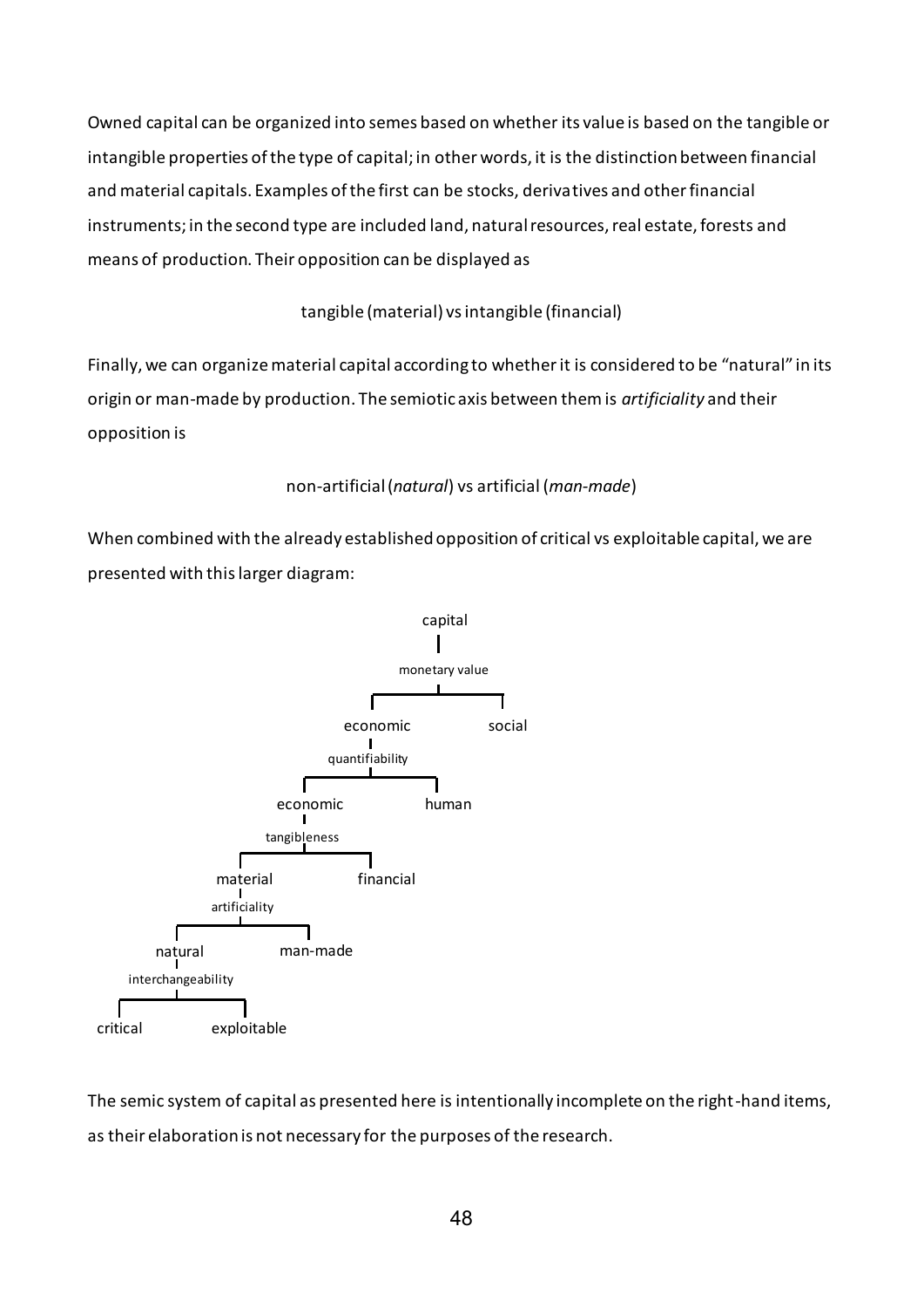Owned capital can be organized into semes based on whether its value is based on the tangible or intangible properties of the type of capital; in other words, it is the distinction between financial and material capitals. Examples of the first can be stocks, derivatives and other financial instruments; in the second type are included land, natural resources, real estate, forests and means of production. Their opposition can be displayed as

tangible (material) vs intangible (financial)

Finally, we can organize material capital according to whether it is considered to be "natural" in its origin or man-made by production. The semiotic axis between them is *artificiality* and their opposition is

non-artificial (*natural*) vs artificial (*man-made*)

When combined with the already established opposition of critical vs exploitable capital, we are presented with this larger diagram:

```
capital
└── monetary value
    ├── economic
    │   └── quantifiability
    │       ├── economic
    │       │   └── tangibleness
    │       │       ├── material
    │       │       │   └── artificiality
    │       │       │       ├── natural
    │       │       │       │   └── interchangeability
    │       │       │       │       ├── critical
    │       │       │       │       └── exploitable
    │       │       │       └── man-made
    │       │       └── financial
    │       └── human
    └── social
```

The semic system of capital as presented here is intentionally incomplete on the right-hand items, as their elaboration is not necessary for the purposes of the research.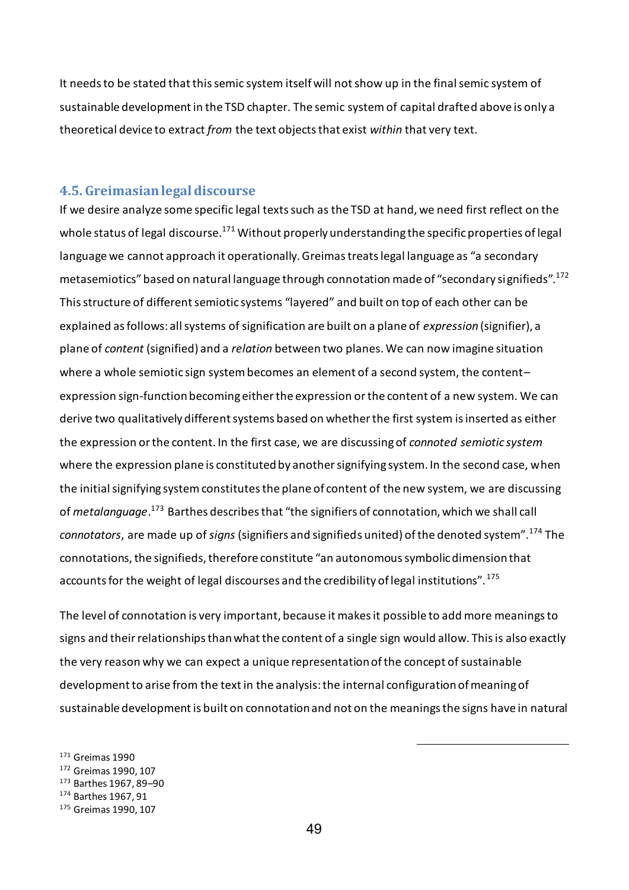It needs to be stated that this semic system itself will not show up in the final semic system of sustainable development in the TSD chapter. The semic system of capital drafted above is only a theoretical device to extract *from* the text objects that exist *within* that very text.

## 4.5. Greimasian legal discourse

If we desire analyze some specific legal texts such as the TSD at hand, we need first reflect on the whole status of legal discourse.[171] Without properly understanding the specific properties of legal language we cannot approach it operationally. Greimas treats legal language as "a secondary metasemiotics" based on natural language through connotation made of "secondary signifieds".[172] This structure of different semiotic systems "layered" and built on top of each other can be explained as follows: all systems of signification are built on a plane of *expression* (signifier), a plane of *content* (signified) and a *relation* between two planes. We can now imagine situation where a whole semiotic sign system becomes an element of a second system, the content–expression sign-function becoming either the expression or the content of a new system. We can derive two qualitatively different systems based on whether the first system is inserted as either the expression or the content. In the first case, we are discussing of *connoted semiotic system* where the expression plane is constituted by another signifying system. In the second case, when the initial signifying system constitutes the plane of content of the new system, we are discussing of *metalanguage*.[173] Barthes describes that "the signifiers of connotation, which we shall call *connotators*, are made up of *signs* (signifiers and signifieds united) of the denoted system".[174] The connotations, the signifieds, therefore constitute "an autonomous symbolic dimension that accounts for the weight of legal discourses and the credibility of legal institutions".[175]

The level of connotation is very important, because it makes it possible to add more meanings to signs and their relationships than what the content of a single sign would allow. This is also exactly the very reason why we can expect a unique representation of the concept of sustainable development to arise from the text in the analysis: the internal configuration of meaning of sustainable development is built on connotation and not on the meanings the signs have in natural

---

[171] Greimas 1990
[172] Greimas 1990, 107
[173] Barthes 1967, 89–90
[174] Barthes 1967, 91
[175] Greimas 1990, 107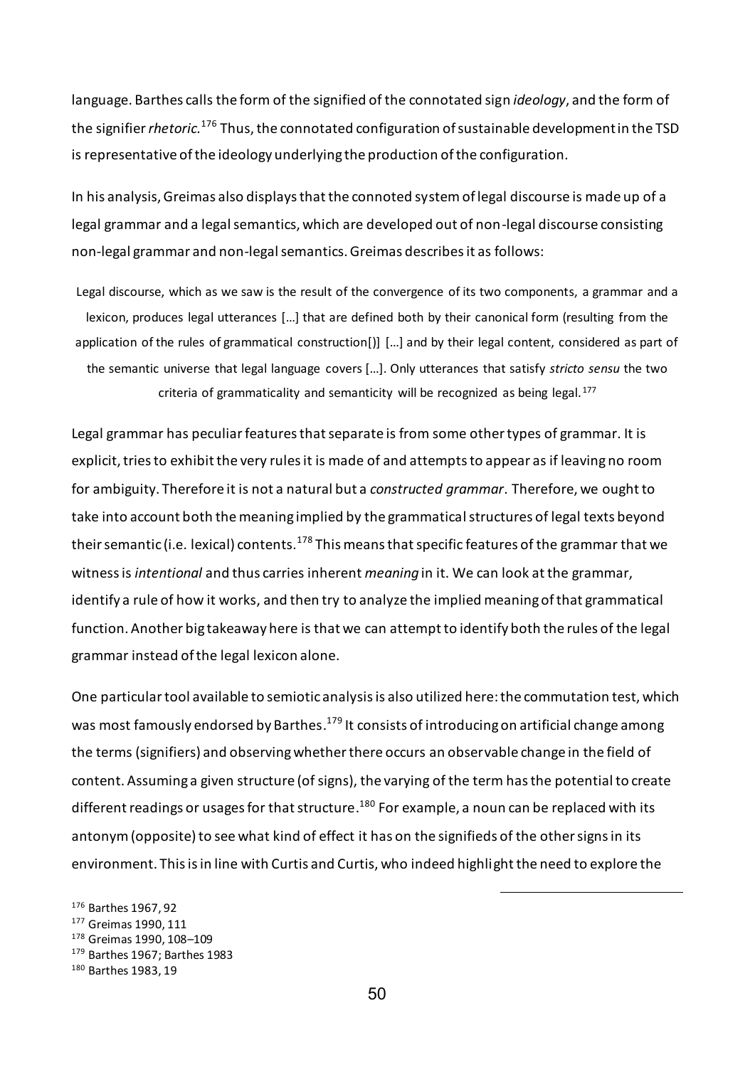language. Barthes calls the form of the signified of the connotated sign *ideology*, and the form of the signifier *rhetoric.*[176] Thus, the connotated configuration of sustainable development in the TSD is representative of the ideology underlying the production of the configuration.

In his analysis, Greimas also displays that the connoted system of legal discourse is made up of a legal grammar and a legal semantics, which are developed out of non-legal discourse consisting non-legal grammar and non-legal semantics. Greimas describes it as follows:

> Legal discourse, which as we saw is the result of the convergence of its two components, a grammar and a lexicon, produces legal utterances […] that are defined both by their canonical form (resulting from the application of the rules of grammatical construction[)] […] and by their legal content, considered as part of the semantic universe that legal language covers […]. Only utterances that satisfy *stricto sensu* the two criteria of grammaticality and semanticity will be recognized as being legal.[177]

Legal grammar has peculiar features that separate is from some other types of grammar. It is explicit, tries to exhibit the very rules it is made of and attempts to appear as if leaving no room for ambiguity. Therefore it is not a natural but a *constructed grammar*. Therefore, we ought to take into account both the meaning implied by the grammatical structures of legal texts beyond their semantic (i.e. lexical) contents.[178] This means that specific features of the grammar that we witness is *intentional* and thus carries inherent *meaning* in it. We can look at the grammar, identify a rule of how it works, and then try to analyze the implied meaning of that grammatical function. Another big takeaway here is that we can attempt to identify both the rules of the legal grammar instead of the legal lexicon alone.

One particular tool available to semiotic analysis is also utilized here: the commutation test, which was most famously endorsed by Barthes.[179] It consists of introducing on artificial change among the terms (signifiers) and observing whether there occurs an observable change in the field of content. Assuming a given structure (of signs), the varying of the term has the potential to create different readings or usages for that structure.[180] For example, a noun can be replaced with its antonym (opposite) to see what kind of effect it has on the signifieds of the other signs in its environment. This is in line with Curtis and Curtis, who indeed highlight the need to explore the

---

[176] Barthes 1967, 92

[177] Greimas 1990, 111

[178] Greimas 1990, 108–109

[179] Barthes 1967; Barthes 1983

[180] Barthes 1983, 19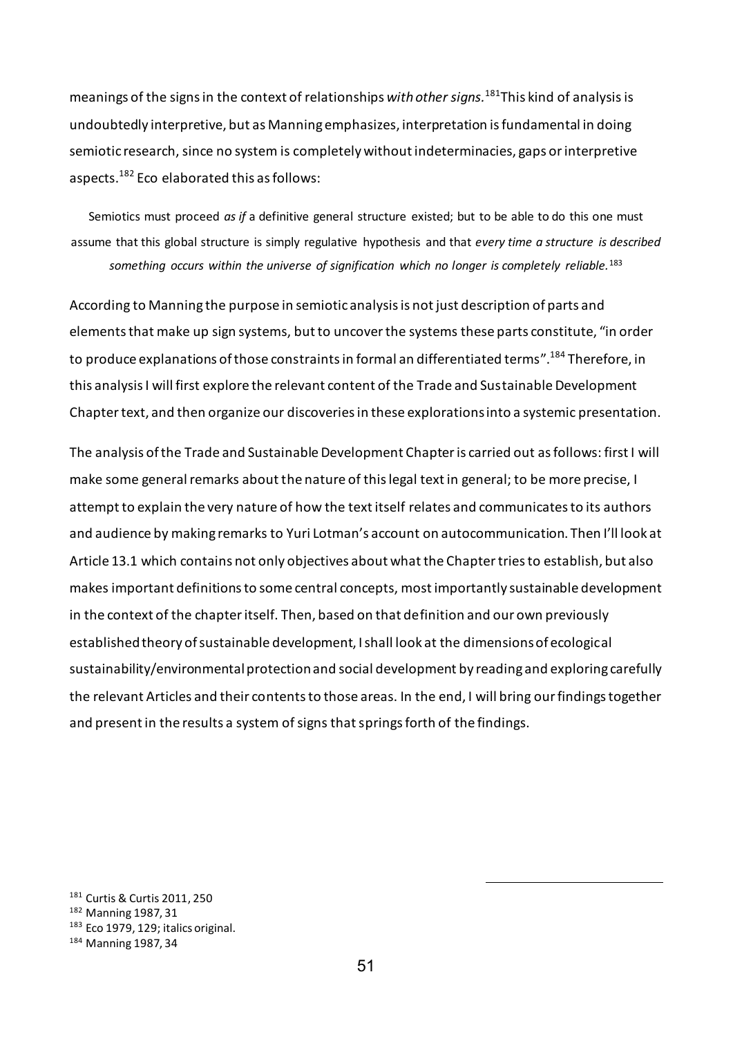meanings of the signs in the context of relationships *with other signs*.[181] This kind of analysis is undoubtedly interpretive, but as Manning emphasizes, interpretation is fundamental in doing semiotic research, since no system is completely without indeterminacies, gaps or interpretive aspects.[182] Eco elaborated this as follows:

> Semiotics must proceed *as if* a definitive general structure existed; but to be able to do this one must assume that this global structure is simply regulative hypothesis and that *every time a structure is described something occurs within the universe of signification which no longer is completely reliable.*[183]

According to Manning the purpose in semiotic analysis is not just description of parts and elements that make up sign systems, but to uncover the systems these parts constitute, "in order to produce explanations of those constraints in formal an differentiated terms".[184] Therefore, in this analysis I will first explore the relevant content of the Trade and Sustainable Development Chapter text, and then organize our discoveries in these explorations into a systemic presentation.

The analysis of the Trade and Sustainable Development Chapter is carried out as follows: first I will make some general remarks about the nature of this legal text in general; to be more precise, I attempt to explain the very nature of how the text itself relates and communicates to its authors and audience by making remarks to Yuri Lotman's account on autocommunication. Then I'll look at Article 13.1 which contains not only objectives about what the Chapter tries to establish, but also makes important definitions to some central concepts, most importantly sustainable development in the context of the chapter itself. Then, based on that definition and our own previously established theory of sustainable development, I shall look at the dimensions of ecological sustainability/environmental protection and social development by reading and exploring carefully the relevant Articles and their contents to those areas. In the end, I will bring our findings together and present in the results a system of signs that springs forth of the findings.

---

[181] Curtis & Curtis 2011, 250

[182] Manning 1987, 31

[183] Eco 1979, 129; italics original.

[184] Manning 1987, 34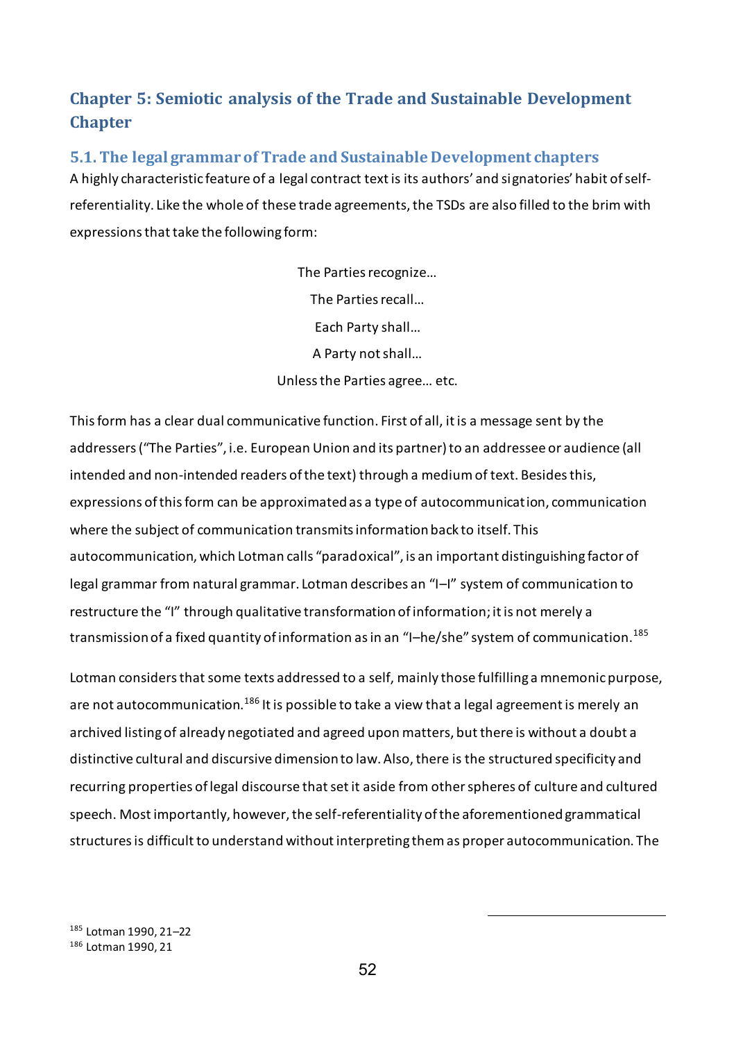## Chapter 5: Semiotic analysis of the Trade and Sustainable Development Chapter

### 5.1. The legal grammar of Trade and Sustainable Development chapters

A highly characteristic feature of a legal contract text is its authors' and signatories' habit of self-referentiality. Like the whole of these trade agreements, the TSDs are also filled to the brim with expressions that take the following form:

The Parties recognize…

The Parties recall…

Each Party shall…

A Party not shall…

Unless the Parties agree… etc.

This form has a clear dual communicative function. First of all, it is a message sent by the addressers ("The Parties", i.e. European Union and its partner) to an addressee or audience (all intended and non-intended readers of the text) through a medium of text. Besides this, expressions of this form can be approximated as a type of autocommunication, communication where the subject of communication transmits information back to itself. This autocommunication, which Lotman calls "paradoxical", is an important distinguishing factor of legal grammar from natural grammar. Lotman describes an "I–I" system of communication to restructure the "I" through qualitative transformation of information; it is not merely a transmission of a fixed quantity of information as in an "I–he/she" system of communication.[185]

Lotman considers that some texts addressed to a self, mainly those fulfilling a mnemonic purpose, are not autocommunication.[186] It is possible to take a view that a legal agreement is merely an archived listing of already negotiated and agreed upon matters, but there is without a doubt a distinctive cultural and discursive dimension to law. Also, there is the structured specificity and recurring properties of legal discourse that set it aside from other spheres of culture and cultured speech. Most importantly, however, the self-referentiality of the aforementioned grammatical structures is difficult to understand without interpreting them as proper autocommunication. The

[185] Lotman 1990, 21–22

[186] Lotman 1990, 21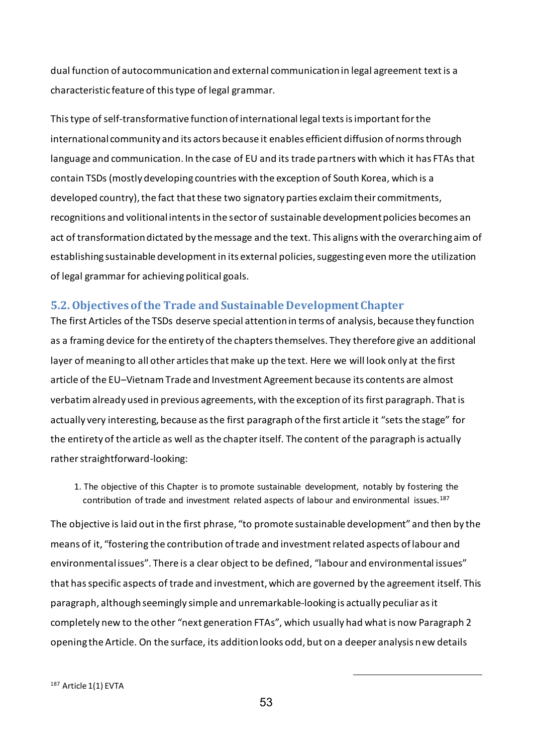dual function of autocommunication and external communication in legal agreement text is a characteristic feature of this type of legal grammar.

This type of self-transformative function of international legal texts is important for the international community and its actors because it enables efficient diffusion of norms through language and communication. In the case of EU and its trade partners with which it has FTAs that contain TSDs (mostly developing countries with the exception of South Korea, which is a developed country), the fact that these two signatory parties exclaim their commitments, recognitions and volitional intents in the sector of sustainable development policies becomes an act of transformation dictated by the message and the text. This aligns with the overarching aim of establishing sustainable development in its external policies, suggesting even more the utilization of legal grammar for achieving political goals.

## 5.2. Objectives of the Trade and Sustainable Development Chapter

The first Articles of the TSDs deserve special attention in terms of analysis, because they function as a framing device for the entirety of the chapters themselves. They therefore give an additional layer of meaning to all other articles that make up the text. Here we will look only at the first article of the EU–Vietnam Trade and Investment Agreement because its contents are almost verbatim already used in previous agreements, with the exception of its first paragraph. That is actually very interesting, because as the first paragraph of the first article it "sets the stage" for the entirety of the article as well as the chapter itself. The content of the paragraph is actually rather straightforward-looking:

> 1. The objective of this Chapter is to promote sustainable development, notably by fostering the contribution of trade and investment related aspects of labour and environmental issues.[187]

The objective is laid out in the first phrase, "to promote sustainable development" and then by the means of it, "fostering the contribution of trade and investment related aspects of labour and environmental issues". There is a clear object to be defined, "labour and environmental issues" that has specific aspects of trade and investment, which are governed by the agreement itself. This paragraph, although seemingly simple and unremarkable-looking is actually peculiar as it completely new to the other "next generation FTAs", which usually had what is now Paragraph 2 opening the Article. On the surface, its addition looks odd, but on a deeper analysis new details

[187] Article 1(1) EVTA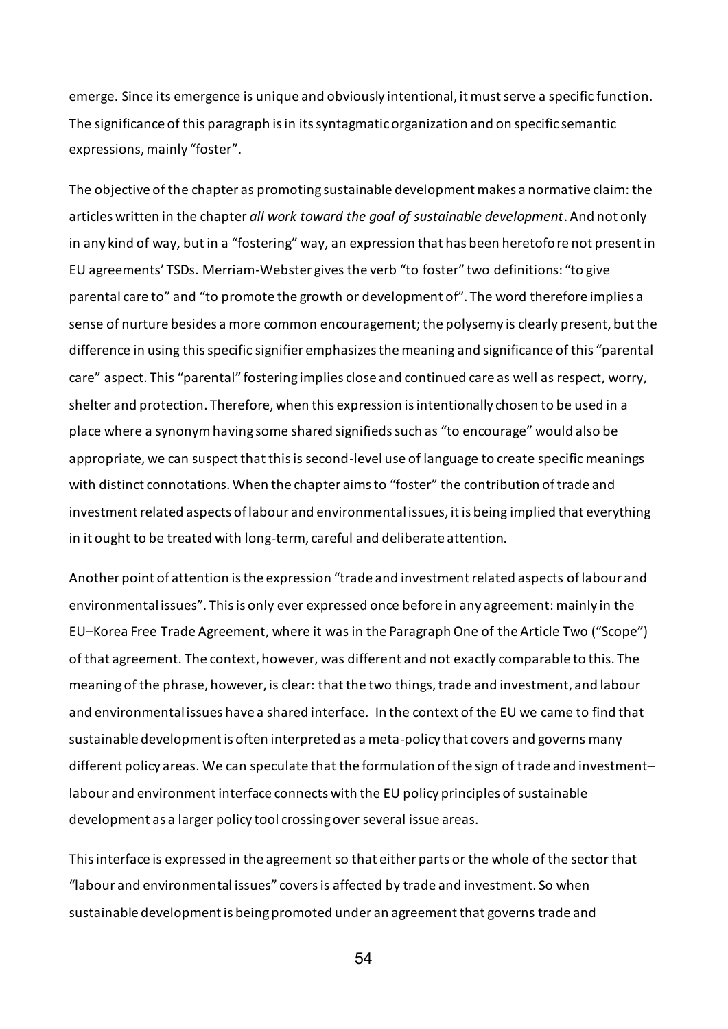emerge. Since its emergence is unique and obviously intentional, it must serve a specific function. The significance of this paragraph is in its syntagmatic organization and on specific semantic expressions, mainly "foster".

The objective of the chapter as promoting sustainable development makes a normative claim: the articles written in the chapter *all work toward the goal of sustainable development*. And not only in any kind of way, but in a "fostering" way, an expression that has been heretofore not present in EU agreements' TSDs. Merriam-Webster gives the verb "to foster" two definitions: "to give parental care to" and "to promote the growth or development of". The word therefore implies a sense of nurture besides a more common encouragement; the polysemy is clearly present, but the difference in using this specific signifier emphasizes the meaning and significance of this "parental care" aspect. This "parental" fostering implies close and continued care as well as respect, worry, shelter and protection. Therefore, when this expression is intentionally chosen to be used in a place where a synonym having some shared signifieds such as "to encourage" would also be appropriate, we can suspect that this is second-level use of language to create specific meanings with distinct connotations. When the chapter aims to "foster" the contribution of trade and investment related aspects of labour and environmental issues, it is being implied that everything in it ought to be treated with long-term, careful and deliberate attention.

Another point of attention is the expression "trade and investment related aspects of labour and environmental issues". This is only ever expressed once before in any agreement: mainly in the EU–Korea Free Trade Agreement, where it was in the Paragraph One of the Article Two ("Scope") of that agreement. The context, however, was different and not exactly comparable to this. The meaning of the phrase, however, is clear: that the two things, trade and investment, and labour and environmental issues have a shared interface. In the context of the EU we came to find that sustainable development is often interpreted as a meta-policy that covers and governs many different policy areas. We can speculate that the formulation of the sign of trade and investment–labour and environment interface connects with the EU policy principles of sustainable development as a larger policy tool crossing over several issue areas.

This interface is expressed in the agreement so that either parts or the whole of the sector that "labour and environmental issues" covers is affected by trade and investment. So when sustainable development is being promoted under an agreement that governs trade and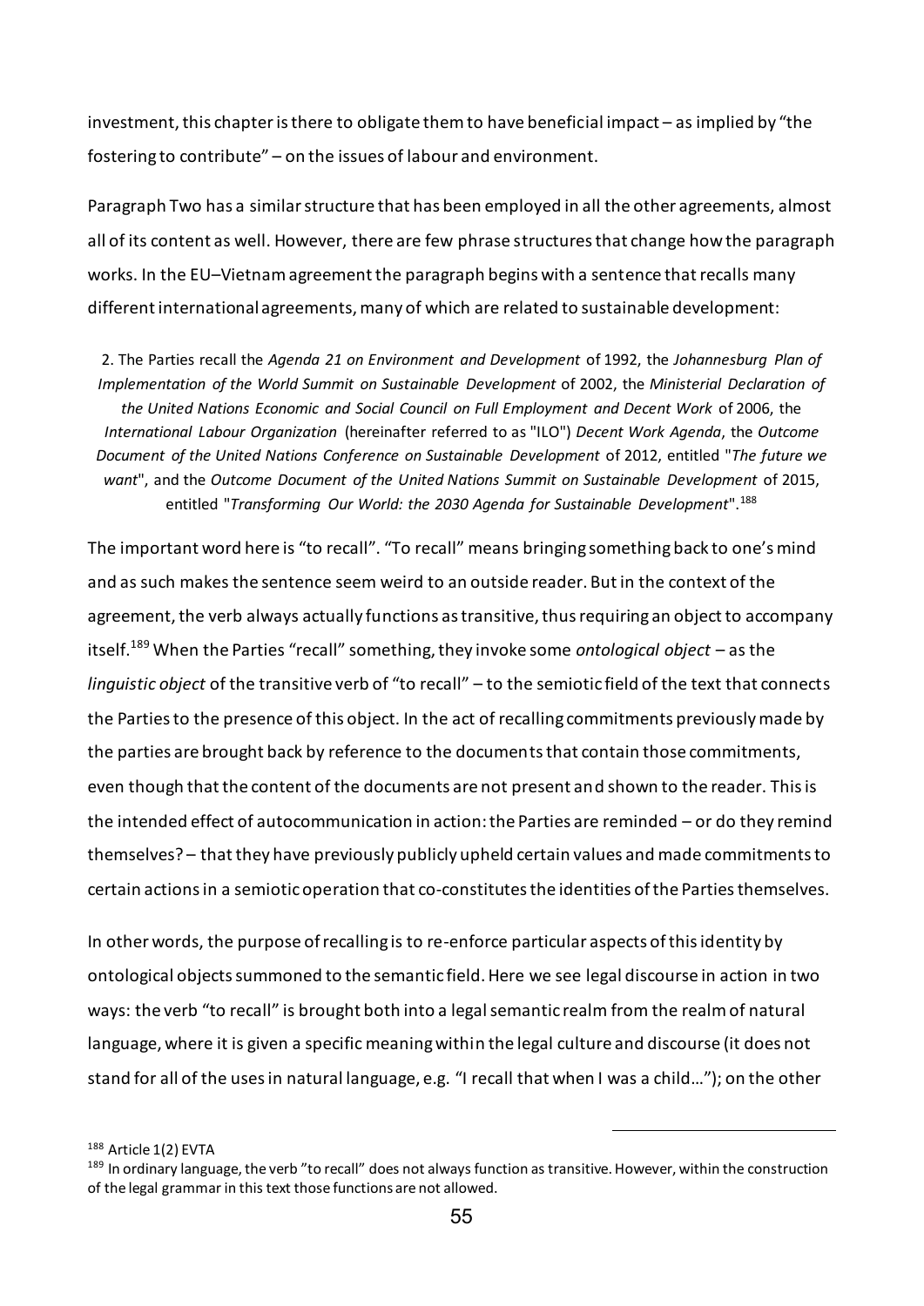investment, this chapter is there to obligate them to have beneficial impact – as implied by "the fostering to contribute" – on the issues of labour and environment.

Paragraph Two has a similar structure that has been employed in all the other agreements, almost all of its content as well. However, there are few phrase structures that change how the paragraph works. In the EU–Vietnam agreement the paragraph begins with a sentence that recalls many different international agreements, many of which are related to sustainable development:

> 2. The Parties recall the *Agenda 21 on Environment and Development* of 1992, the *Johannesburg Plan of Implementation of the World Summit on Sustainable Development* of 2002, the *Ministerial Declaration of the United Nations Economic and Social Council on Full Employment and Decent Work* of 2006, the *International Labour Organization* (hereinafter referred to as "ILO") *Decent Work Agenda*, the *Outcome Document of the United Nations Conference on Sustainable Development* of 2012, entitled "*The future we want*", and the *Outcome Document of the United Nations Summit on Sustainable Development* of 2015, entitled "*Transforming Our World: the 2030 Agenda for Sustainable Development*".[188]

The important word here is "to recall". "To recall" means bringing something back to one's mind and as such makes the sentence seem weird to an outside reader. But in the context of the agreement, the verb always actually functions as transitive, thus requiring an object to accompany itself.[189] When the Parties "recall" something, they invoke some *ontological object* – as the *linguistic object* of the transitive verb of "to recall" – to the semiotic field of the text that connects the Parties to the presence of this object. In the act of recalling commitments previously made by the parties are brought back by reference to the documents that contain those commitments, even though that the content of the documents are not present and shown to the reader. This is the intended effect of autocommunication in action: the Parties are reminded – or do they remind themselves? – that they have previously publicly upheld certain values and made commitments to certain actions in a semiotic operation that co-constitutes the identities of the Parties themselves.

In other words, the purpose of recalling is to re-enforce particular aspects of this identity by ontological objects summoned to the semantic field. Here we see legal discourse in action in two ways: the verb "to recall" is brought both into a legal semantic realm from the realm of natural language, where it is given a specific meaning within the legal culture and discourse (it does not stand for all of the uses in natural language, e.g. "I recall that when I was a child…"); on the other

---

[188] Article 1(2) EVTA

[189] In ordinary language, the verb "to recall" does not always function as transitive. However, within the construction of the legal grammar in this text those functions are not allowed.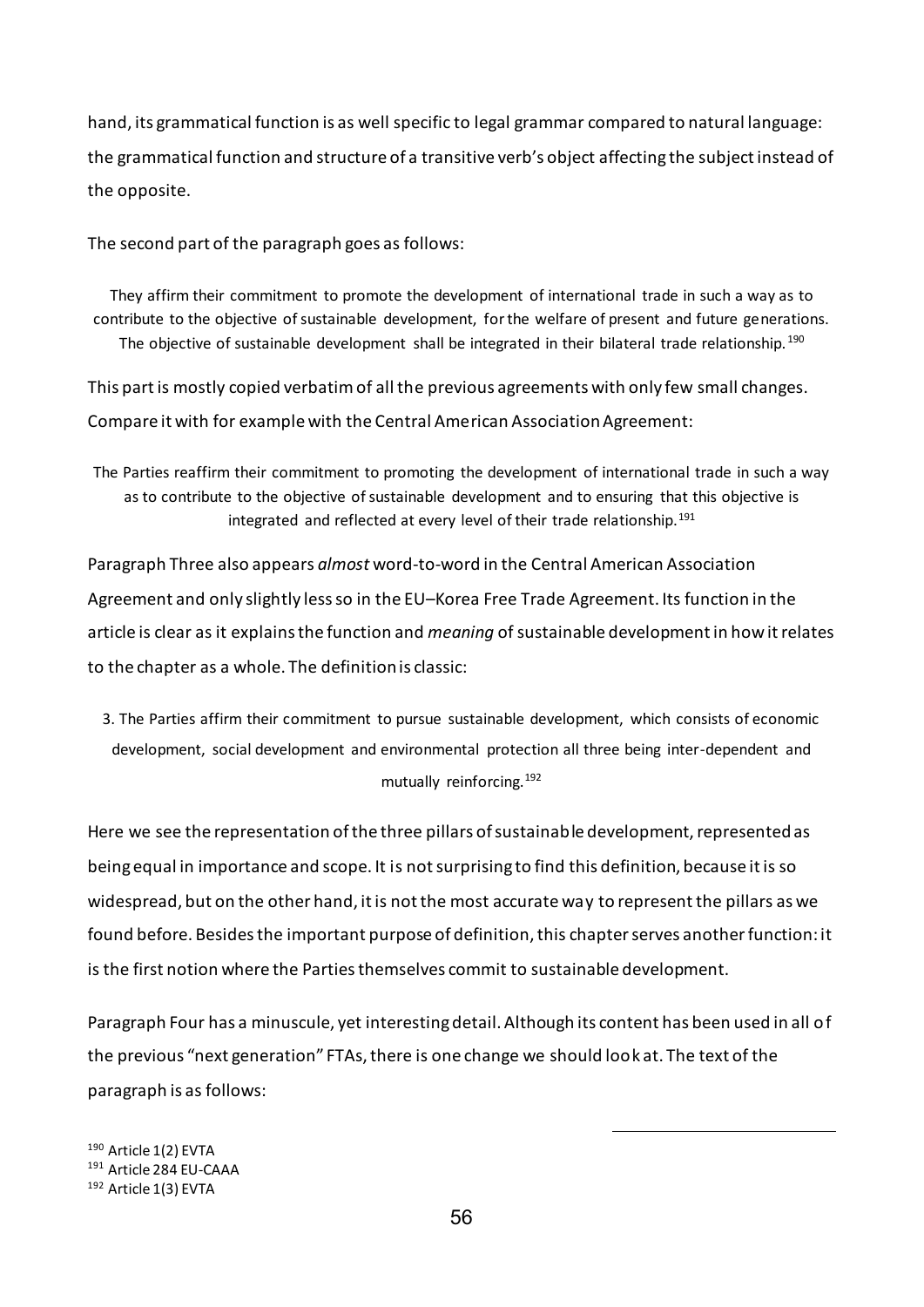hand, its grammatical function is as well specific to legal grammar compared to natural language: the grammatical function and structure of a transitive verb's object affecting the subject instead of the opposite.

The second part of the paragraph goes as follows:

> They affirm their commitment to promote the development of international trade in such a way as to contribute to the objective of sustainable development, for the welfare of present and future generations. The objective of sustainable development shall be integrated in their bilateral trade relationship.[190]

This part is mostly copied verbatim of all the previous agreements with only few small changes. Compare it with for example with the Central American Association Agreement:

> The Parties reaffirm their commitment to promoting the development of international trade in such a way as to contribute to the objective of sustainable development and to ensuring that this objective is integrated and reflected at every level of their trade relationship.[191]

Paragraph Three also appears *almost* word-to-word in the Central American Association Agreement and only slightly less so in the EU–Korea Free Trade Agreement. Its function in the article is clear as it explains the function and *meaning* of sustainable development in how it relates to the chapter as a whole. The definition is classic:

> 3. The Parties affirm their commitment to pursue sustainable development, which consists of economic development, social development and environmental protection all three being inter-dependent and mutually reinforcing.[192]

Here we see the representation of the three pillars of sustainable development, represented as being equal in importance and scope. It is not surprising to find this definition, because it is so widespread, but on the other hand, it is not the most accurate way to represent the pillars as we found before. Besides the important purpose of definition, this chapter serves another function: it is the first notion where the Parties themselves commit to sustainable development.

Paragraph Four has a minuscule, yet interesting detail. Although its content has been used in all of the previous "next generation" FTAs, there is one change we should look at. The text of the paragraph is as follows:

---

[190] Article 1(2) EVTA

[191] Article 284 EU-CAAA

[192] Article 1(3) EVTA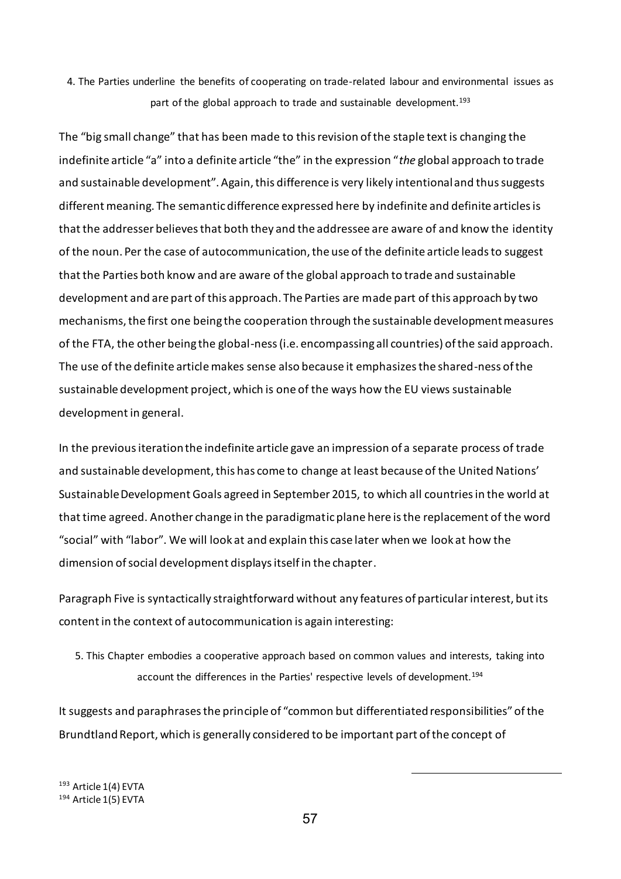> 4. The Parties underline the benefits of cooperating on trade-related labour and environmental issues as part of the global approach to trade and sustainable development.[193]

The "big small change" that has been made to this revision of the staple text is changing the indefinite article "a" into a definite article "the" in the expression "*the* global approach to trade and sustainable development". Again, this difference is very likely intentional and thus suggests different meaning. The semantic difference expressed here by indefinite and definite articles is that the addresser believes that both they and the addressee are aware of and know the identity of the noun. Per the case of autocommunication, the use of the definite article leads to suggest that the Parties both know and are aware of the global approach to trade and sustainable development and are part of this approach. The Parties are made part of this approach by two mechanisms, the first one being the cooperation through the sustainable development measures of the FTA, the other being the global-ness (i.e. encompassing all countries) of the said approach. The use of the definite article makes sense also because it emphasizes the shared-ness of the sustainable development project, which is one of the ways how the EU views sustainable development in general.

In the previous iteration the indefinite article gave an impression of a separate process of trade and sustainable development, this has come to change at least because of the United Nations' Sustainable Development Goals agreed in September 2015, to which all countries in the world at that time agreed. Another change in the paradigmatic plane here is the replacement of the word "social" with "labor". We will look at and explain this case later when we look at how the dimension of social development displays itself in the chapter.

Paragraph Five is syntactically straightforward without any features of particular interest, but its content in the context of autocommunication is again interesting:

> 5. This Chapter embodies a cooperative approach based on common values and interests, taking into account the differences in the Parties' respective levels of development.[194]

It suggests and paraphrases the principle of "common but differentiated responsibilities" of the Brundtland Report, which is generally considered to be important part of the concept of

[193] Article 1(4) EVTA
[194] Article 1(5) EVTA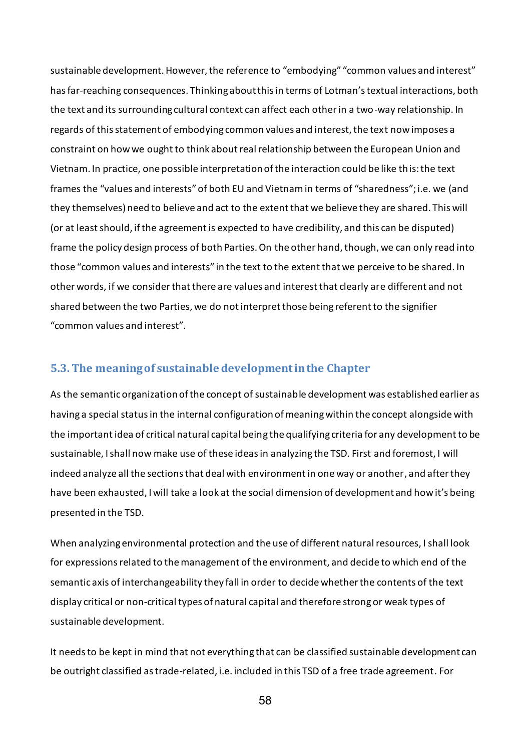sustainable development. However, the reference to "embodying" "common values and interest" has far-reaching consequences. Thinking about this in terms of Lotman's textual interactions, both the text and its surrounding cultural context can affect each other in a two-way relationship. In regards of this statement of embodying common values and interest, the text now imposes a constraint on how we ought to think about real relationship between the European Union and Vietnam. In practice, one possible interpretation of the interaction could be like this: the text frames the "values and interests" of both EU and Vietnam in terms of "sharedness"; i.e. we (and they themselves) need to believe and act to the extent that we believe they are shared. This will (or at least should, if the agreement is expected to have credibility, and this can be disputed) frame the policy design process of both Parties. On the other hand, though, we can only read into those "common values and interests" in the text to the extent that we perceive to be shared. In other words, if we consider that there are values and interest that clearly are different and not shared between the two Parties, we do not interpret those being referent to the signifier "common values and interest".

### 5.3. The meaning of sustainable development in the Chapter

As the semantic organization of the concept of sustainable development was established earlier as having a special status in the internal configuration of meaning within the concept alongside with the important idea of critical natural capital being the qualifying criteria for any development to be sustainable, I shall now make use of these ideas in analyzing the TSD. First and foremost, I will indeed analyze all the sections that deal with environment in one way or another, and after they have been exhausted, I will take a look at the social dimension of development and how it's being presented in the TSD.

When analyzing environmental protection and the use of different natural resources, I shall look for expressions related to the management of the environment, and decide to which end of the semantic axis of interchangeability they fall in order to decide whether the contents of the text display critical or non-critical types of natural capital and therefore strong or weak types of sustainable development.

It needs to be kept in mind that not everything that can be classified sustainable development can be outright classified as trade-related, i.e. included in this TSD of a free trade agreement. For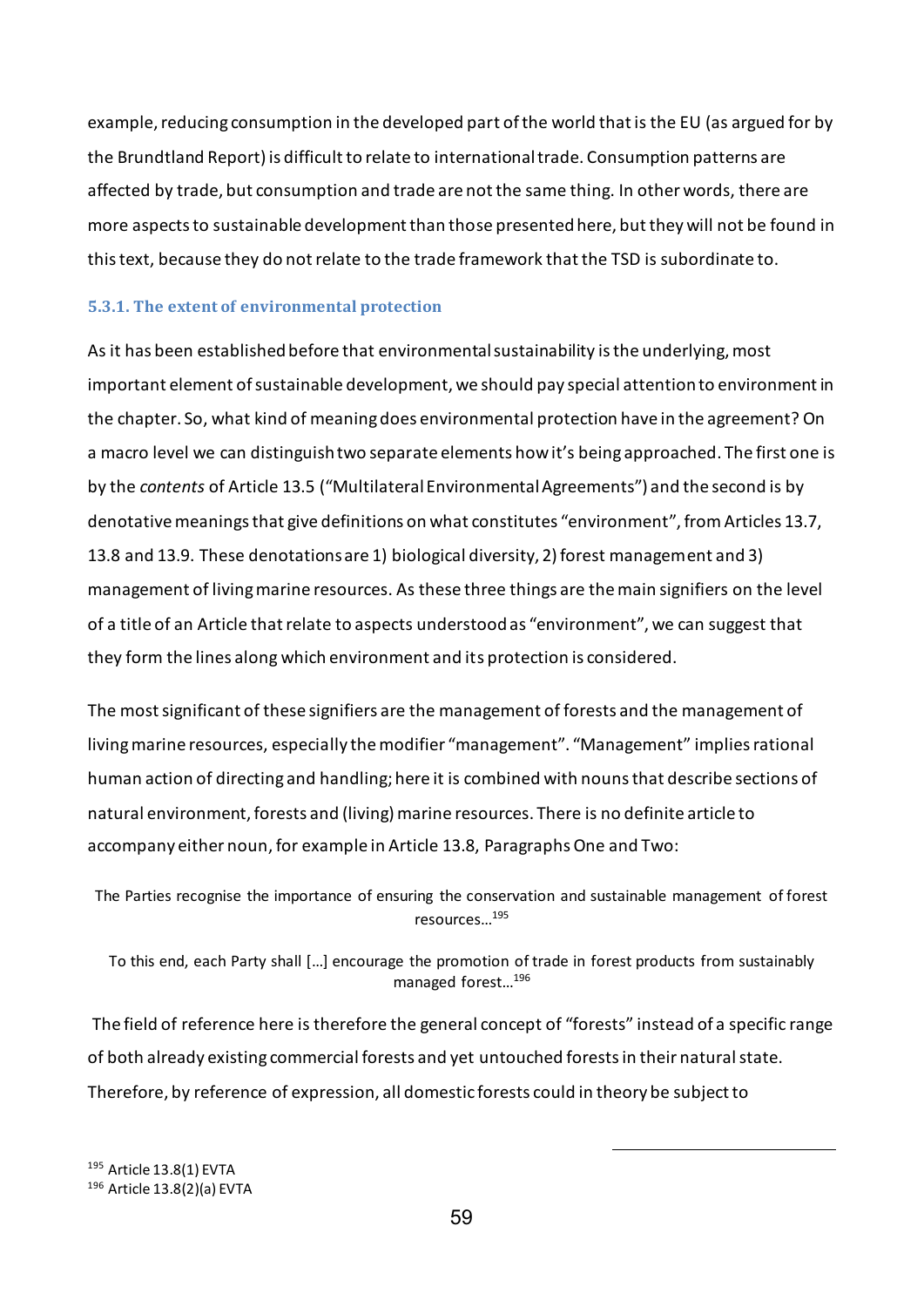example, reducing consumption in the developed part of the world that is the EU (as argued for by the Brundtland Report) is difficult to relate to international trade. Consumption patterns are affected by trade, but consumption and trade are not the same thing. In other words, there are more aspects to sustainable development than those presented here, but they will not be found in this text, because they do not relate to the trade framework that the TSD is subordinate to.

### 5.3.1. The extent of environmental protection

As it has been established before that environmental sustainability is the underlying, most important element of sustainable development, we should pay special attention to environment in the chapter. So, what kind of meaning does environmental protection have in the agreement? On a macro level we can distinguish two separate elements how it's being approached. The first one is by the *contents* of Article 13.5 ("Multilateral Environmental Agreements") and the second is by denotative meanings that give definitions on what constitutes "environment", from Articles 13.7, 13.8 and 13.9. These denotations are 1) biological diversity, 2) forest management and 3) management of living marine resources. As these three things are the main signifiers on the level of a title of an Article that relate to aspects understood as "environment", we can suggest that they form the lines along which environment and its protection is considered.

The most significant of these signifiers are the management of forests and the management of living marine resources, especially the modifier "management". "Management" implies rational human action of directing and handling; here it is combined with nouns that describe sections of natural environment, forests and (living) marine resources. There is no definite article to accompany either noun, for example in Article 13.8, Paragraphs One and Two:

> The Parties recognise the importance of ensuring the conservation and sustainable management of forest resources…[195]

> To this end, each Party shall […] encourage the promotion of trade in forest products from sustainably managed forest…[196]

The field of reference here is therefore the general concept of "forests" instead of a specific range of both already existing commercial forests and yet untouched forests in their natural state. Therefore, by reference of expression, all domestic forests could in theory be subject to

[195] Article 13.8(1) EVTA
[196] Article 13.8(2)(a) EVTA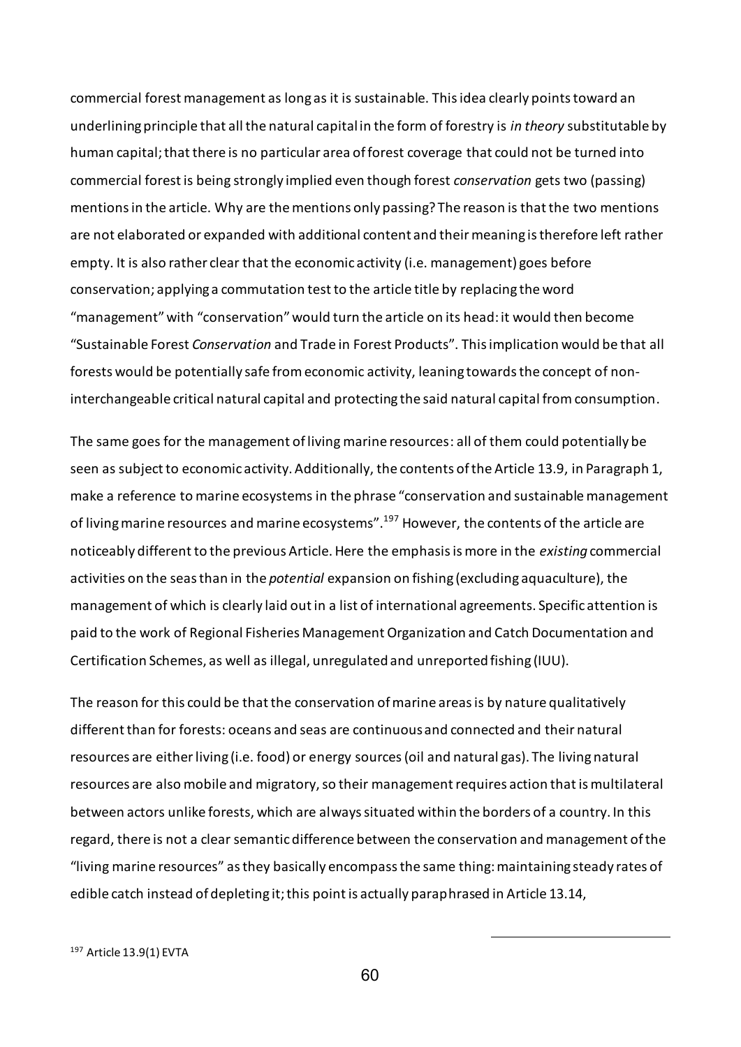commercial forest management as long as it is sustainable. This idea clearly points toward an underlining principle that all the natural capital in the form of forestry is *in theory* substitutable by human capital; that there is no particular area of forest coverage that could not be turned into commercial forest is being strongly implied even though forest *conservation* gets two (passing) mentions in the article. Why are the mentions only passing? The reason is that the two mentions are not elaborated or expanded with additional content and their meaning is therefore left rather empty. It is also rather clear that the economic activity (i.e. management) goes before conservation; applying a commutation test to the article title by replacing the word "management" with "conservation" would turn the article on its head: it would then become "Sustainable Forest *Conservation* and Trade in Forest Products". This implication would be that all forests would be potentially safe from economic activity, leaning towards the concept of non-interchangeable critical natural capital and protecting the said natural capital from consumption.

The same goes for the management of living marine resources: all of them could potentially be seen as subject to economic activity. Additionally, the contents of the Article 13.9, in Paragraph 1, make a reference to marine ecosystems in the phrase "conservation and sustainable management of living marine resources and marine ecosystems".[197] However, the contents of the article are noticeably different to the previous Article. Here the emphasis is more in the *existing* commercial activities on the seas than in the *potential* expansion on fishing (excluding aquaculture), the management of which is clearly laid out in a list of international agreements. Specific attention is paid to the work of Regional Fisheries Management Organization and Catch Documentation and Certification Schemes, as well as illegal, unregulated and unreported fishing (IUU).

The reason for this could be that the conservation of marine areas is by nature qualitatively different than for forests: oceans and seas are continuous and connected and their natural resources are either living (i.e. food) or energy sources (oil and natural gas). The living natural resources are also mobile and migratory, so their management requires action that is multilateral between actors unlike forests, which are always situated within the borders of a country. In this regard, there is not a clear semantic difference between the conservation and management of the "living marine resources" as they basically encompass the same thing: maintaining steady rates of edible catch instead of depleting it; this point is actually paraphrased in Article 13.14,

[197] Article 13.9(1) EVTA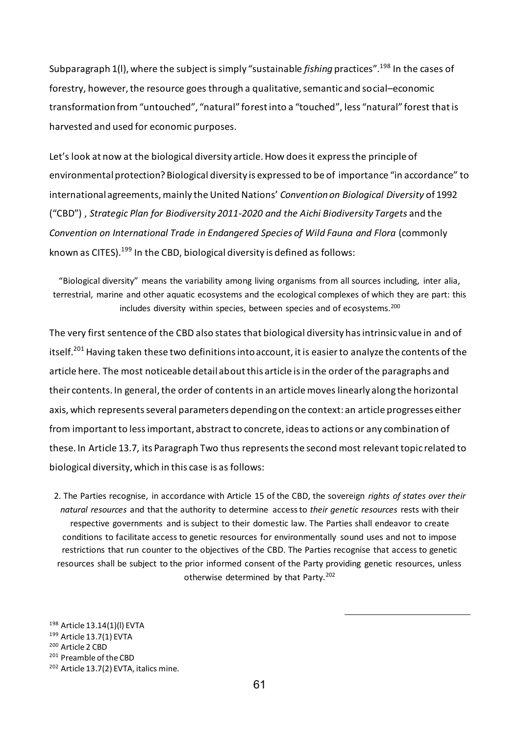Subparagraph 1(l), where the subject is simply "sustainable *fishing* practices".[198] In the cases of forestry, however, the resource goes through a qualitative, semantic and social–economic transformation from "untouched", "natural" forest into a "touched", less "natural" forest that is harvested and used for economic purposes.

Let's look at now at the biological diversity article. How does it express the principle of environmental protection? Biological diversity is expressed to be of importance "in accordance" to international agreements, mainly the United Nations' *Convention on Biological Diversity* of 1992 ("CBD") , *Strategic Plan for Biodiversity 2011-2020 and the Aichi Biodiversity Targets* and the *Convention on International Trade in Endangered Species of Wild Fauna and Flora* (commonly known as CITES).[199] In the CBD, biological diversity is defined as follows:

> "Biological diversity" means the variability among living organisms from all sources including, inter alia, terrestrial, marine and other aquatic ecosystems and the ecological complexes of which they are part: this includes diversity within species, between species and of ecosystems.[200]

The very first sentence of the CBD also states that biological diversity has intrinsic value in and of itself.[201] Having taken these two definitions into account, it is easier to analyze the contents of the article here. The most noticeable detail about this article is in the order of the paragraphs and their contents. In general, the order of contents in an article moves linearly along the horizontal axis, which represents several parameters depending on the context: an article progresses either from important to less important, abstract to concrete, ideas to actions or any combination of these. In Article 13.7, its Paragraph Two thus represents the second most relevant topic related to biological diversity, which in this case is as follows:

> 2. The Parties recognise, in accordance with Article 15 of the CBD, the sovereign *rights of states over their natural resources* and that the authority to determine access to *their genetic resources* rests with their respective governments and is subject to their domestic law. The Parties shall endeavor to create conditions to facilitate access to genetic resources for environmentally sound uses and not to impose restrictions that run counter to the objectives of the CBD. The Parties recognise that access to genetic resources shall be subject to the prior informed consent of the Party providing genetic resources, unless otherwise determined by that Party.[202]

---

[198] Article 13.14(1)(l) EVTA
[199] Article 13.7(1) EVTA
[200] Article 2 CBD
[201] Preamble of the CBD
[202] Article 13.7(2) EVTA, italics mine.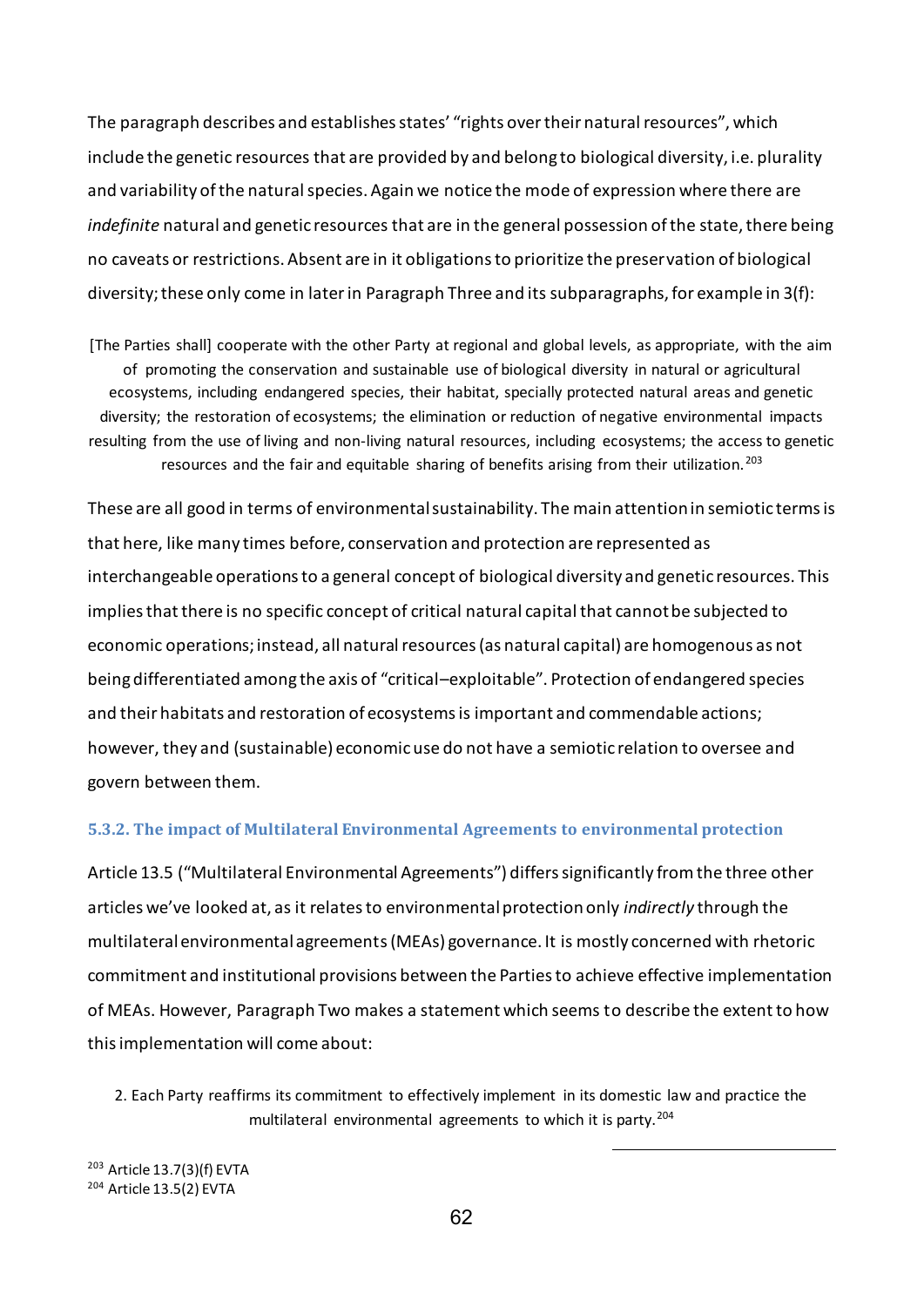The paragraph describes and establishes states' "rights over their natural resources", which include the genetic resources that are provided by and belong to biological diversity, i.e. plurality and variability of the natural species. Again we notice the mode of expression where there are *indefinite* natural and genetic resources that are in the general possession of the state, there being no caveats or restrictions. Absent are in it obligations to prioritize the preservation of biological diversity; these only come in later in Paragraph Three and its subparagraphs, for example in 3(f):

> [The Parties shall] cooperate with the other Party at regional and global levels, as appropriate, with the aim of promoting the conservation and sustainable use of biological diversity in natural or agricultural ecosystems, including endangered species, their habitat, specially protected natural areas and genetic diversity; the restoration of ecosystems; the elimination or reduction of negative environmental impacts resulting from the use of living and non-living natural resources, including ecosystems; the access to genetic resources and the fair and equitable sharing of benefits arising from their utilization.[203]

These are all good in terms of environmental sustainability. The main attention in semiotic terms is that here, like many times before, conservation and protection are represented as interchangeable operations to a general concept of biological diversity and genetic resources. This implies that there is no specific concept of critical natural capital that cannot be subjected to economic operations; instead, all natural resources (as natural capital) are homogenous as not being differentiated among the axis of "critical–exploitable". Protection of endangered species and their habitats and restoration of ecosystems is important and commendable actions; however, they and (sustainable) economic use do not have a semiotic relation to oversee and govern between them.

### 5.3.2. The impact of Multilateral Environmental Agreements to environmental protection

Article 13.5 ("Multilateral Environmental Agreements") differs significantly from the three other articles we've looked at, as it relates to environmental protection only *indirectly* through the multilateral environmental agreements (MEAs) governance. It is mostly concerned with rhetoric commitment and institutional provisions between the Parties to achieve effective implementation of MEAs. However, Paragraph Two makes a statement which seems to describe the extent to how this implementation will come about:

> 2. Each Party reaffirms its commitment to effectively implement in its domestic law and practice the multilateral environmental agreements to which it is party.[204]

---

[203] Article 13.7(3)(f) EVTA

[204] Article 13.5(2) EVTA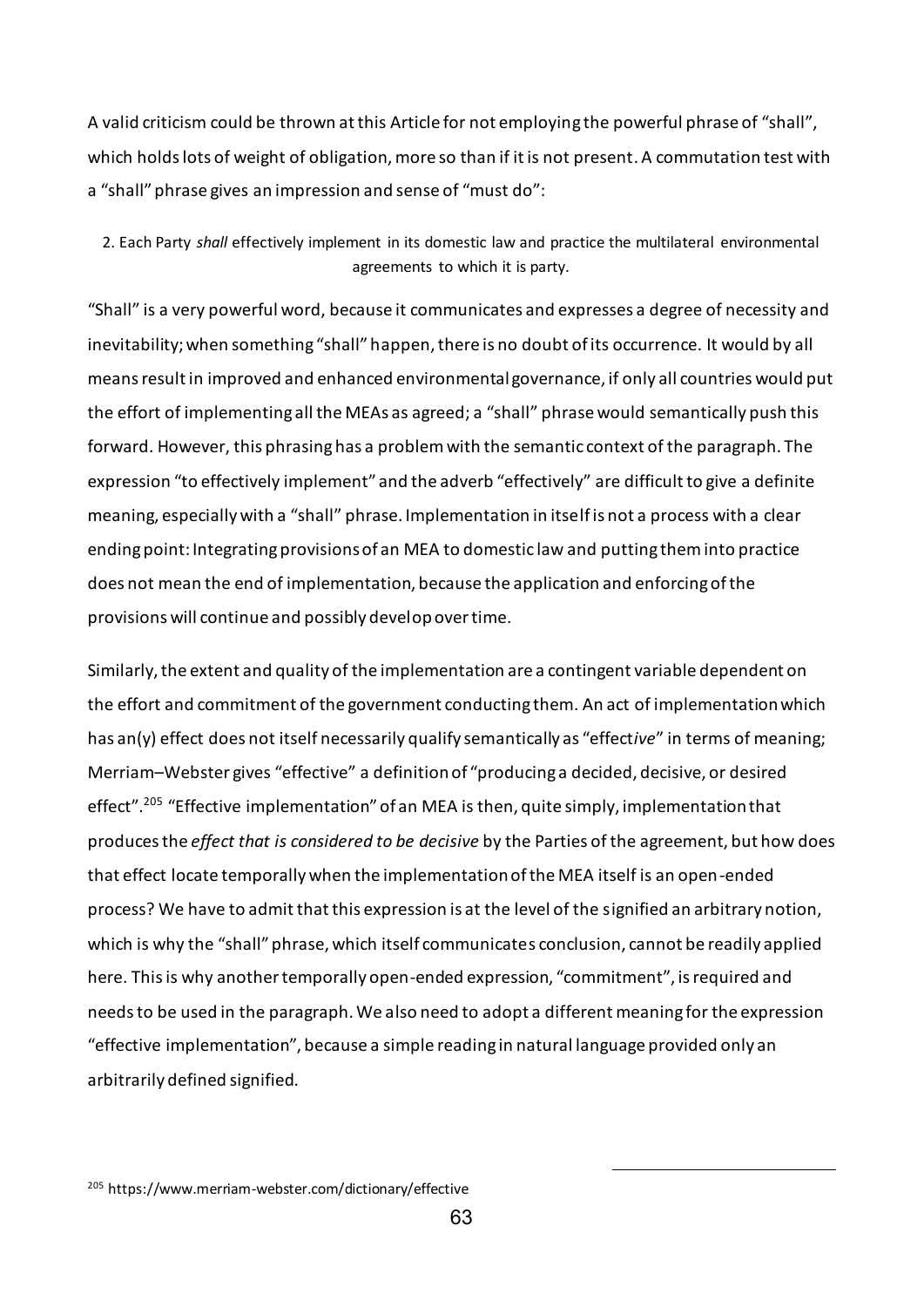A valid criticism could be thrown at this Article for not employing the powerful phrase of "shall", which holds lots of weight of obligation, more so than if it is not present. A commutation test with a "shall" phrase gives an impression and sense of "must do":

> 2. Each Party *shall* effectively implement in its domestic law and practice the multilateral environmental agreements to which it is party.

"Shall" is a very powerful word, because it communicates and expresses a degree of necessity and inevitability; when something "shall" happen, there is no doubt of its occurrence. It would by all means result in improved and enhanced environmental governance, if only all countries would put the effort of implementing all the MEAs as agreed; a "shall" phrase would semantically push this forward. However, this phrasing has a problem with the semantic context of the paragraph. The expression "to effectively implement" and the adverb "effectively" are difficult to give a definite meaning, especially with a "shall" phrase. Implementation in itself is not a process with a clear ending point: Integrating provisions of an MEA to domestic law and putting them into practice does not mean the end of implementation, because the application and enforcing of the provisions will continue and possibly develop over time.

Similarly, the extent and quality of the implementation are a contingent variable dependent on the effort and commitment of the government conducting them. An act of implementation which has an(y) effect does not itself necessarily qualify semantically as "effect*ive*" in terms of meaning; Merriam–Webster gives "effective" a definition of "producing a decided, decisive, or desired effect".[205] "Effective implementation" of an MEA is then, quite simply, implementation that produces the *effect that is considered to be decisive* by the Parties of the agreement, but how does that effect locate temporally when the implementation of the MEA itself is an open-ended process? We have to admit that this expression is at the level of the signified an arbitrary notion, which is why the "shall" phrase, which itself communicates conclusion, cannot be readily applied here. This is why another temporally open-ended expression, "commitment", is required and needs to be used in the paragraph. We also need to adopt a different meaning for the expression "effective implementation", because a simple reading in natural language provided only an arbitrarily defined signified.

[205] https://www.merriam-webster.com/dictionary/effective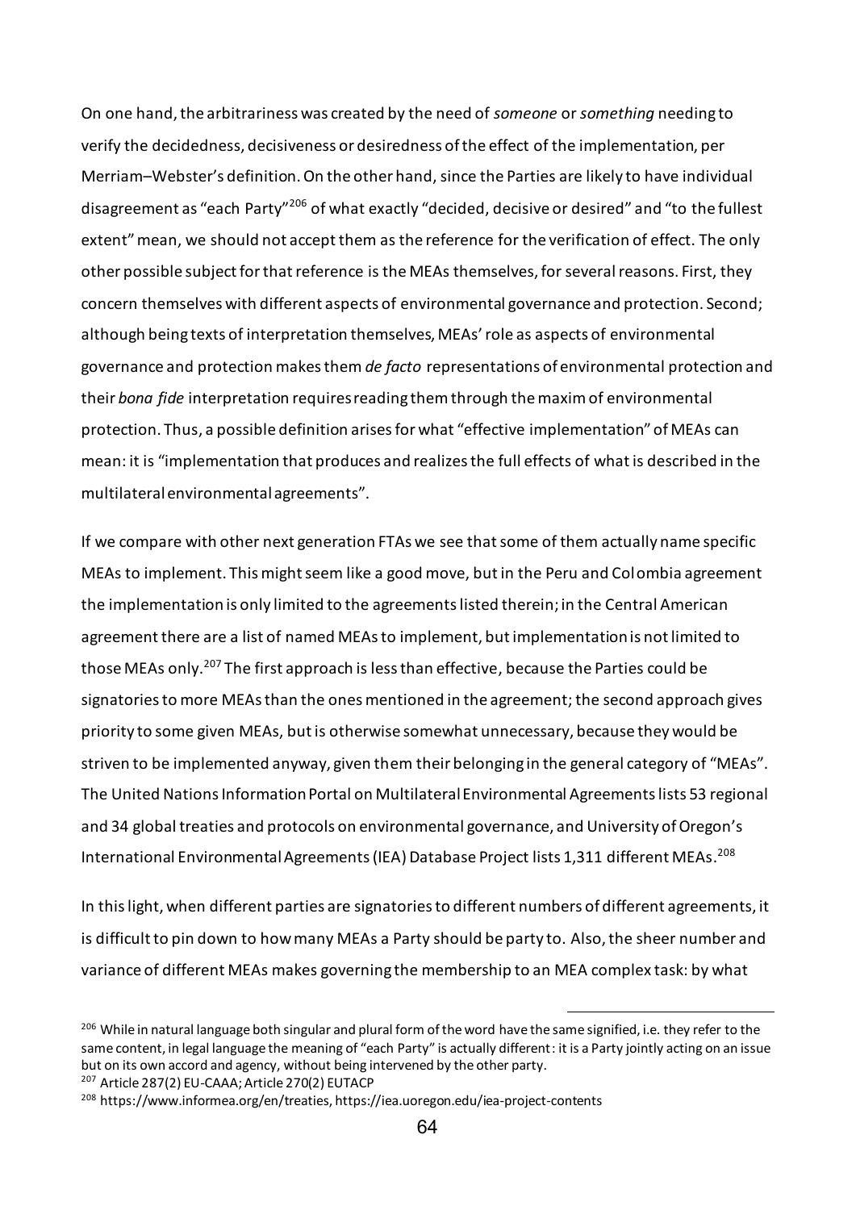On one hand, the arbitrariness was created by the need of *someone* or *something* needing to verify the decidedness, decisiveness or desiredness of the effect of the implementation, per Merriam–Webster's definition. On the other hand, since the Parties are likely to have individual disagreement as "each Party"[206] of what exactly "decided, decisive or desired" and "to the fullest extent" mean, we should not accept them as the reference for the verification of effect. The only other possible subject for that reference is the MEAs themselves, for several reasons. First, they concern themselves with different aspects of environmental governance and protection. Second; although being texts of interpretation themselves, MEAs' role as aspects of environmental governance and protection makes them *de facto* representations of environmental protection and their *bona fide* interpretation requires reading them through the maxim of environmental protection. Thus, a possible definition arises for what "effective implementation" of MEAs can mean: it is "implementation that produces and realizes the full effects of what is described in the multilateral environmental agreements".

If we compare with other next generation FTAs we see that some of them actually name specific MEAs to implement. This might seem like a good move, but in the Peru and Colombia agreement the implementation is only limited to the agreements listed therein; in the Central American agreement there are a list of named MEAs to implement, but implementation is not limited to those MEAs only.[207] The first approach is less than effective, because the Parties could be signatories to more MEAs than the ones mentioned in the agreement; the second approach gives priority to some given MEAs, but is otherwise somewhat unnecessary, because they would be striven to be implemented anyway, given them their belonging in the general category of "MEAs". The United Nations Information Portal on Multilateral Environmental Agreements lists 53 regional and 34 global treaties and protocols on environmental governance, and University of Oregon's International Environmental Agreements (IEA) Database Project lists 1,311 different MEAs.[208]

In this light, when different parties are signatories to different numbers of different agreements, it is difficult to pin down to how many MEAs a Party should be party to. Also, the sheer number and variance of different MEAs makes governing the membership to an MEA complex task: by what

---

[206] While in natural language both singular and plural form of the word have the same signified, i.e. they refer to the same content, in legal language the meaning of "each Party" is actually different: it is a Party jointly acting on an issue but on its own accord and agency, without being intervened by the other party.

[207] Article 287(2) EU-CAAA; Article 270(2) EUTACP

[208] https://www.informea.org/en/treaties, https://iea.uoregon.edu/iea-project-contents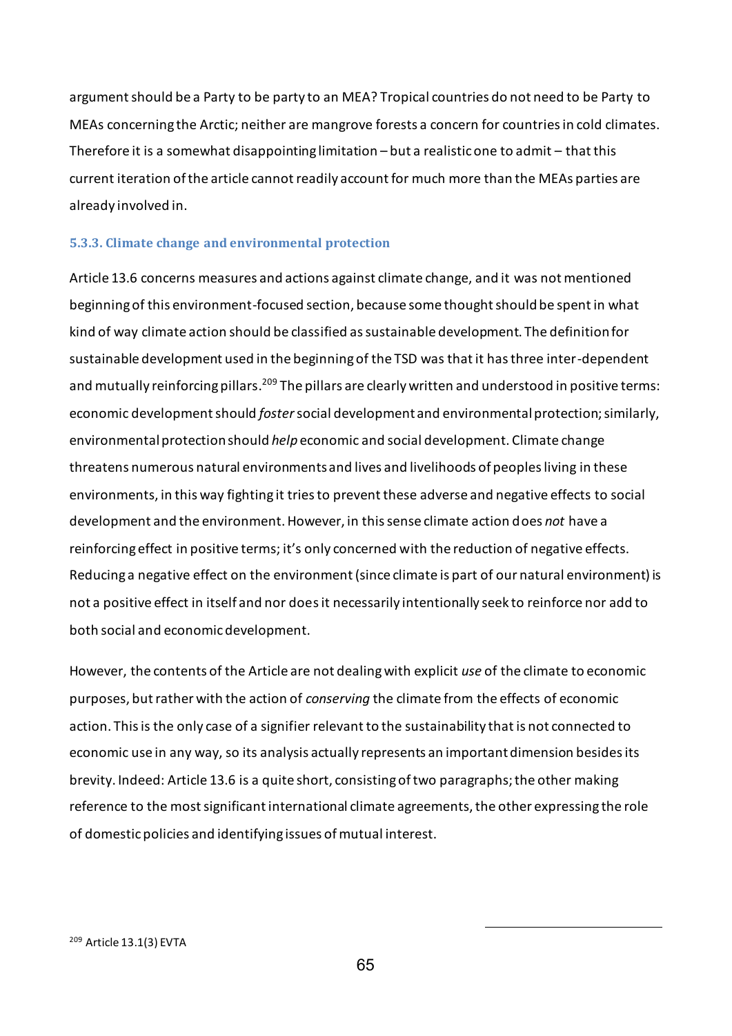argument should be a Party to be party to an MEA? Tropical countries do not need to be Party to MEAs concerning the Arctic; neither are mangrove forests a concern for countries in cold climates. Therefore it is a somewhat disappointing limitation – but a realistic one to admit – that this current iteration of the article cannot readily account for much more than the MEAs parties are already involved in.

### 5.3.3. Climate change and environmental protection

Article 13.6 concerns measures and actions against climate change, and it was not mentioned beginning of this environment-focused section, because some thought should be spent in what kind of way climate action should be classified as sustainable development. The definition for sustainable development used in the beginning of the TSD was that it has three inter-dependent and mutually reinforcing pillars.[209] The pillars are clearly written and understood in positive terms: economic development should *foster* social development and environmental protection; similarly, environmental protection should *help* economic and social development. Climate change threatens numerous natural environments and lives and livelihoods of peoples living in these environments, in this way fighting it tries to prevent these adverse and negative effects to social development and the environment. However, in this sense climate action does *not* have a reinforcing effect in positive terms; it's only concerned with the reduction of negative effects. Reducing a negative effect on the environment (since climate is part of our natural environment) is not a positive effect in itself and nor does it necessarily intentionally seek to reinforce nor add to both social and economic development.

However, the contents of the Article are not dealing with explicit *use* of the climate to economic purposes, but rather with the action of *conserving* the climate from the effects of economic action. This is the only case of a signifier relevant to the sustainability that is not connected to economic use in any way, so its analysis actually represents an important dimension besides its brevity. Indeed: Article 13.6 is a quite short, consisting of two paragraphs; the other making reference to the most significant international climate agreements, the other expressing the role of domestic policies and identifying issues of mutual interest.

[209] Article 13.1(3) EVTA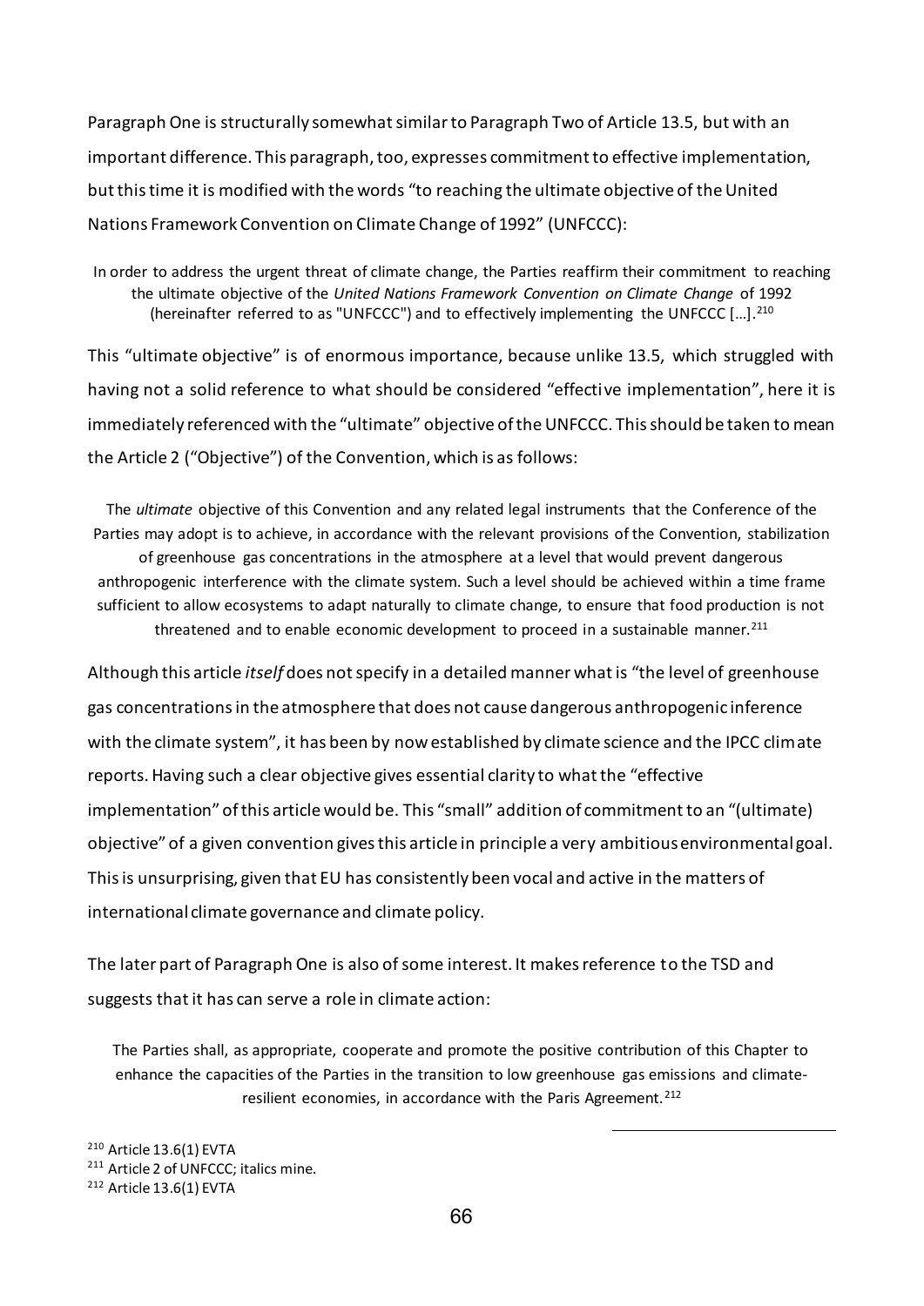Paragraph One is structurally somewhat similar to Paragraph Two of Article 13.5, but with an important difference. This paragraph, too, expresses commitment to effective implementation, but this time it is modified with the words "to reaching the ultimate objective of the United Nations Framework Convention on Climate Change of 1992" (UNFCCC):

> In order to address the urgent threat of climate change, the Parties reaffirm their commitment to reaching the ultimate objective of the *United Nations Framework Convention on Climate Change* of 1992 (hereinafter referred to as "UNFCCC") and to effectively implementing the UNFCCC […].[210]

This "ultimate objective" is of enormous importance, because unlike 13.5, which struggled with having not a solid reference to what should be considered "effective implementation", here it is immediately referenced with the "ultimate" objective of the UNFCCC. This should be taken to mean the Article 2 ("Objective") of the Convention, which is as follows:

> The *ultimate* objective of this Convention and any related legal instruments that the Conference of the Parties may adopt is to achieve, in accordance with the relevant provisions of the Convention, stabilization of greenhouse gas concentrations in the atmosphere at a level that would prevent dangerous anthropogenic interference with the climate system. Such a level should be achieved within a time frame sufficient to allow ecosystems to adapt naturally to climate change, to ensure that food production is not threatened and to enable economic development to proceed in a sustainable manner.[211]

Although this article *itself* does not specify in a detailed manner what is "the level of greenhouse gas concentrations in the atmosphere that does not cause dangerous anthropogenic inference with the climate system", it has been by now established by climate science and the IPCC climate reports. Having such a clear objective gives essential clarity to what the "effective implementation" of this article would be. This "small" addition of commitment to an "(ultimate) objective" of a given convention gives this article in principle a very ambitious environmental goal. This is unsurprising, given that EU has consistently been vocal and active in the matters of international climate governance and climate policy.

The later part of Paragraph One is also of some interest. It makes reference to the TSD and suggests that it has can serve a role in climate action:

> The Parties shall, as appropriate, cooperate and promote the positive contribution of this Chapter to enhance the capacities of the Parties in the transition to low greenhouse gas emissions and climate-resilient economies, in accordance with the Paris Agreement.[212]

---

[210] Article 13.6(1) EVTA

[211] Article 2 of UNFCCC; italics mine.

[212] Article 13.6(1) EVTA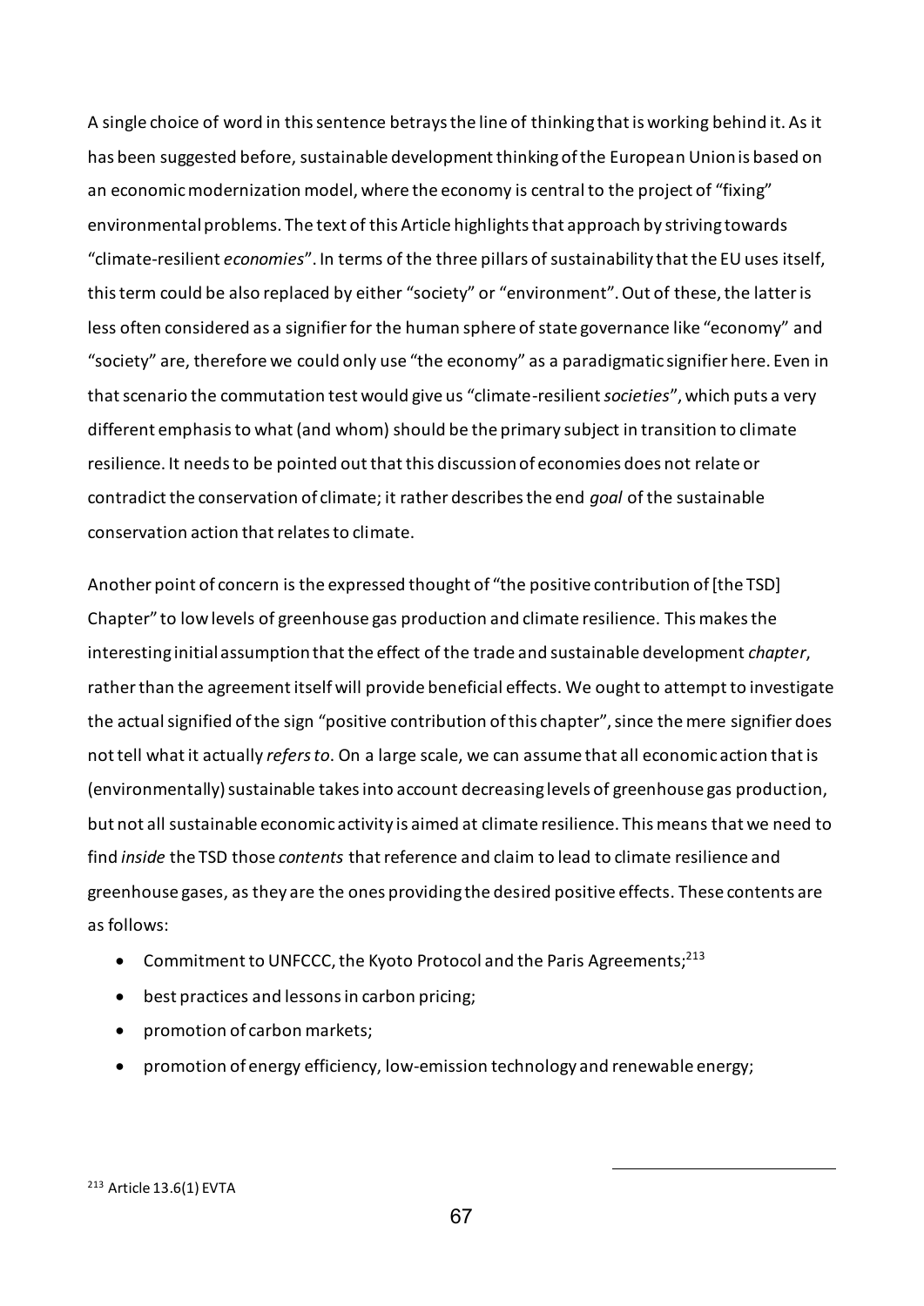A single choice of word in this sentence betrays the line of thinking that is working behind it. As it has been suggested before, sustainable development thinking of the European Union is based on an economic modernization model, where the economy is central to the project of "fixing" environmental problems. The text of this Article highlights that approach by striving towards "climate-resilient *economies*". In terms of the three pillars of sustainability that the EU uses itself, this term could be also replaced by either "society" or "environment". Out of these, the latter is less often considered as a signifier for the human sphere of state governance like "economy" and "society" are, therefore we could only use "the economy" as a paradigmatic signifier here. Even in that scenario the commutation test would give us "climate-resilient *societies*", which puts a very different emphasis to what (and whom) should be the primary subject in transition to climate resilience. It needs to be pointed out that this discussion of economies does not relate or contradict the conservation of climate; it rather describes the end *goal* of the sustainable conservation action that relates to climate.

Another point of concern is the expressed thought of "the positive contribution of [the TSD] Chapter" to low levels of greenhouse gas production and climate resilience. This makes the interesting initial assumption that the effect of the trade and sustainable development *chapter*, rather than the agreement itself will provide beneficial effects. We ought to attempt to investigate the actual signified of the sign "positive contribution of this chapter", since the mere signifier does not tell what it actually *refers to*. On a large scale, we can assume that all economic action that is (environmentally) sustainable takes into account decreasing levels of greenhouse gas production, but not all sustainable economic activity is aimed at climate resilience. This means that we need to find *inside* the TSD those *contents* that reference and claim to lead to climate resilience and greenhouse gases, as they are the ones providing the desired positive effects. These contents are as follows:

- Commitment to UNFCCC, the Kyoto Protocol and the Paris Agreements;[213]
- best practices and lessons in carbon pricing;
- promotion of carbon markets;
- promotion of energy efficiency, low-emission technology and renewable energy;

[213] Article 13.6(1) EVTA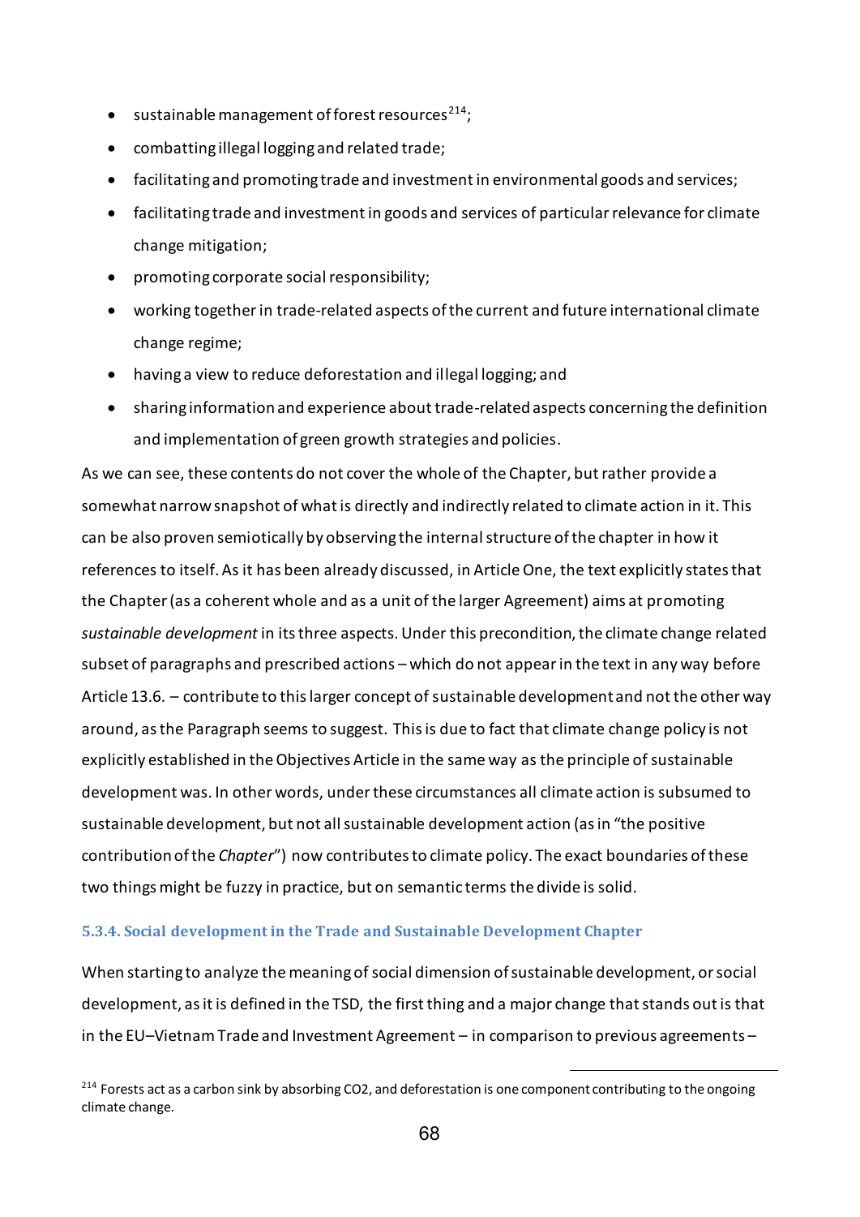- sustainable management of forest resources[214];
- combatting illegal logging and related trade;
- facilitating and promoting trade and investment in environmental goods and services;
- facilitating trade and investment in goods and services of particular relevance for climate change mitigation;
- promoting corporate social responsibility;
- working together in trade-related aspects of the current and future international climate change regime;
- having a view to reduce deforestation and illegal logging; and
- sharing information and experience about trade-related aspects concerning the definition and implementation of green growth strategies and policies.

As we can see, these contents do not cover the whole of the Chapter, but rather provide a somewhat narrow snapshot of what is directly and indirectly related to climate action in it. This can be also proven semiotically by observing the internal structure of the chapter in how it references to itself. As it has been already discussed, in Article One, the text explicitly states that the Chapter (as a coherent whole and as a unit of the larger Agreement) aims at promoting *sustainable development* in its three aspects. Under this precondition, the climate change related subset of paragraphs and prescribed actions – which do not appear in the text in any way before Article 13.6. – contribute to this larger concept of sustainable development and not the other way around, as the Paragraph seems to suggest. This is due to fact that climate change policy is not explicitly established in the Objectives Article in the same way as the principle of sustainable development was. In other words, under these circumstances all climate action is subsumed to sustainable development, but not all sustainable development action (as in "the positive contribution of the *Chapter*") now contributes to climate policy. The exact boundaries of these two things might be fuzzy in practice, but on semantic terms the divide is solid.

### 5.3.4. Social development in the Trade and Sustainable Development Chapter

When starting to analyze the meaning of social dimension of sustainable development, or social development, as it is defined in the TSD, the first thing and a major change that stands out is that in the EU–Vietnam Trade and Investment Agreement – in comparison to previous agreements –

[214] Forests act as a carbon sink by absorbing $CO_2$, and deforestation is one component contributing to the ongoing climate change.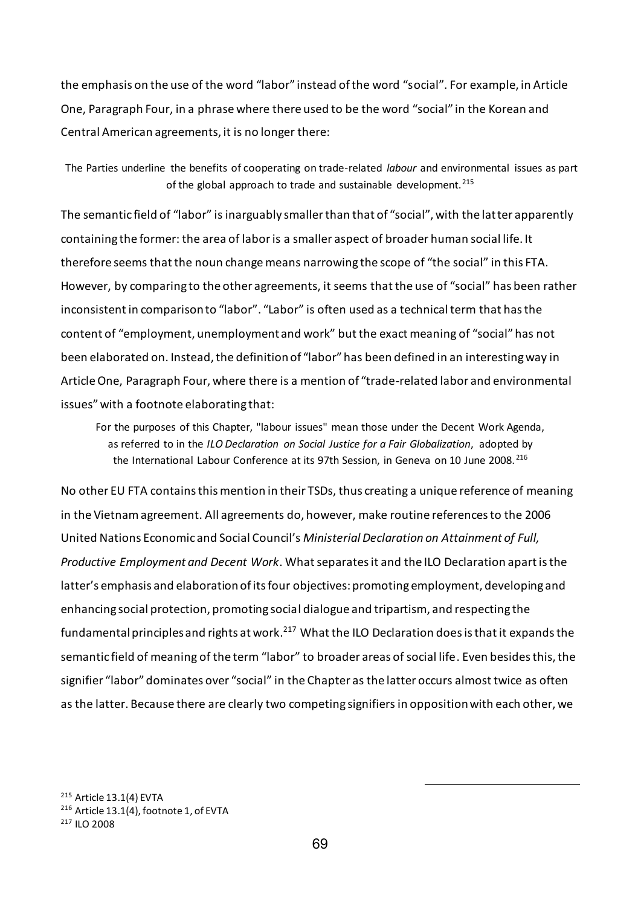the emphasis on the use of the word "labor" instead of the word "social". For example, in Article One, Paragraph Four, in a phrase where there used to be the word "social" in the Korean and Central American agreements, it is no longer there:

> The Parties underline the benefits of cooperating on trade-related *labour* and environmental issues as part of the global approach to trade and sustainable development.[215]

The semantic field of "labor" is inarguably smaller than that of "social", with the latter apparently containing the former: the area of labor is a smaller aspect of broader human social life. It therefore seems that the noun change means narrowing the scope of "the social" in this FTA. However, by comparing to the other agreements, it seems that the use of "social" has been rather inconsistent in comparison to "labor". "Labor" is often used as a technical term that has the content of "employment, unemployment and work" but the exact meaning of "social" has not been elaborated on. Instead, the definition of "labor" has been defined in an interesting way in Article One, Paragraph Four, where there is a mention of "trade-related labor and environmental issues" with a footnote elaborating that:

> For the purposes of this Chapter, "labour issues" mean those under the Decent Work Agenda, as referred to in the *ILO Declaration on Social Justice for a Fair Globalization*, adopted by the International Labour Conference at its 97th Session, in Geneva on 10 June 2008.[216]

No other EU FTA contains this mention in their TSDs, thus creating a unique reference of meaning in the Vietnam agreement. All agreements do, however, make routine references to the 2006 United Nations Economic and Social Council's *Ministerial Declaration on Attainment of Full, Productive Employment and Decent Work*. What separates it and the ILO Declaration apart is the latter's emphasis and elaboration of its four objectives: promoting employment, developing and enhancing social protection, promoting social dialogue and tripartism, and respecting the fundamental principles and rights at work.[217] What the ILO Declaration does is that it expands the semantic field of meaning of the term "labor" to broader areas of social life. Even besides this, the signifier "labor" dominates over "social" in the Chapter as the latter occurs almost twice as often as the latter. Because there are clearly two competing signifiers in opposition with each other, we

[215] Article 13.1(4) EVTA
[216] Article 13.1(4), footnote 1, of EVTA
[217] ILO 2008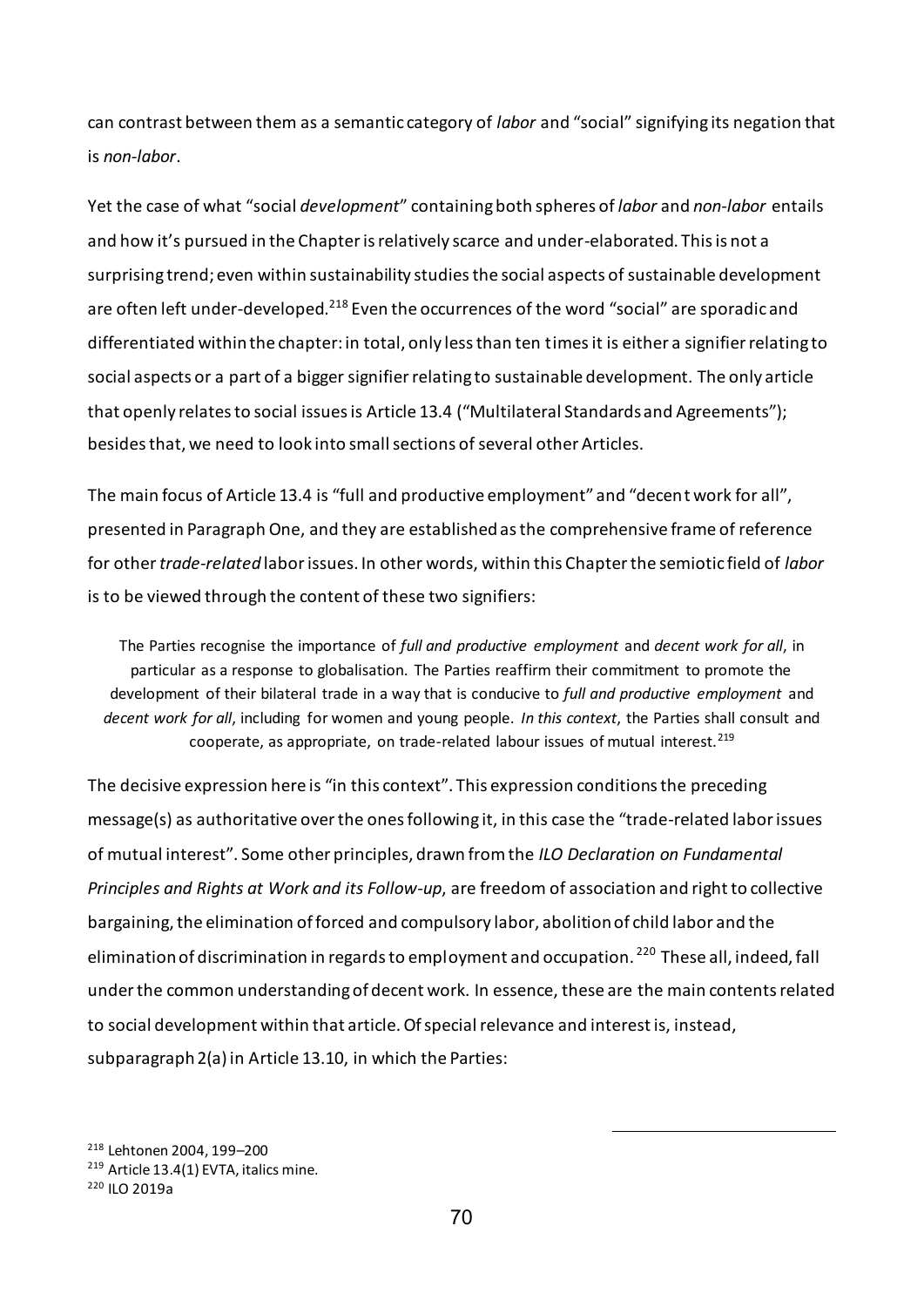can contrast between them as a semantic category of *labor* and "social" signifying its negation that is *non-labor*.

Yet the case of what "social *development*" containing both spheres of *labor* and *non-labor* entails and how it's pursued in the Chapter is relatively scarce and under-elaborated. This is not a surprising trend; even within sustainability studies the social aspects of sustainable development are often left under-developed.[218] Even the occurrences of the word "social" are sporadic and differentiated within the chapter: in total, only less than ten times it is either a signifier relating to social aspects or a part of a bigger signifier relating to sustainable development. The only article that openly relates to social issues is Article 13.4 ("Multilateral Standards and Agreements"); besides that, we need to look into small sections of several other Articles.

The main focus of Article 13.4 is "full and productive employment" and "decent work for all", presented in Paragraph One, and they are established as the comprehensive frame of reference for other *trade-related* labor issues. In other words, within this Chapter the semiotic field of *labor* is to be viewed through the content of these two signifiers:

> The Parties recognise the importance of *full and productive employment* and *decent work for all*, in particular as a response to globalisation. The Parties reaffirm their commitment to promote the development of their bilateral trade in a way that is conducive to *full and productive employment* and *decent work for all*, including for women and young people. *In this context*, the Parties shall consult and cooperate, as appropriate, on trade-related labour issues of mutual interest.[219]

The decisive expression here is "in this context". This expression conditions the preceding message(s) as authoritative over the ones following it, in this case the "trade-related labor issues of mutual interest". Some other principles, drawn from the *ILO Declaration on Fundamental Principles and Rights at Work and its Follow-up*, are freedom of association and right to collective bargaining, the elimination of forced and compulsory labor, abolition of child labor and the elimination of discrimination in regards to employment and occupation.[220] These all, indeed, fall under the common understanding of decent work. In essence, these are the main contents related to social development within that article. Of special relevance and interest is, instead, subparagraph 2(a) in Article 13.10, in which the Parties:

---

[218] Lehtonen 2004, 199–200

[219] Article 13.4(1) EVTA, italics mine.

[220] ILO 2019a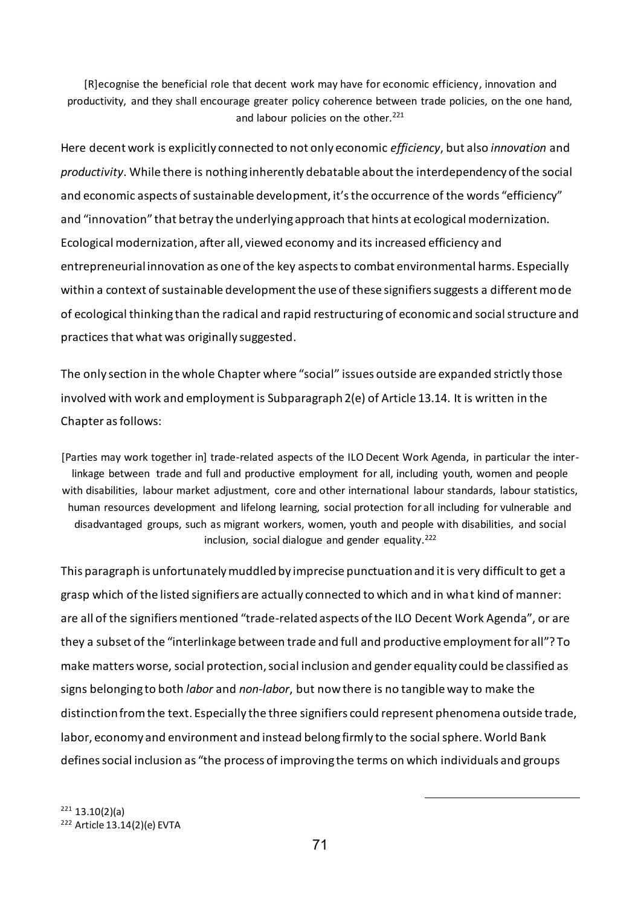> [R]ecognise the beneficial role that decent work may have for economic efficiency, innovation and productivity, and they shall encourage greater policy coherence between trade policies, on the one hand, and labour policies on the other.[221]

Here decent work is explicitly connected to not only economic *efficiency*, but also *innovation* and *productivity*. While there is nothing inherently debatable about the interdependency of the social and economic aspects of sustainable development, it's the occurrence of the words "efficiency" and "innovation" that betray the underlying approach that hints at ecological modernization. Ecological modernization, after all, viewed economy and its increased efficiency and entrepreneurial innovation as one of the key aspects to combat environmental harms. Especially within a context of sustainable development the use of these signifiers suggests a different mode of ecological thinking than the radical and rapid restructuring of economic and social structure and practices that what was originally suggested.

The only section in the whole Chapter where "social" issues outside are expanded strictly those involved with work and employment is Subparagraph 2(e) of Article 13.14. It is written in the Chapter as follows:

> [Parties may work together in] trade-related aspects of the ILO Decent Work Agenda, in particular the inter-linkage between trade and full and productive employment for all, including youth, women and people with disabilities, labour market adjustment, core and other international labour standards, labour statistics, human resources development and lifelong learning, social protection for all including for vulnerable and disadvantaged groups, such as migrant workers, women, youth and people with disabilities, and social inclusion, social dialogue and gender equality.[222]

This paragraph is unfortunately muddled by imprecise punctuation and it is very difficult to get a grasp which of the listed signifiers are actually connected to which and in what kind of manner: are all of the signifiers mentioned "trade-related aspects of the ILO Decent Work Agenda", or are they a subset of the "interlinkage between trade and full and productive employment for all"? To make matters worse, social protection, social inclusion and gender equality could be classified as signs belonging to both *labor* and *non-labor*, but now there is no tangible way to make the distinction from the text. Especially the three signifiers could represent phenomena outside trade, labor, economy and environment and instead belong firmly to the social sphere. World Bank defines social inclusion as "the process of improving the terms on which individuals and groups

---

[221] 13.10(2)(a)

[222] Article 13.14(2)(e) EVTA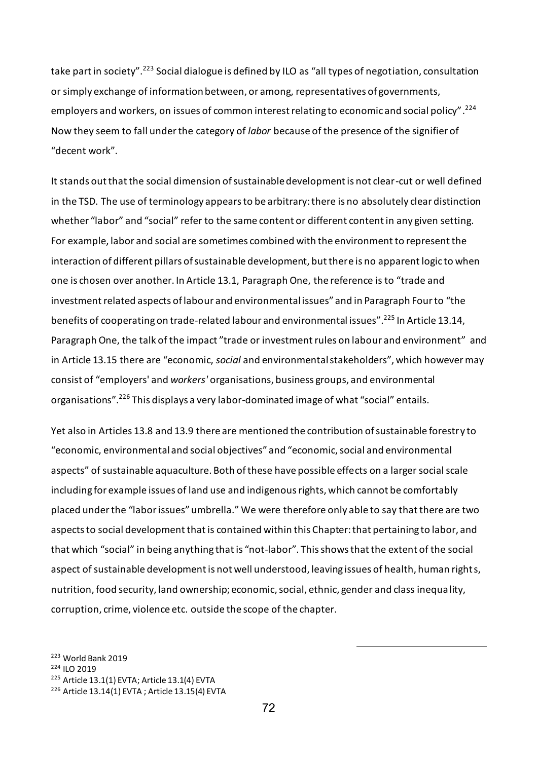take part in society".[223] Social dialogue is defined by ILO as "all types of negotiation, consultation or simply exchange of information between, or among, representatives of governments, employers and workers, on issues of common interest relating to economic and social policy".[224] Now they seem to fall under the category of *labor* because of the presence of the signifier of "decent work".

It stands out that the social dimension of sustainable development is not clear-cut or well defined in the TSD. The use of terminology appears to be arbitrary: there is no absolutely clear distinction whether "labor" and "social" refer to the same content or different content in any given setting. For example, labor and social are sometimes combined with the environment to represent the interaction of different pillars of sustainable development, but there is no apparent logic to when one is chosen over another. In Article 13.1, Paragraph One, the reference is to "trade and investment related aspects of labour and environmental issues" and in Paragraph Four to "the benefits of cooperating on trade-related labour and environmental issues".[225] In Article 13.14, Paragraph One, the talk of the impact "trade or investment rules on labour and environment" and in Article 13.15 there are "economic, *social* and environmental stakeholders", which however may consist of "employers' and *workers'* organisations, business groups, and environmental organisations".[226] This displays a very labor-dominated image of what "social" entails.

Yet also in Articles 13.8 and 13.9 there are mentioned the contribution of sustainable forestry to "economic, environmental and social objectives" and "economic, social and environmental aspects" of sustainable aquaculture. Both of these have possible effects on a larger social scale including for example issues of land use and indigenous rights, which cannot be comfortably placed under the "labor issues" umbrella." We were therefore only able to say that there are two aspects to social development that is contained within this Chapter: that pertaining to labor, and that which "social" in being anything that is "not-labor". This shows that the extent of the social aspect of sustainable development is not well understood, leaving issues of health, human rights, nutrition, food security, land ownership; economic, social, ethnic, gender and class inequality, corruption, crime, violence etc. outside the scope of the chapter.

---

[223] World Bank 2019

[224] ILO 2019

[225] Article 13.1(1) EVTA; Article 13.1(4) EVTA

[226] Article 13.14(1) EVTA ; Article 13.15(4) EVTA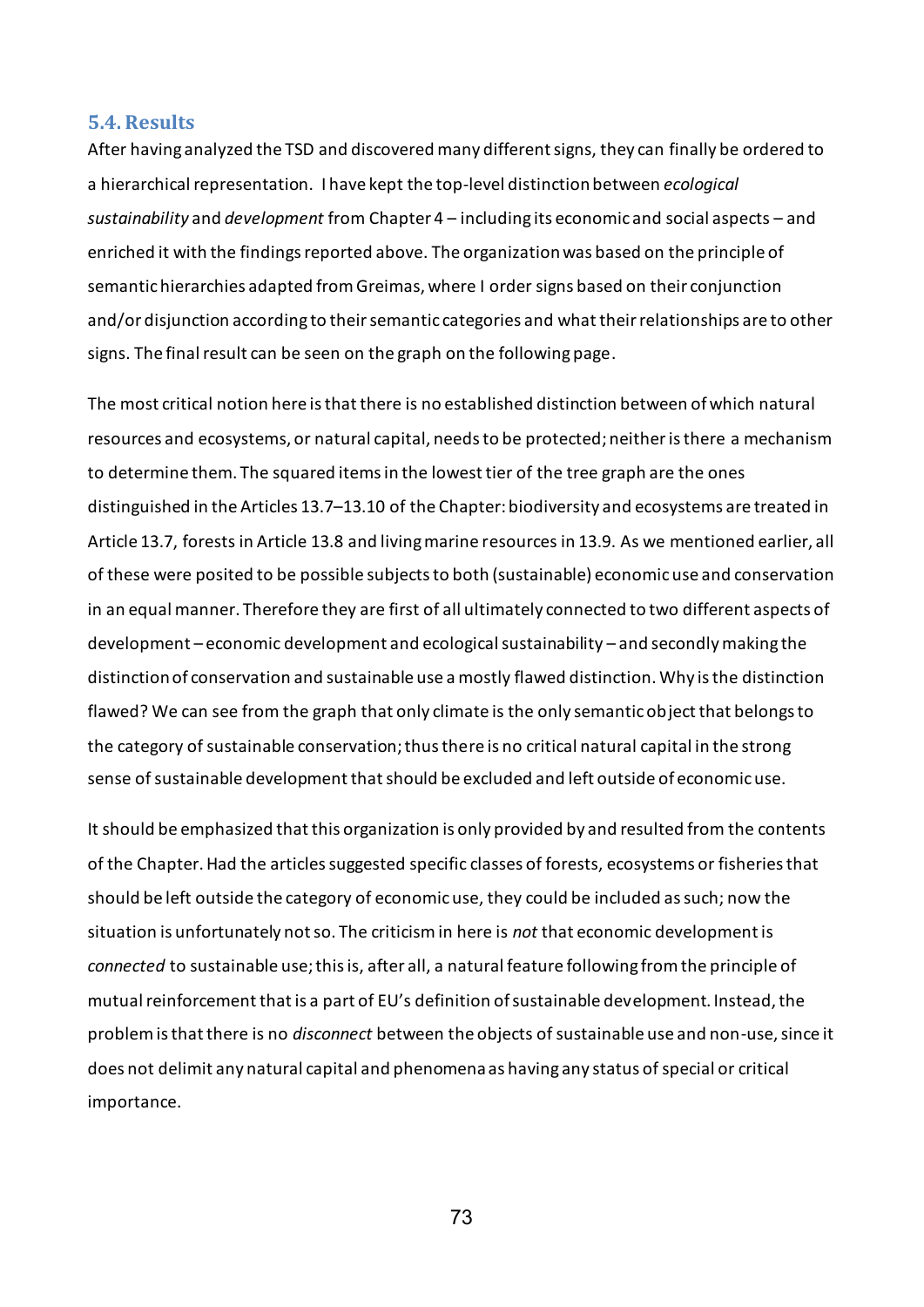### 5.4. Results

After having analyzed the TSD and discovered many different signs, they can finally be ordered to a hierarchical representation. I have kept the top-level distinction between *ecological sustainability* and *development* from Chapter 4 – including its economic and social aspects – and enriched it with the findings reported above. The organization was based on the principle of semantic hierarchies adapted from Greimas, where I order signs based on their conjunction and/or disjunction according to their semantic categories and what their relationships are to other signs. The final result can be seen on the graph on the following page.

The most critical notion here is that there is no established distinction between of which natural resources and ecosystems, or natural capital, needs to be protected; neither is there a mechanism to determine them. The squared items in the lowest tier of the tree graph are the ones distinguished in the Articles 13.7–13.10 of the Chapter: biodiversity and ecosystems are treated in Article 13.7, forests in Article 13.8 and living marine resources in 13.9. As we mentioned earlier, all of these were posited to be possible subjects to both (sustainable) economic use and conservation in an equal manner. Therefore they are first of all ultimately connected to two different aspects of development – economic development and ecological sustainability – and secondly making the distinction of conservation and sustainable use a mostly flawed distinction. Why is the distinction flawed? We can see from the graph that only climate is the only semantic object that belongs to the category of sustainable conservation; thus there is no critical natural capital in the strong sense of sustainable development that should be excluded and left outside of economic use.

It should be emphasized that this organization is only provided by and resulted from the contents of the Chapter. Had the articles suggested specific classes of forests, ecosystems or fisheries that should be left outside the category of economic use, they could be included as such; now the situation is unfortunately not so. The criticism in here is *not* that economic development is *connected* to sustainable use; this is, after all, a natural feature following from the principle of mutual reinforcement that is a part of EU's definition of sustainable development. Instead, the problem is that there is no *disconnect* between the objects of sustainable use and non-use, since it does not delimit any natural capital and phenomena as having any status of special or critical importance.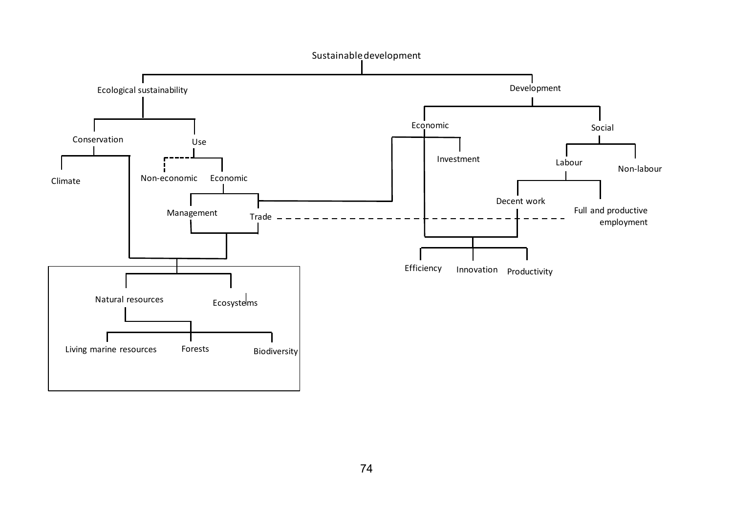- Sustainable development
  - Ecological sustainability
    - Conservation
      - Climate
    - Use
      - Non-economic
      - Economic
        - Management
        - Trade
  - Development
    - Economic
      - Investment
    - Social
      - Labour
        - Decent work
        - Full and productive employment
      - Non-labour

---

- Natural resources
  - Living marine resources
  - Forests
  - Biodiversity
- Ecosystems

---

- Efficiency
- Innovation
- Productivity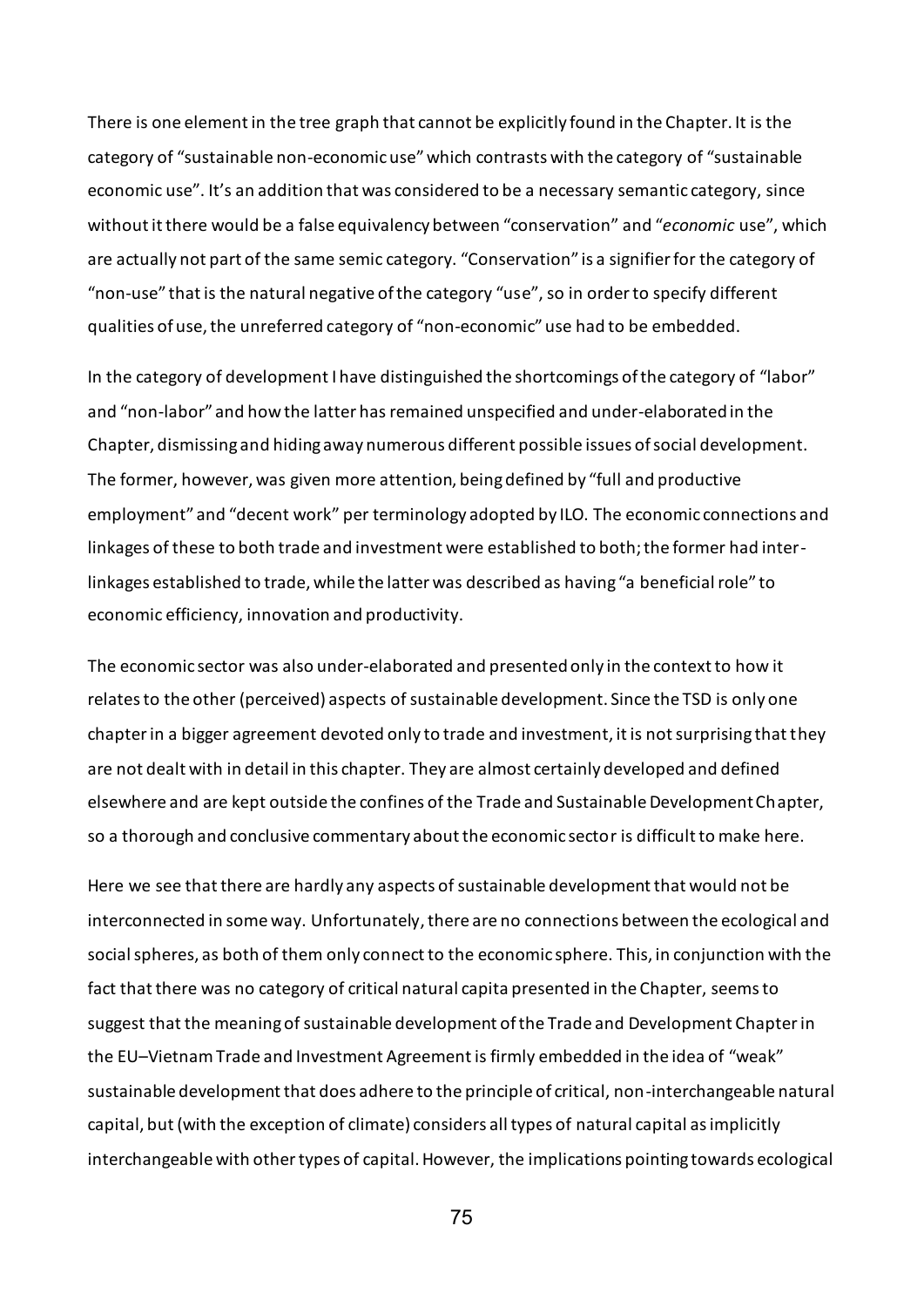There is one element in the tree graph that cannot be explicitly found in the Chapter. It is the category of "sustainable non-economic use" which contrasts with the category of "sustainable economic use". It's an addition that was considered to be a necessary semantic category, since without it there would be a false equivalency between "conservation" and "*economic* use", which are actually not part of the same semic category. "Conservation" is a signifier for the category of "non-use" that is the natural negative of the category "use", so in order to specify different qualities of use, the unreferred category of "non-economic" use had to be embedded.

In the category of development I have distinguished the shortcomings of the category of "labor" and "non-labor" and how the latter has remained unspecified and under-elaborated in the Chapter, dismissing and hiding away numerous different possible issues of social development. The former, however, was given more attention, being defined by "full and productive employment" and "decent work" per terminology adopted by ILO. The economic connections and linkages of these to both trade and investment were established to both; the former had inter-linkages established to trade, while the latter was described as having "a beneficial role" to economic efficiency, innovation and productivity.

The economic sector was also under-elaborated and presented only in the context to how it relates to the other (perceived) aspects of sustainable development. Since the TSD is only one chapter in a bigger agreement devoted only to trade and investment, it is not surprising that they are not dealt with in detail in this chapter. They are almost certainly developed and defined elsewhere and are kept outside the confines of the Trade and Sustainable Development Chapter, so a thorough and conclusive commentary about the economic sector is difficult to make here.

Here we see that there are hardly any aspects of sustainable development that would not be interconnected in some way. Unfortunately, there are no connections between the ecological and social spheres, as both of them only connect to the economic sphere. This, in conjunction with the fact that there was no category of critical natural capita presented in the Chapter, seems to suggest that the meaning of sustainable development of the Trade and Development Chapter in the EU–Vietnam Trade and Investment Agreement is firmly embedded in the idea of "weak" sustainable development that does adhere to the principle of critical, non-interchangeable natural capital, but (with the exception of climate) considers all types of natural capital as implicitly interchangeable with other types of capital. However, the implications pointing towards ecological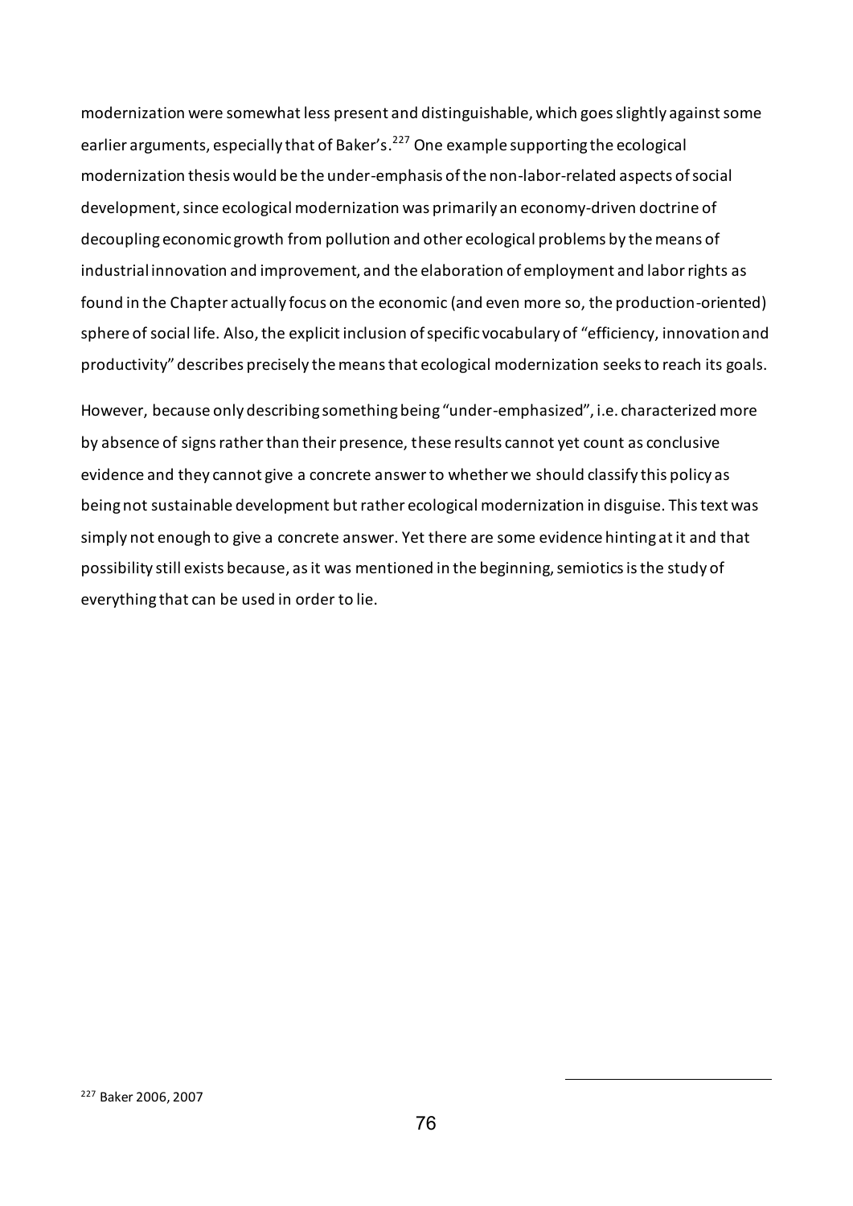modernization were somewhat less present and distinguishable, which goes slightly against some earlier arguments, especially that of Baker's.[227] One example supporting the ecological modernization thesis would be the under-emphasis of the non-labor-related aspects of social development, since ecological modernization was primarily an economy-driven doctrine of decoupling economic growth from pollution and other ecological problems by the means of industrial innovation and improvement, and the elaboration of employment and labor rights as found in the Chapter actually focus on the economic (and even more so, the production-oriented) sphere of social life. Also, the explicit inclusion of specific vocabulary of "efficiency, innovation and productivity" describes precisely the means that ecological modernization seeks to reach its goals.

However, because only describing something being "under-emphasized", i.e. characterized more by absence of signs rather than their presence, these results cannot yet count as conclusive evidence and they cannot give a concrete answer to whether we should classify this policy as being not sustainable development but rather ecological modernization in disguise. This text was simply not enough to give a concrete answer. Yet there are some evidence hinting at it and that possibility still exists because, as it was mentioned in the beginning, semiotics is the study of everything that can be used in order to lie.

[227] Baker 2006, 2007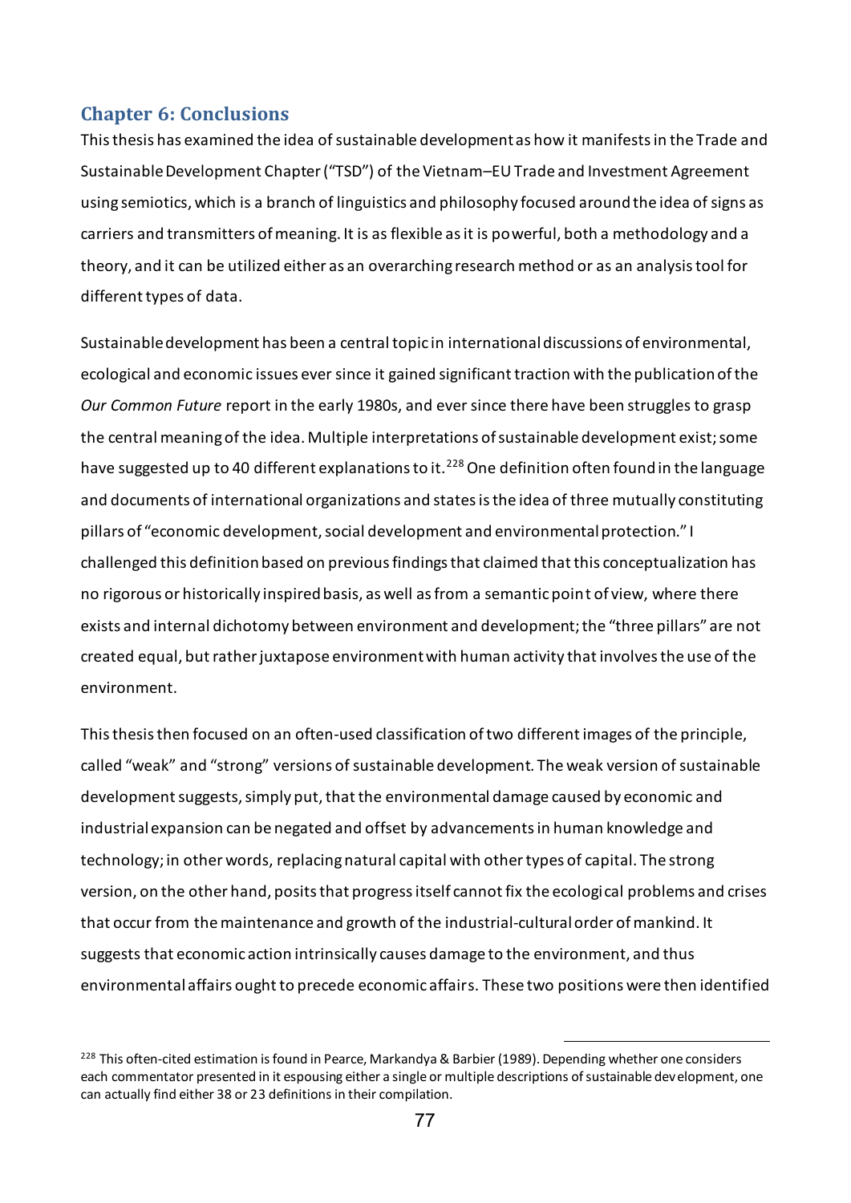## Chapter 6: Conclusions

This thesis has examined the idea of sustainable development as how it manifests in the Trade and Sustainable Development Chapter ("TSD") of the Vietnam–EU Trade and Investment Agreement using semiotics, which is a branch of linguistics and philosophy focused around the idea of signs as carriers and transmitters of meaning. It is as flexible as it is powerful, both a methodology and a theory, and it can be utilized either as an overarching research method or as an analysis tool for different types of data.

Sustainable development has been a central topic in international discussions of environmental, ecological and economic issues ever since it gained significant traction with the publication of the *Our Common Future* report in the early 1980s, and ever since there have been struggles to grasp the central meaning of the idea. Multiple interpretations of sustainable development exist; some have suggested up to 40 different explanations to it.[228] One definition often found in the language and documents of international organizations and states is the idea of three mutually constituting pillars of "economic development, social development and environmental protection." I challenged this definition based on previous findings that claimed that this conceptualization has no rigorous or historically inspired basis, as well as from a semantic point of view, where there exists and internal dichotomy between environment and development; the "three pillars" are not created equal, but rather juxtapose environment with human activity that involves the use of the environment.

This thesis then focused on an often-used classification of two different images of the principle, called "weak" and "strong" versions of sustainable development. The weak version of sustainable development suggests, simply put, that the environmental damage caused by economic and industrial expansion can be negated and offset by advancements in human knowledge and technology; in other words, replacing natural capital with other types of capital. The strong version, on the other hand, posits that progress itself cannot fix the ecological problems and crises that occur from the maintenance and growth of the industrial-cultural order of mankind. It suggests that economic action intrinsically causes damage to the environment, and thus environmental affairs ought to precede economic affairs. These two positions were then identified

---

[228] This often-cited estimation is found in Pearce, Markandya & Barbier (1989). Depending whether one considers each commentator presented in it espousing either a single or multiple descriptions of sustainable development, one can actually find either 38 or 23 definitions in their compilation.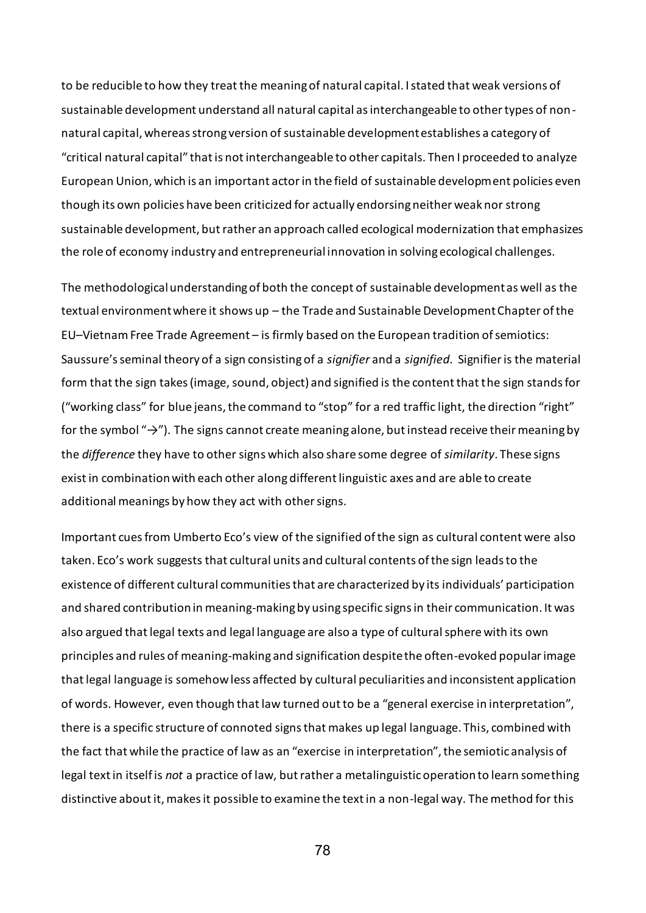to be reducible to how they treat the meaning of natural capital. I stated that weak versions of sustainable development understand all natural capital as interchangeable to other types of non-natural capital, whereas strong version of sustainable development establishes a category of "critical natural capital" that is not interchangeable to other capitals. Then I proceeded to analyze European Union, which is an important actor in the field of sustainable development policies even though its own policies have been criticized for actually endorsing neither weak nor strong sustainable development, but rather an approach called ecological modernization that emphasizes the role of economy industry and entrepreneurial innovation in solving ecological challenges.

The methodological understanding of both the concept of sustainable development as well as the textual environment where it shows up – the Trade and Sustainable Development Chapter of the EU–Vietnam Free Trade Agreement – is firmly based on the European tradition of semiotics: Saussure's seminal theory of a sign consisting of a *signifier* and a *signified*. Signifier is the material form that the sign takes (image, sound, object) and signified is the content that the sign stands for ("working class" for blue jeans, the command to "stop" for a red traffic light, the direction "right" for the symbol "→"). The signs cannot create meaning alone, but instead receive their meaning by the *difference* they have to other signs which also share some degree of *similarity*. These signs exist in combination with each other along different linguistic axes and are able to create additional meanings by how they act with other signs.

Important cues from Umberto Eco's view of the signified of the sign as cultural content were also taken. Eco's work suggests that cultural units and cultural contents of the sign leads to the existence of different cultural communities that are characterized by its individuals' participation and shared contribution in meaning-making by using specific signs in their communication. It was also argued that legal texts and legal language are also a type of cultural sphere with its own principles and rules of meaning-making and signification despite the often-evoked popular image that legal language is somehow less affected by cultural peculiarities and inconsistent application of words. However, even though that law turned out to be a "general exercise in interpretation", there is a specific structure of connoted signs that makes up legal language. This, combined with the fact that while the practice of law as an "exercise in interpretation", the semiotic analysis of legal text in itself is *not* a practice of law, but rather a metalinguistic operation to learn something distinctive about it, makes it possible to examine the text in a non-legal way. The method for this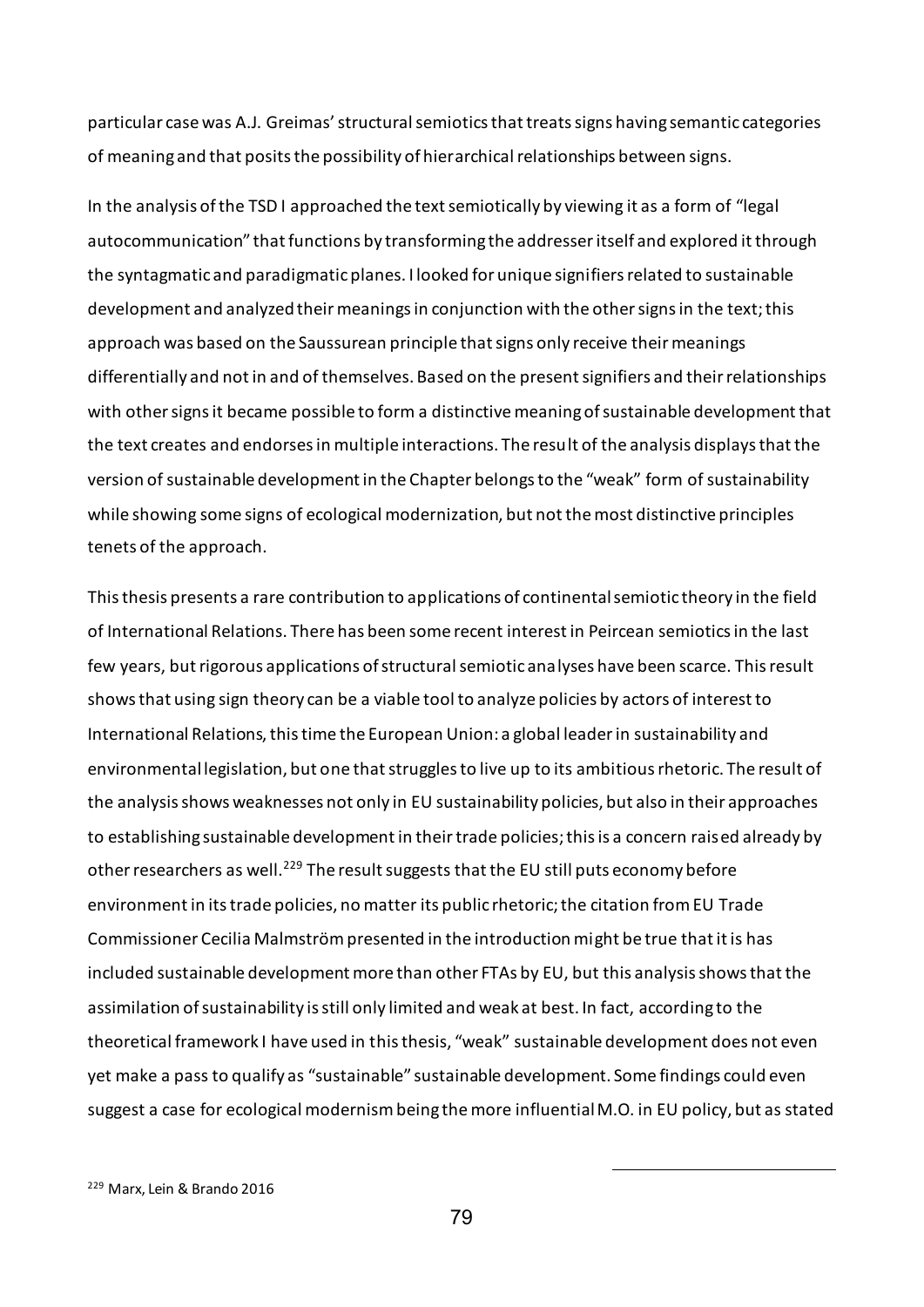particular case was A.J. Greimas' structural semiotics that treats signs having semantic categories of meaning and that posits the possibility of hierarchical relationships between signs.

In the analysis of the TSD I approached the text semiotically by viewing it as a form of "legal autocommunication" that functions by transforming the addresser itself and explored it through the syntagmatic and paradigmatic planes. I looked for unique signifiers related to sustainable development and analyzed their meanings in conjunction with the other signs in the text; this approach was based on the Saussurean principle that signs only receive their meanings differentially and not in and of themselves. Based on the present signifiers and their relationships with other signs it became possible to form a distinctive meaning of sustainable development that the text creates and endorses in multiple interactions. The result of the analysis displays that the version of sustainable development in the Chapter belongs to the "weak" form of sustainability while showing some signs of ecological modernization, but not the most distinctive principles tenets of the approach.

This thesis presents a rare contribution to applications of continental semiotic theory in the field of International Relations. There has been some recent interest in Peircean semiotics in the last few years, but rigorous applications of structural semiotic analyses have been scarce. This result shows that using sign theory can be a viable tool to analyze policies by actors of interest to International Relations, this time the European Union: a global leader in sustainability and environmental legislation, but one that struggles to live up to its ambitious rhetoric. The result of the analysis shows weaknesses not only in EU sustainability policies, but also in their approaches to establishing sustainable development in their trade policies; this is a concern raised already by other researchers as well.[229] The result suggests that the EU still puts economy before environment in its trade policies, no matter its public rhetoric; the citation from EU Trade Commissioner Cecilia Malmström presented in the introduction might be true that it is has included sustainable development more than other FTAs by EU, but this analysis shows that the assimilation of sustainability is still only limited and weak at best. In fact, according to the theoretical framework I have used in this thesis, "weak" sustainable development does not even yet make a pass to qualify as "sustainable" sustainable development. Some findings could even suggest a case for ecological modernism being the more influential M.O. in EU policy, but as stated

[229] Marx, Lein & Brando 2016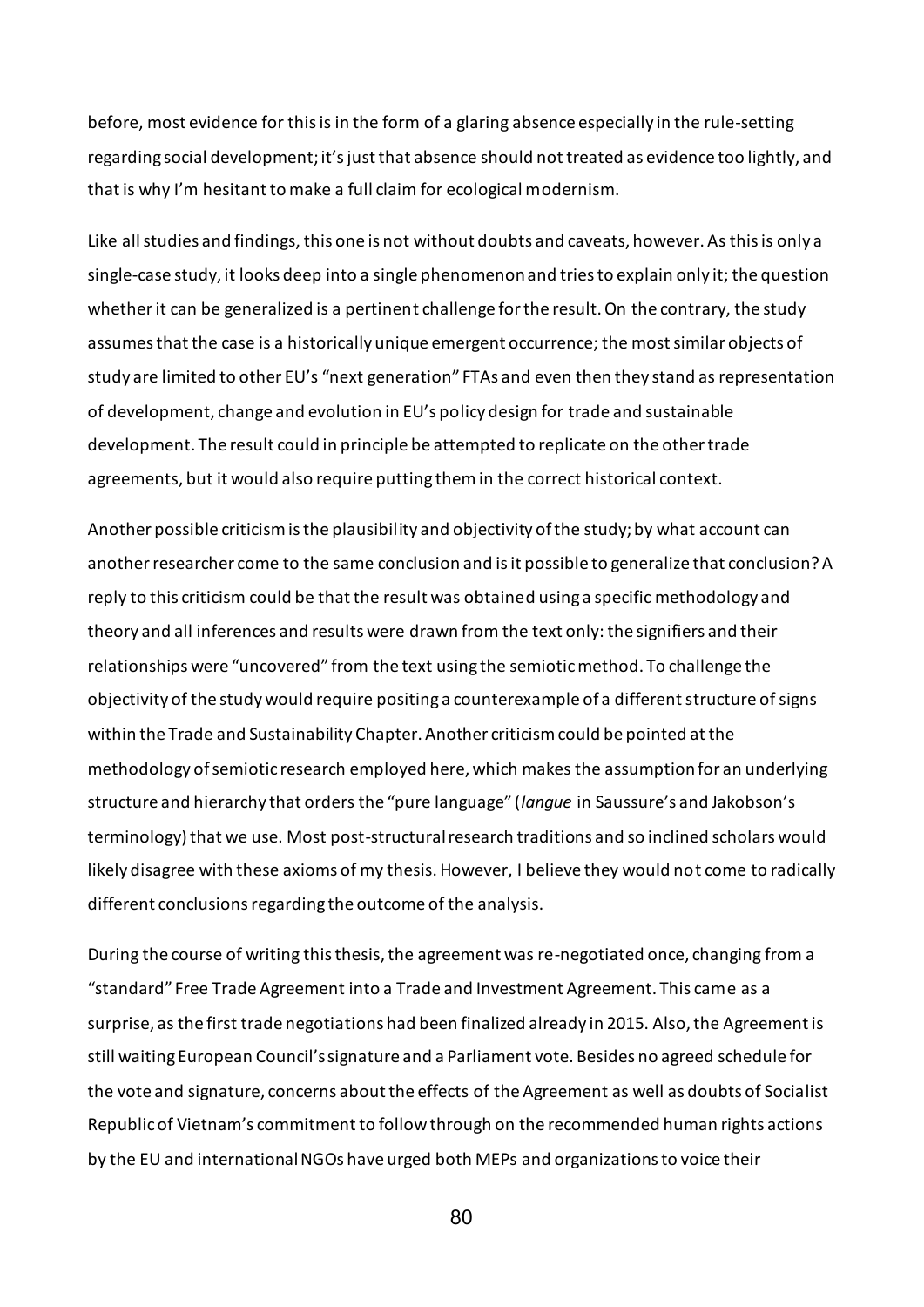before, most evidence for this is in the form of a glaring absence especially in the rule-setting regarding social development; it's just that absence should not treated as evidence too lightly, and that is why I'm hesitant to make a full claim for ecological modernism.

Like all studies and findings, this one is not without doubts and caveats, however. As this is only a single-case study, it looks deep into a single phenomenon and tries to explain only it; the question whether it can be generalized is a pertinent challenge for the result. On the contrary, the study assumes that the case is a historically unique emergent occurrence; the most similar objects of study are limited to other EU's "next generation" FTAs and even then they stand as representation of development, change and evolution in EU's policy design for trade and sustainable development. The result could in principle be attempted to replicate on the other trade agreements, but it would also require putting them in the correct historical context.

Another possible criticism is the plausibility and objectivity of the study; by what account can another researcher come to the same conclusion and is it possible to generalize that conclusion? A reply to this criticism could be that the result was obtained using a specific methodology and theory and all inferences and results were drawn from the text only: the signifiers and their relationships were "uncovered" from the text using the semiotic method. To challenge the objectivity of the study would require positing a counterexample of a different structure of signs within the Trade and Sustainability Chapter. Another criticism could be pointed at the methodology of semiotic research employed here, which makes the assumption for an underlying structure and hierarchy that orders the "pure language" (*langue* in Saussure's and Jakobson's terminology) that we use. Most post-structural research traditions and so inclined scholars would likely disagree with these axioms of my thesis. However, I believe they would not come to radically different conclusions regarding the outcome of the analysis.

During the course of writing this thesis, the agreement was re-negotiated once, changing from a "standard" Free Trade Agreement into a Trade and Investment Agreement. This came as a surprise, as the first trade negotiations had been finalized already in 2015. Also, the Agreement is still waiting European Council's signature and a Parliament vote. Besides no agreed schedule for the vote and signature, concerns about the effects of the Agreement as well as doubts of Socialist Republic of Vietnam's commitment to follow through on the recommended human rights actions by the EU and international NGOs have urged both MEPs and organizations to voice their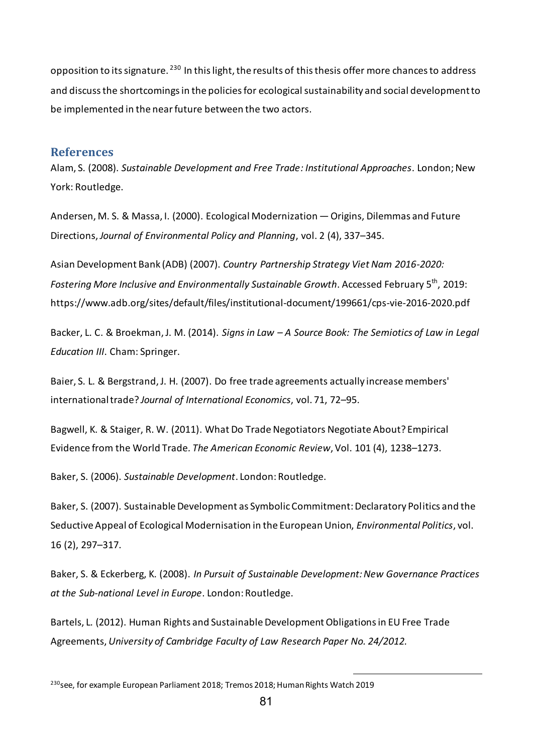opposition to its signature.[230] In this light, the results of this thesis offer more chances to address and discuss the shortcomings in the policies for ecological sustainability and social development to be implemented in the near future between the two actors.

## References

Alam, S. (2008). *Sustainable Development and Free Trade: Institutional Approaches*. London; New York: Routledge.

Andersen, M. S. & Massa, I. (2000). Ecological Modernization — Origins, Dilemmas and Future Directions, *Journal of Environmental Policy and Planning*, vol. 2 (4), 337–345.

Asian Development Bank (ADB) (2007). *Country Partnership Strategy Viet Nam 2016-2020: Fostering More Inclusive and Environmentally Sustainable Growth*. Accessed February 5th, 2019: https://www.adb.org/sites/default/files/institutional-document/199661/cps-vie-2016-2020.pdf

Backer, L. C. & Broekman, J. M. (2014). *Signs in Law – A Source Book: The Semiotics of Law in Legal Education III*. Cham: Springer.

Baier, S. L. & Bergstrand, J. H. (2007). Do free trade agreements actually increase members' international trade? *Journal of International Economics*, vol. 71, 72–95.

Bagwell, K. & Staiger, R. W. (2011). What Do Trade Negotiators Negotiate About? Empirical Evidence from the World Trade. *The American Economic Review*, Vol. 101 (4), 1238–1273.

Baker, S. (2006). *Sustainable Development*. London: Routledge.

Baker, S. (2007). Sustainable Development as Symbolic Commitment: Declaratory Politics and the Seductive Appeal of Ecological Modernisation in the European Union, *Environmental Politics*, vol. 16 (2), 297–317.

Baker, S. & Eckerberg, K. (2008). *In Pursuit of Sustainable Development: New Governance Practices at the Sub-national Level in Europe*. London: Routledge.

Bartels, L. (2012). Human Rights and Sustainable Development Obligations in EU Free Trade Agreements, *University of Cambridge Faculty of Law Research Paper No. 24/2012.*

---

[230] see, for example European Parliament 2018; Tremos 2018; Human Rights Watch 2019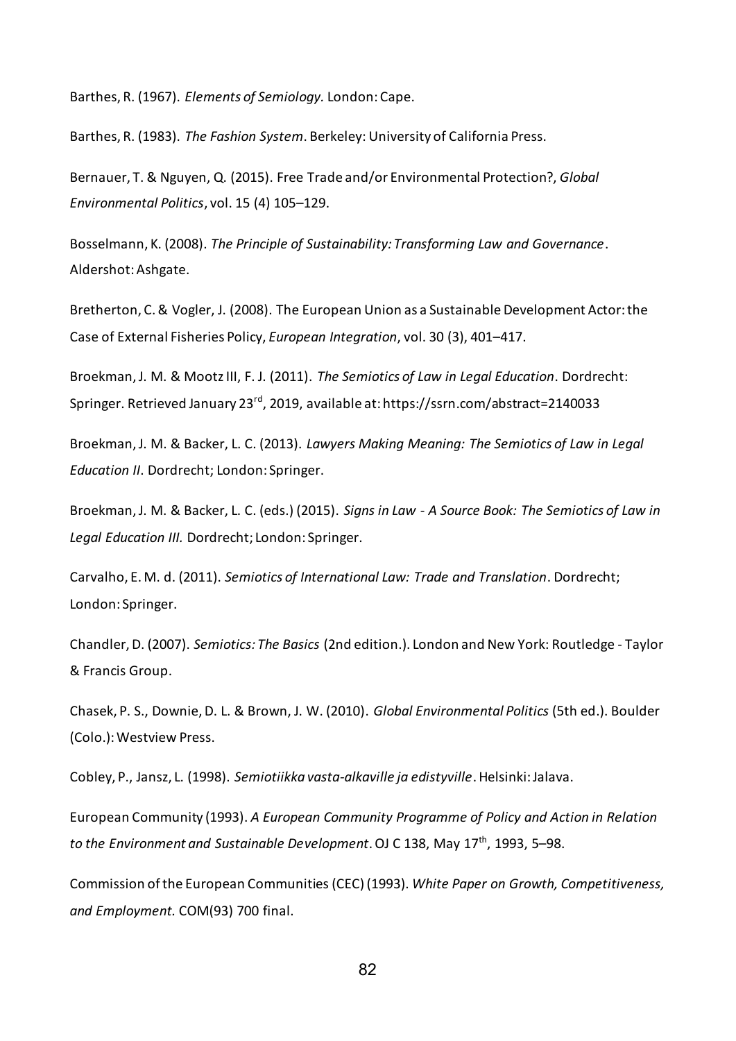Barthes, R. (1967). *Elements of Semiology.* London: Cape.

Barthes, R. (1983). *The Fashion System*. Berkeley: University of California Press.

Bernauer, T. & Nguyen, Q. (2015). Free Trade and/or Environmental Protection?, *Global Environmental Politics*, vol. 15 (4) 105–129.

Bosselmann, K. (2008). *The Principle of Sustainability: Transforming Law and Governance*. Aldershot: Ashgate.

Bretherton, C. & Vogler, J. (2008). The European Union as a Sustainable Development Actor: the Case of External Fisheries Policy, *European Integration*, vol. 30 (3), 401–417.

Broekman, J. M. & Mootz III, F. J. (2011). *The Semiotics of Law in Legal Education*. Dordrecht: Springer. Retrieved January 23rd, 2019, available at: https://ssrn.com/abstract=2140033

Broekman, J. M. & Backer, L. C. (2013). *Lawyers Making Meaning: The Semiotics of Law in Legal Education II*. Dordrecht; London: Springer.

Broekman, J. M. & Backer, L. C. (eds.) (2015). *Signs in Law - A Source Book: The Semiotics of Law in Legal Education III.* Dordrecht; London: Springer.

Carvalho, E. M. d. (2011). *Semiotics of International Law: Trade and Translation*. Dordrecht; London: Springer.

Chandler, D. (2007). *Semiotics: The Basics* (2nd edition.). London and New York: Routledge - Taylor & Francis Group.

Chasek, P. S., Downie, D. L. & Brown, J. W. (2010). *Global Environmental Politics* (5th ed.). Boulder (Colo.): Westview Press.

Cobley, P., Jansz, L. (1998). *Semiotiikka vasta-alkaville ja edistyville*. Helsinki: Jalava.

European Community (1993). *A European Community Programme of Policy and Action in Relation to the Environment and Sustainable Development*. OJ C 138, May 17th, 1993, 5–98.

Commission of the European Communities (CEC) (1993). *White Paper on Growth, Competitiveness, and Employment.* COM(93) 700 final.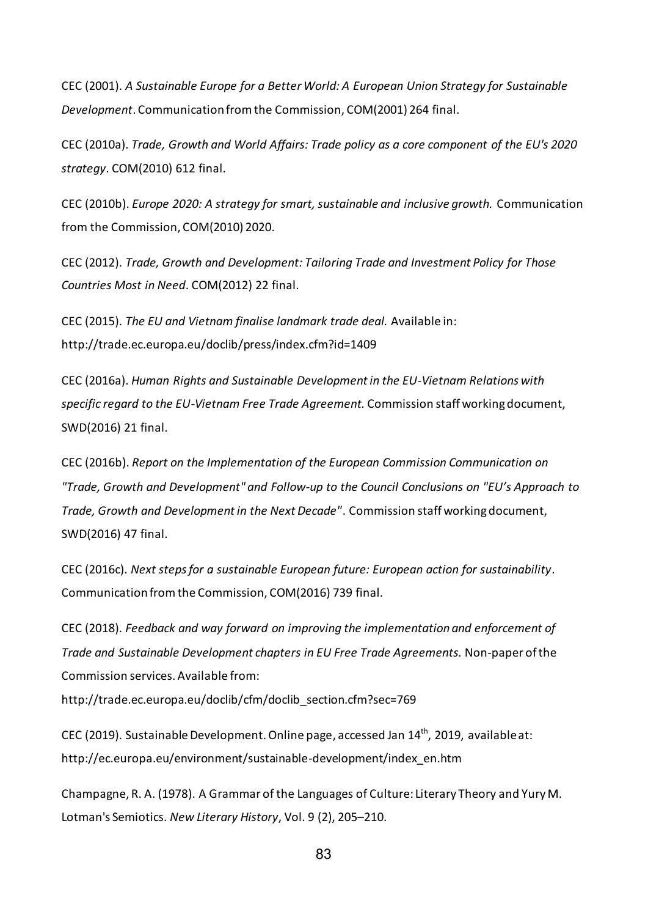CEC (2001). *A Sustainable Europe for a Better World: A European Union Strategy for Sustainable Development*. Communication from the Commission, COM(2001) 264 final.

CEC (2010a). *Trade, Growth and World Affairs: Trade policy as a core component of the EU's 2020 strategy*. COM(2010) 612 final.

CEC (2010b). *Europe 2020: A strategy for smart, sustainable and inclusive growth.* Communication from the Commission, COM(2010) 2020.

CEC (2012). *Trade, Growth and Development: Tailoring Trade and Investment Policy for Those Countries Most in Need*. COM(2012) 22 final.

CEC (2015). *The EU and Vietnam finalise landmark trade deal.* Available in: http://trade.ec.europa.eu/doclib/press/index.cfm?id=1409

CEC (2016a). *Human Rights and Sustainable Development in the EU-Vietnam Relations with specific regard to the EU-Vietnam Free Trade Agreement.* Commission staff working document, SWD(2016) 21 final.

CEC (2016b). *Report on the Implementation of the European Commission Communication on "Trade, Growth and Development" and Follow-up to the Council Conclusions on "EU's Approach to Trade, Growth and Development in the Next Decade"*. Commission staff working document, SWD(2016) 47 final.

CEC (2016c). *Next steps for a sustainable European future: European action for sustainability*. Communication from the Commission, COM(2016) 739 final.

CEC (2018). *Feedback and way forward on improving the implementation and enforcement of Trade and Sustainable Development chapters in EU Free Trade Agreements.* Non-paper of the Commission services. Available from: http://trade.ec.europa.eu/doclib/cfm/doclib_section.cfm?sec=769

CEC (2019). Sustainable Development. Online page, accessed Jan 14th, 2019, available at: http://ec.europa.eu/environment/sustainable-development/index_en.htm

Champagne, R. A. (1978). A Grammar of the Languages of Culture: Literary Theory and Yury M. Lotman's Semiotics. *New Literary History*, Vol. 9 (2), 205–210.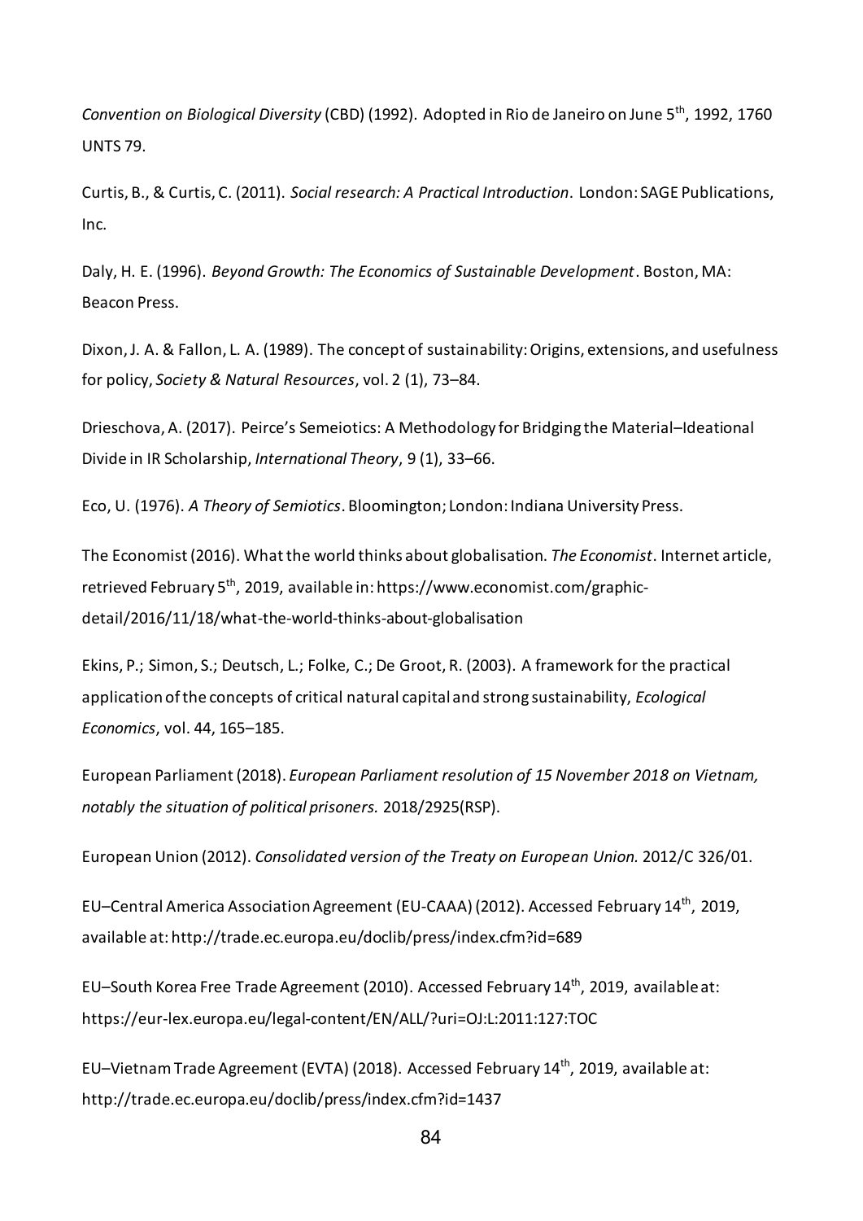*Convention on Biological Diversity* (CBD) (1992). Adopted in Rio de Janeiro on June 5th, 1992, 1760 UNTS 79.

Curtis, B., & Curtis, C. (2011). *Social research: A Practical Introduction*. London: SAGE Publications, Inc.

Daly, H. E. (1996). *Beyond Growth: The Economics of Sustainable Development*. Boston, MA: Beacon Press.

Dixon, J. A. & Fallon, L. A. (1989). The concept of sustainability: Origins, extensions, and usefulness for policy, *Society & Natural Resources*, vol. 2 (1), 73–84.

Drieschova, A. (2017). Peirce's Semeiotics: A Methodology for Bridging the Material–Ideational Divide in IR Scholarship, *International Theory*, 9 (1), 33–66.

Eco, U. (1976). *A Theory of Semiotics*. Bloomington; London: Indiana University Press.

The Economist (2016). What the world thinks about globalisation. *The Economist*. Internet article, retrieved February 5th, 2019, available in: https://www.economist.com/graphic-detail/2016/11/18/what-the-world-thinks-about-globalisation

Ekins, P.; Simon, S.; Deutsch, L.; Folke, C.; De Groot, R. (2003). A framework for the practical application of the concepts of critical natural capital and strong sustainability, *Ecological Economics*, vol. 44, 165–185.

European Parliament (2018). *European Parliament resolution of 15 November 2018 on Vietnam, notably the situation of political prisoners.* 2018/2925(RSP).

European Union (2012). *Consolidated version of the Treaty on European Union.* 2012/C 326/01.

EU–Central America Association Agreement (EU-CAAA) (2012). Accessed February 14th, 2019, available at: http://trade.ec.europa.eu/doclib/press/index.cfm?id=689

EU–South Korea Free Trade Agreement (2010). Accessed February 14th, 2019, available at: https://eur-lex.europa.eu/legal-content/EN/ALL/?uri=OJ:L:2011:127:TOC

EU–Vietnam Trade Agreement (EVTA) (2018). Accessed February 14th, 2019, available at: http://trade.ec.europa.eu/doclib/press/index.cfm?id=1437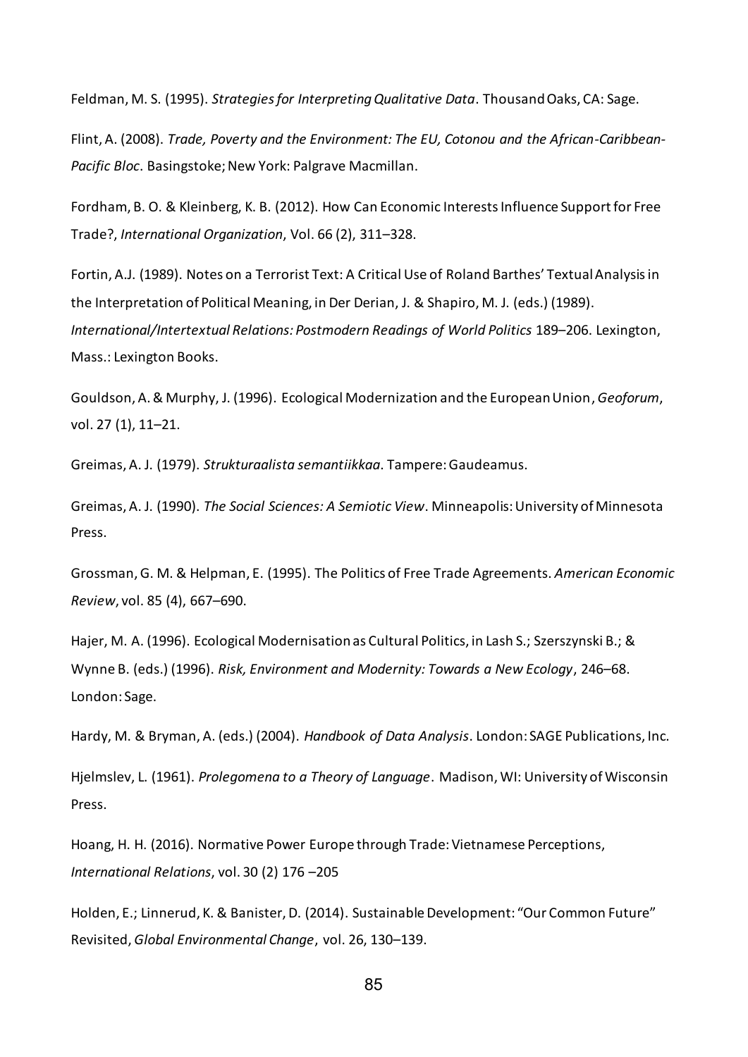Feldman, M. S. (1995). *Strategies for Interpreting Qualitative Data*. Thousand Oaks, CA: Sage.

Flint, A. (2008). *Trade, Poverty and the Environment: The EU, Cotonou and the African-Caribbean-Pacific Bloc*. Basingstoke; New York: Palgrave Macmillan.

Fordham, B. O. & Kleinberg, K. B. (2012). How Can Economic Interests Influence Support for Free Trade?, *International Organization*, Vol. 66 (2), 311–328.

Fortin, A.J. (1989). Notes on a Terrorist Text: A Critical Use of Roland Barthes' Textual Analysis in the Interpretation of Political Meaning, in Der Derian, J. & Shapiro, M. J. (eds.) (1989). *International/Intertextual Relations: Postmodern Readings of World Politics* 189–206. Lexington, Mass.: Lexington Books.

Gouldson, A. & Murphy, J. (1996). Ecological Modernization and the European Union, *Geoforum*, vol. 27 (1), 11–21.

Greimas, A. J. (1979). *Strukturaalista semantiikkaa*. Tampere: Gaudeamus.

Greimas, A. J. (1990). *The Social Sciences: A Semiotic View*. Minneapolis: University of Minnesota Press.

Grossman, G. M. & Helpman, E. (1995). The Politics of Free Trade Agreements. *American Economic Review*, vol. 85 (4), 667–690.

Hajer, M. A. (1996). Ecological Modernisation as Cultural Politics, in Lash S.; Szerszynski B.; & Wynne B. (eds.) (1996). *Risk, Environment and Modernity: Towards a New Ecology*, 246–68. London: Sage.

Hardy, M. & Bryman, A. (eds.) (2004). *Handbook of Data Analysis*. London: SAGE Publications, Inc.

Hjelmslev, L. (1961). *Prolegomena to a Theory of Language*. Madison, WI: University of Wisconsin Press.

Hoang, H. H. (2016). Normative Power Europe through Trade: Vietnamese Perceptions, *International Relations*, vol. 30 (2) 176 –205

Holden, E.; Linnerud, K. & Banister, D. (2014). Sustainable Development: "Our Common Future" Revisited, *Global Environmental Change*, vol. 26, 130–139.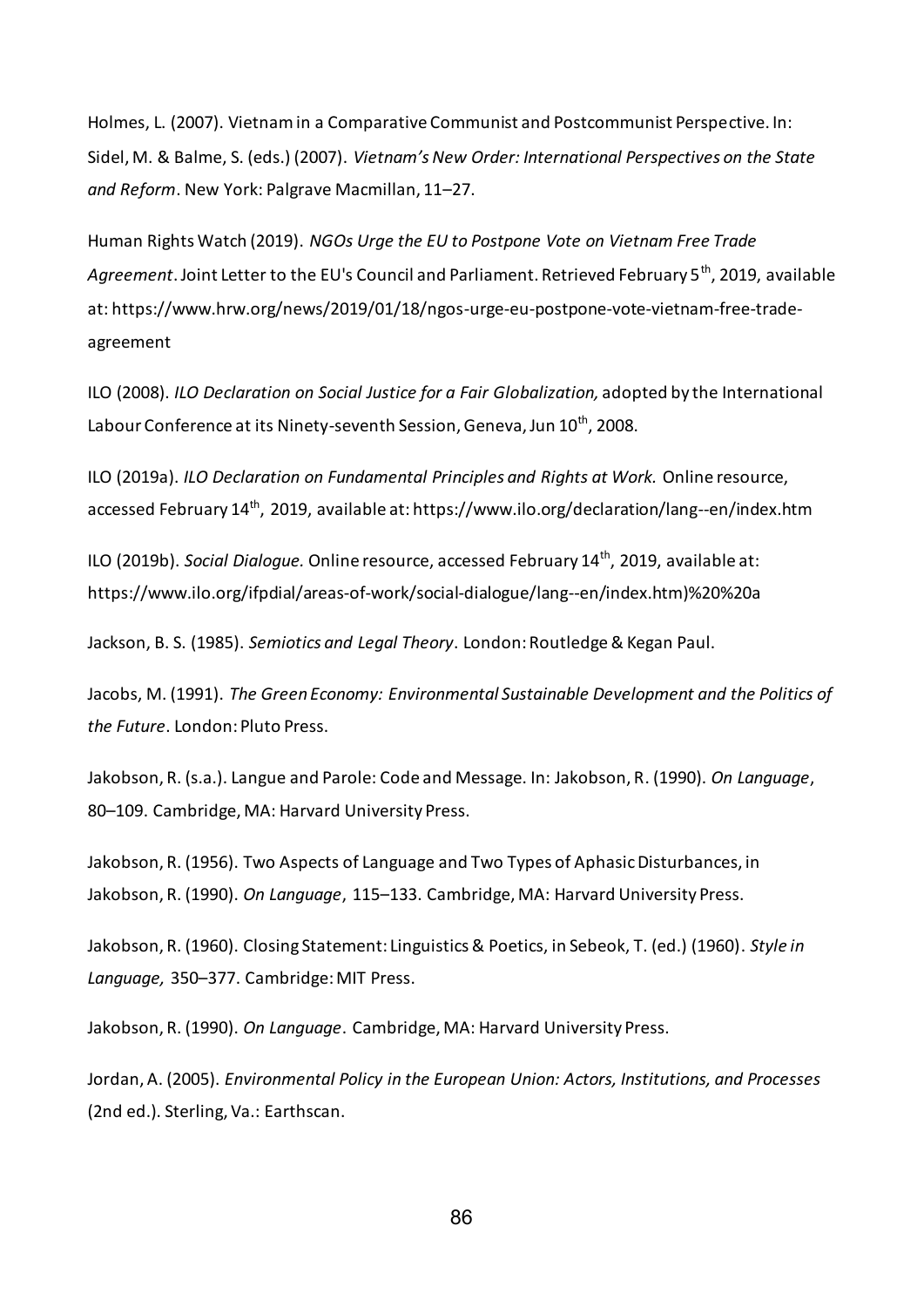Holmes, L. (2007). Vietnam in a Comparative Communist and Postcommunist Perspective. In: Sidel, M. & Balme, S. (eds.) (2007). *Vietnam's New Order: International Perspectives on the State and Reform*. New York: Palgrave Macmillan, 11–27.

Human Rights Watch (2019). *NGOs Urge the EU to Postpone Vote on Vietnam Free Trade Agreement*. Joint Letter to the EU's Council and Parliament. Retrieved February 5th, 2019, available at: https://www.hrw.org/news/2019/01/18/ngos-urge-eu-postpone-vote-vietnam-free-trade-agreement

ILO (2008). *ILO Declaration on Social Justice for a Fair Globalization,* adopted by the International Labour Conference at its Ninety-seventh Session, Geneva, Jun 10th, 2008.

ILO (2019a). *ILO Declaration on Fundamental Principles and Rights at Work.* Online resource, accessed February 14th, 2019, available at: https://www.ilo.org/declaration/lang--en/index.htm

ILO (2019b). *Social Dialogue.* Online resource, accessed February 14th, 2019, available at: https://www.ilo.org/ifpdial/areas-of-work/social-dialogue/lang--en/index.htm)%20%20a

Jackson, B. S. (1985). *Semiotics and Legal Theory*. London: Routledge & Kegan Paul.

Jacobs, M. (1991). *The Green Economy: Environmental Sustainable Development and the Politics of the Future*. London: Pluto Press.

Jakobson, R. (s.a.). Langue and Parole: Code and Message. In: Jakobson, R. (1990). *On Language*, 80–109. Cambridge, MA: Harvard University Press.

Jakobson, R. (1956). Two Aspects of Language and Two Types of Aphasic Disturbances, in Jakobson, R. (1990). *On Language*, 115–133. Cambridge, MA: Harvard University Press.

Jakobson, R. (1960). Closing Statement: Linguistics & Poetics, in Sebeok, T. (ed.) (1960). *Style in Language,* 350–377. Cambridge: MIT Press.

Jakobson, R. (1990). *On Language*. Cambridge, MA: Harvard University Press.

Jordan, A. (2005). *Environmental Policy in the European Union: Actors, Institutions, and Processes* (2nd ed.). Sterling, Va.: Earthscan.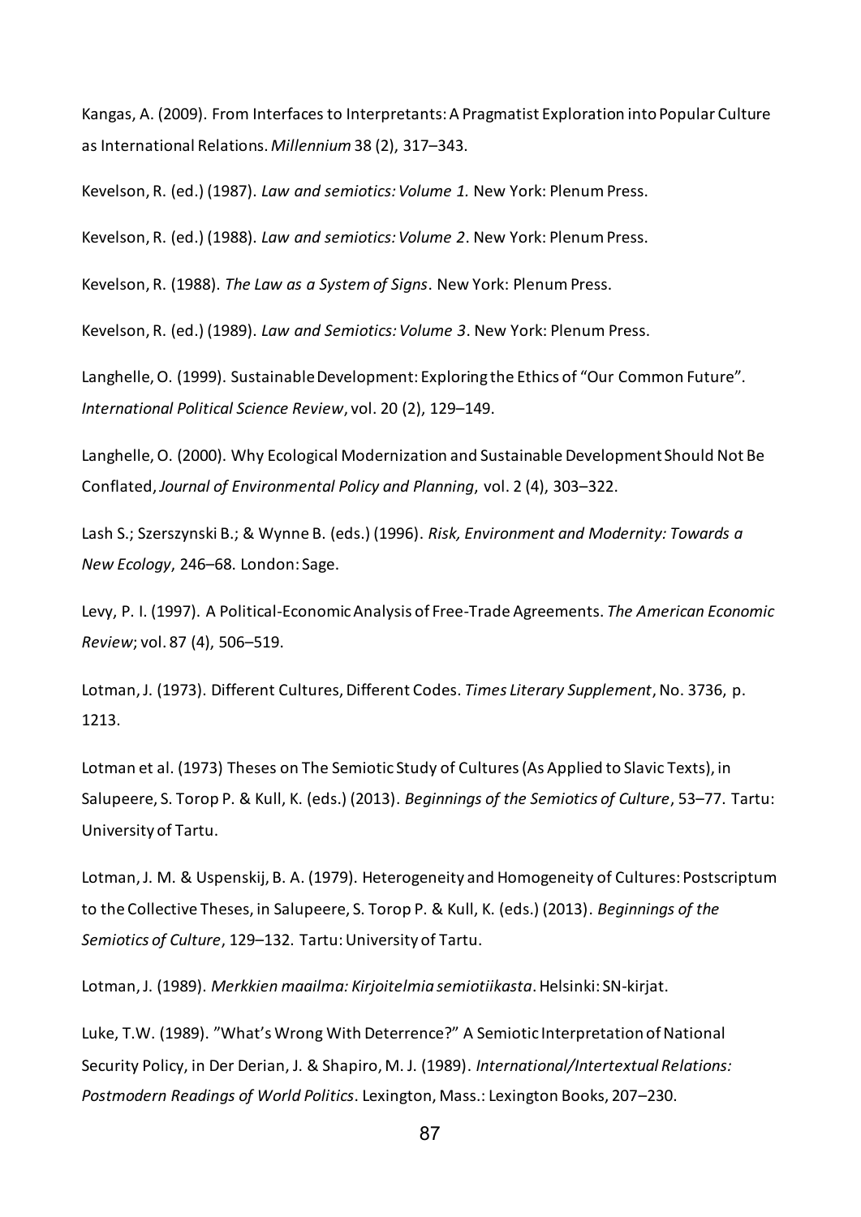Kangas, A. (2009). From Interfaces to Interpretants: A Pragmatist Exploration into Popular Culture as International Relations. *Millennium* 38 (2), 317–343.

Kevelson, R. (ed.) (1987). *Law and semiotics: Volume 1.* New York: Plenum Press.

Kevelson, R. (ed.) (1988). *Law and semiotics: Volume 2*. New York: Plenum Press.

Kevelson, R. (1988). *The Law as a System of Signs*. New York: Plenum Press.

Kevelson, R. (ed.) (1989). *Law and Semiotics: Volume 3*. New York: Plenum Press.

Langhelle, O. (1999). Sustainable Development: Exploring the Ethics of "Our Common Future". *International Political Science Review*, vol. 20 (2), 129–149.

Langhelle, O. (2000). Why Ecological Modernization and Sustainable Development Should Not Be Conflated, *Journal of Environmental Policy and Planning*, vol. 2 (4), 303–322.

Lash S.; Szerszynski B.; & Wynne B. (eds.) (1996). *Risk, Environment and Modernity: Towards a New Ecology*, 246–68. London: Sage.

Levy, P. I. (1997). A Political-Economic Analysis of Free-Trade Agreements. *The American Economic Review*; vol. 87 (4), 506–519.

Lotman, J. (1973). Different Cultures, Different Codes. *Times Literary Supplement*, No. 3736, p. 1213.

Lotman et al. (1973) Theses on The Semiotic Study of Cultures (As Applied to Slavic Texts), in Salupeere, S. Torop P. & Kull, K. (eds.) (2013). *Beginnings of the Semiotics of Culture*, 53–77. Tartu: University of Tartu.

Lotman, J. M. & Uspenskij, B. A. (1979). Heterogeneity and Homogeneity of Cultures: Postscriptum to the Collective Theses, in Salupeere, S. Torop P. & Kull, K. (eds.) (2013). *Beginnings of the Semiotics of Culture*, 129–132. Tartu: University of Tartu.

Lotman, J. (1989). *Merkkien maailma: Kirjoitelmia semiotiikasta*. Helsinki: SN-kirjat.

Luke, T.W. (1989). "What's Wrong With Deterrence?" A Semiotic Interpretation of National Security Policy, in Der Derian, J. & Shapiro, M. J. (1989). *International/Intertextual Relations: Postmodern Readings of World Politics*. Lexington, Mass.: Lexington Books, 207–230.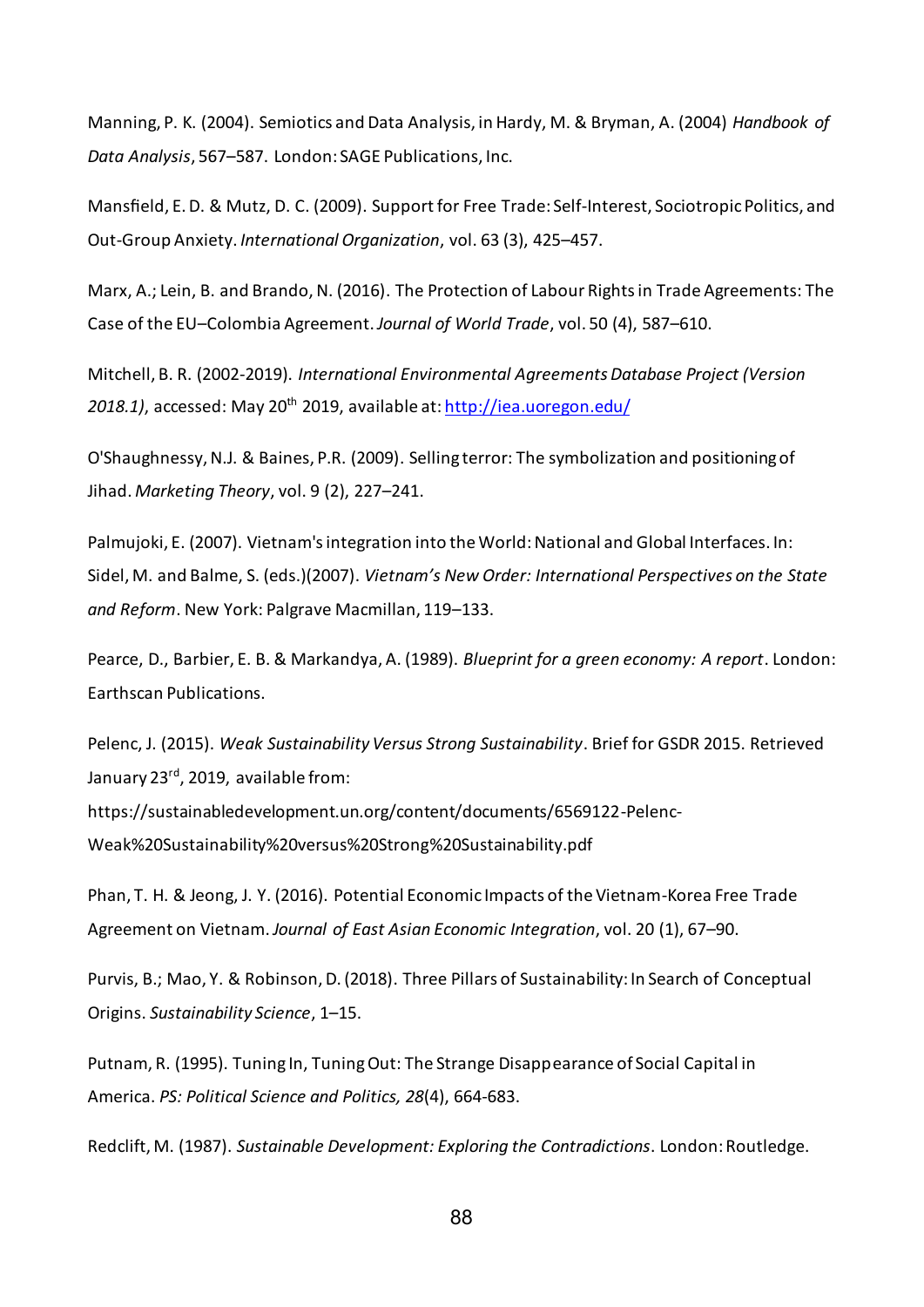Manning, P. K. (2004). Semiotics and Data Analysis, in Hardy, M. & Bryman, A. (2004) *Handbook of Data Analysis*, 567–587. London: SAGE Publications, Inc.

Mansfield, E. D. & Mutz, D. C. (2009). Support for Free Trade: Self-Interest, Sociotropic Politics, and Out-Group Anxiety. *International Organization*, vol. 63 (3), 425–457.

Marx, A.; Lein, B. and Brando, N. (2016). The Protection of Labour Rights in Trade Agreements: The Case of the EU–Colombia Agreement. *Journal of World Trade*, vol. 50 (4), 587–610.

Mitchell, B. R. (2002-2019). *International Environmental Agreements Database Project (Version 2018.1)*, accessed: May 20th 2019, available at: http://iea.uoregon.edu/

O'Shaughnessy, N.J. & Baines, P.R. (2009). Selling terror: The symbolization and positioning of Jihad. *Marketing Theory*, vol. 9 (2), 227–241.

Palmujoki, E. (2007). Vietnam's integration into the World: National and Global Interfaces. In: Sidel, M. and Balme, S. (eds.)(2007). *Vietnam's New Order: International Perspectives on the State and Reform*. New York: Palgrave Macmillan, 119–133.

Pearce, D., Barbier, E. B. & Markandya, A. (1989). *Blueprint for a green economy: A report*. London: Earthscan Publications.

Pelenc, J. (2015). *Weak Sustainability Versus Strong Sustainability*. Brief for GSDR 2015. Retrieved January 23rd, 2019, available from: https://sustainabledevelopment.un.org/content/documents/6569122-Pelenc-Weak%20Sustainability%20versus%20Strong%20Sustainability.pdf

Phan, T. H. & Jeong, J. Y. (2016). Potential Economic Impacts of the Vietnam-Korea Free Trade Agreement on Vietnam. *Journal of East Asian Economic Integration*, vol. 20 (1), 67–90.

Purvis, B.; Mao, Y. & Robinson, D. (2018). Three Pillars of Sustainability: In Search of Conceptual Origins. *Sustainability Science*, 1–15.

Putnam, R. (1995). Tuning In, Tuning Out: The Strange Disappearance of Social Capital in America. *PS: Political Science and Politics, 28*(4), 664-683.

Redclift, M. (1987). *Sustainable Development: Exploring the Contradictions*. London: Routledge.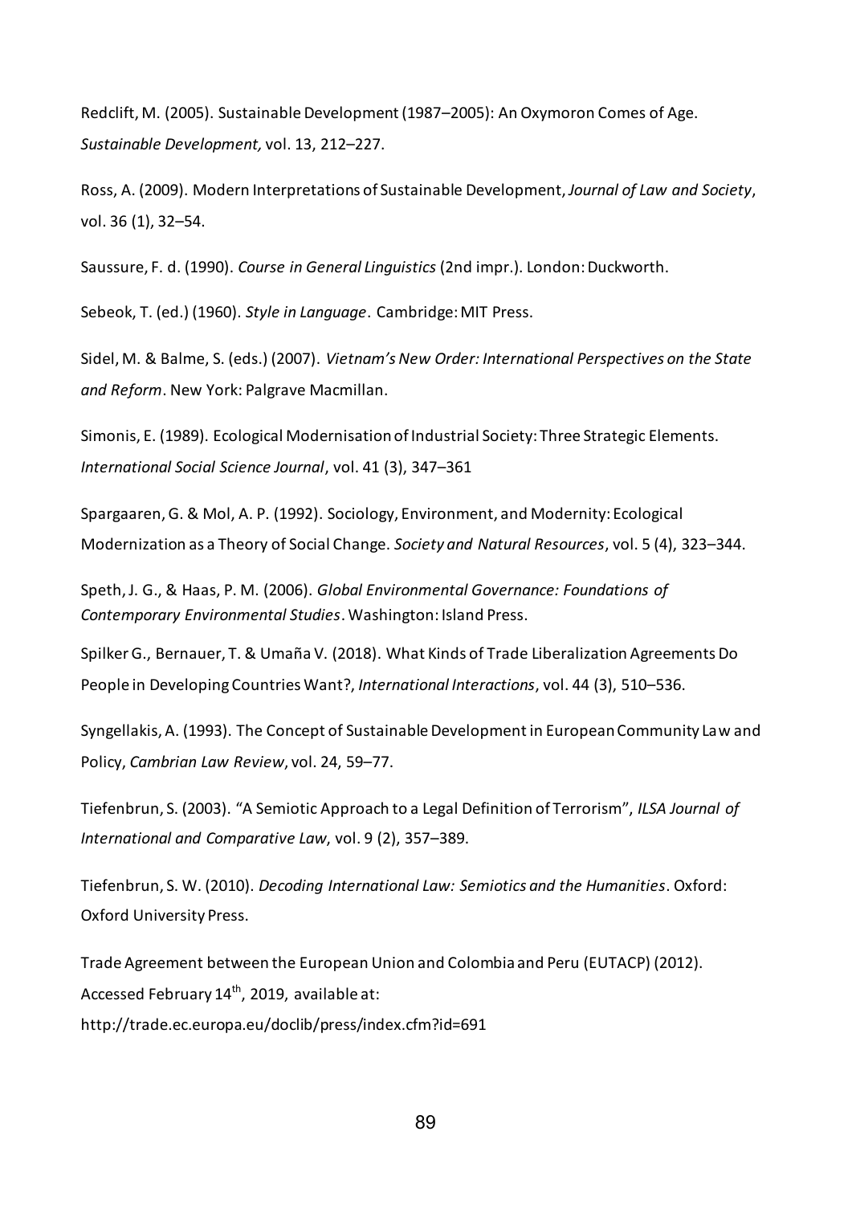Redclift, M. (2005). Sustainable Development (1987–2005): An Oxymoron Comes of Age. *Sustainable Development,* vol. 13, 212–227.

Ross, A. (2009). Modern Interpretations of Sustainable Development, *Journal of Law and Society*, vol. 36 (1), 32–54.

Saussure, F. d. (1990). *Course in General Linguistics* (2nd impr.). London: Duckworth.

Sebeok, T. (ed.) (1960). *Style in Language*. Cambridge: MIT Press.

Sidel, M. & Balme, S. (eds.) (2007). *Vietnam's New Order: International Perspectives on the State and Reform*. New York: Palgrave Macmillan.

Simonis, E. (1989). Ecological Modernisation of Industrial Society: Three Strategic Elements. *International Social Science Journal*, vol. 41 (3), 347–361

Spargaaren, G. & Mol, A. P. (1992). Sociology, Environment, and Modernity: Ecological Modernization as a Theory of Social Change. *Society and Natural Resources*, vol. 5 (4), 323–344.

Speth, J. G., & Haas, P. M. (2006). *Global Environmental Governance: Foundations of Contemporary Environmental Studies*. Washington: Island Press.

Spilker G., Bernauer, T. & Umaña V. (2018). What Kinds of Trade Liberalization Agreements Do People in Developing Countries Want?, *International Interactions*, vol. 44 (3), 510–536.

Syngellakis, A. (1993). The Concept of Sustainable Development in European Community Law and Policy, *Cambrian Law Review*, vol. 24, 59–77.

Tiefenbrun, S. (2003). "A Semiotic Approach to a Legal Definition of Terrorism", *ILSA Journal of International and Comparative Law*, vol. 9 (2), 357–389.

Tiefenbrun, S. W. (2010). *Decoding International Law: Semiotics and the Humanities*. Oxford: Oxford University Press.

Trade Agreement between the European Union and Colombia and Peru (EUTACP) (2012). Accessed February 14th, 2019, available at: http://trade.ec.europa.eu/doclib/press/index.cfm?id=691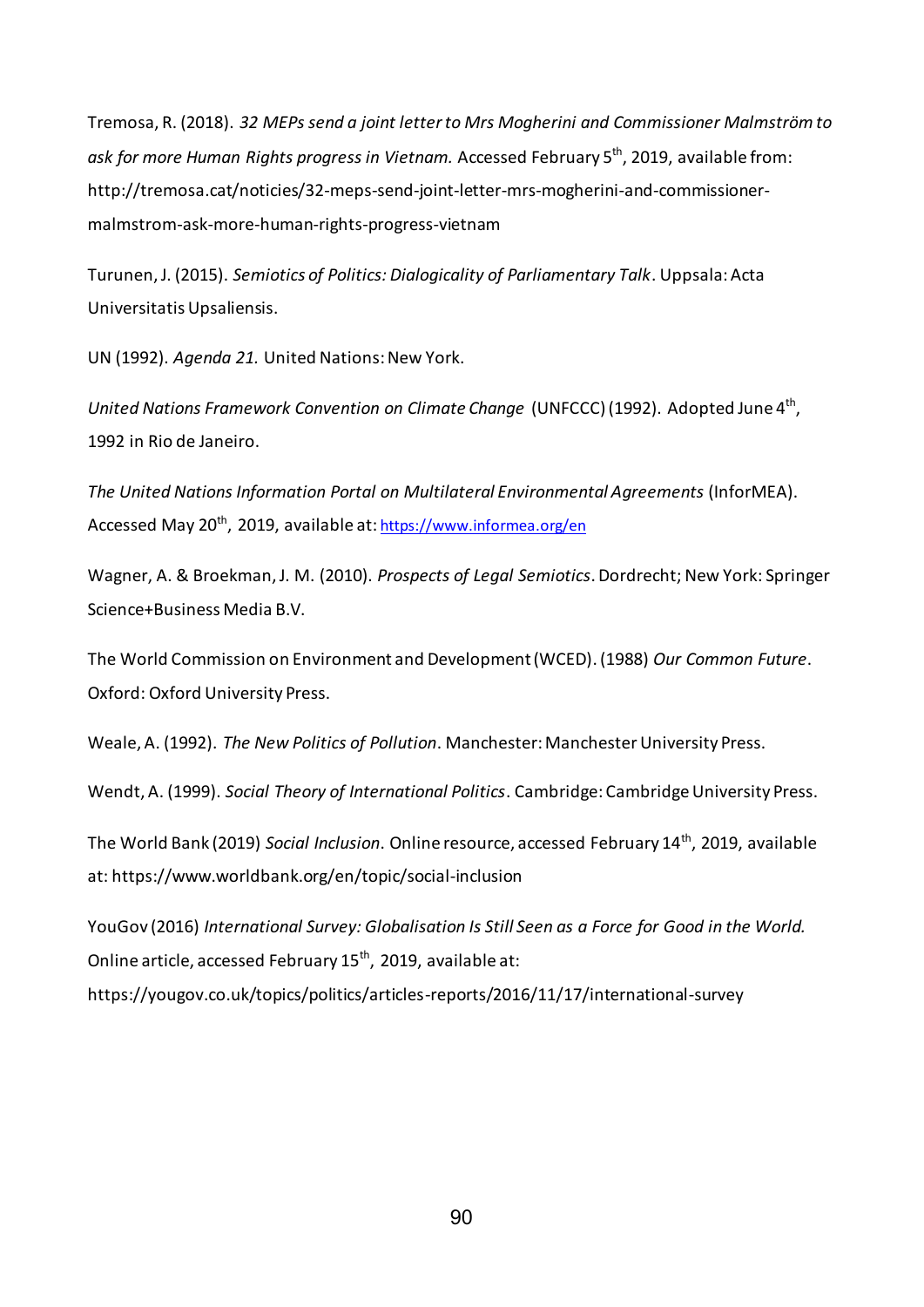Tremosa, R. (2018). *32 MEPs send a joint letter to Mrs Mogherini and Commissioner Malmström to ask for more Human Rights progress in Vietnam.* Accessed February 5th, 2019, available from: http://tremosa.cat/noticies/32-meps-send-joint-letter-mrs-mogherini-and-commissioner-malmstrom-ask-more-human-rights-progress-vietnam

Turunen, J. (2015). *Semiotics of Politics: Dialogicality of Parliamentary Talk*. Uppsala: Acta Universitatis Upsaliensis.

UN (1992). *Agenda 21.* United Nations: New York.

*United Nations Framework Convention on Climate Change* (UNFCCC) (1992). Adopted June 4th, 1992 in Rio de Janeiro.

*The United Nations Information Portal on Multilateral Environmental Agreements* (InforMEA). Accessed May 20th, 2019, available at: https://www.informea.org/en

Wagner, A. & Broekman, J. M. (2010). *Prospects of Legal Semiotics*. Dordrecht; New York: Springer Science+Business Media B.V.

The World Commission on Environment and Development (WCED). (1988) *Our Common Future*. Oxford: Oxford University Press.

Weale, A. (1992). *The New Politics of Pollution*. Manchester: Manchester University Press.

Wendt, A. (1999). *Social Theory of International Politics*. Cambridge: Cambridge University Press.

The World Bank (2019) *Social Inclusion*. Online resource, accessed February 14th, 2019, available at: https://www.worldbank.org/en/topic/social-inclusion

YouGov (2016) *International Survey: Globalisation Is Still Seen as a Force for Good in the World.* Online article, accessed February 15th, 2019, available at: https://yougov.co.uk/topics/politics/articles-reports/2016/11/17/international-survey